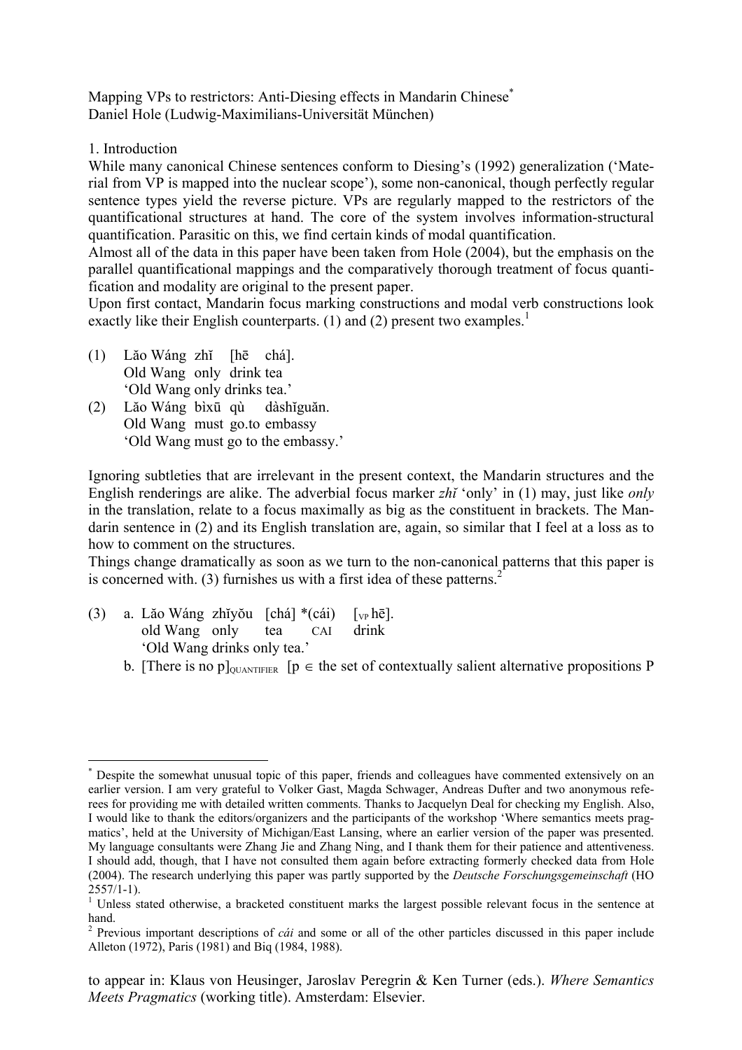Mapping VPs to restrictors: Anti-Diesing effects in Mandarin Chinese[*]
Daniel Hole (Ludwig-Maximilians-Universität München)

1. Introduction

While many canonical Chinese sentences conform to Diesing's (1992) generalization ('Material from VP is mapped into the nuclear scope'), some non-canonical, though perfectly regular sentence types yield the reverse picture. VPs are regularly mapped to the restrictors of the quantificational structures at hand. The core of the system involves information-structural quantification. Parasitic on this, we find certain kinds of modal quantification.

Almost all of the data in this paper have been taken from Hole (2004), but the emphasis on the parallel quantificational mappings and the comparatively thorough treatment of focus quantification and modality are original to the present paper.

Upon first contact, Mandarin focus marking constructions and modal verb constructions look exactly like their English counterparts. (1) and (2) present two examples.[1]

(1) Lǎo Wáng zhǐ [hē chá].
Old Wang only drink tea
'Old Wang only drinks tea.'

(2) Lǎo Wáng bìxū qù dàshǐguǎn.
Old Wang must go.to embassy
'Old Wang must go to the embassy.'

Ignoring subtleties that are irrelevant in the present context, the Mandarin structures and the English renderings are alike. The adverbial focus marker *zhǐ* 'only' in (1) may, just like *only* in the translation, relate to a focus maximally as big as the constituent in brackets. The Mandarin sentence in (2) and its English translation are, again, so similar that I feel at a loss as to how to comment on the structures.

Things change dramatically as soon as we turn to the non-canonical patterns that this paper is is concerned with. (3) furnishes us with a first idea of these patterns.[2]

(3) a. Lǎo Wáng zhǐyǒu [chá] *(cái) [$_{VP}$ hē].
old Wang only tea CAI drink
'Old Wang drinks only tea.'

b. [There is no p]$_{QUANTIFIER}$ [p ∈ the set of contextually salient alternative propositions P

---

[*] Despite the somewhat unusual topic of this paper, friends and colleagues have commented extensively on an earlier version. I am very grateful to Volker Gast, Magda Schwager, Andreas Dufter and two anonymous referees for providing me with detailed written comments. Thanks to Jacquelyn Deal for checking my English. Also, I would like to thank the editors/organizers and the participants of the workshop 'Where semantics meets pragmatics', held at the University of Michigan/East Lansing, where an earlier version of the paper was presented. My language consultants were Zhang Jie and Zhang Ning, and I thank them for their patience and attentiveness. I should add, though, that I have not consulted them again before extracting formerly checked data from Hole (2004). The research underlying this paper was partly supported by the *Deutsche Forschungsgemeinschaft* (HO 2557/1-1).

[1] Unless stated otherwise, a bracketed constituent marks the largest possible relevant focus in the sentence at hand.

[2] Previous important descriptions of *cái* and some or all of the other particles discussed in this paper include Alleton (1972), Paris (1981) and Biq (1984, 1988).

to appear in: Klaus von Heusinger, Jaroslav Peregrin & Ken Turner (eds.). *Where Semantics Meets Pragmatics* (working title). Amsterdam: Elsevier.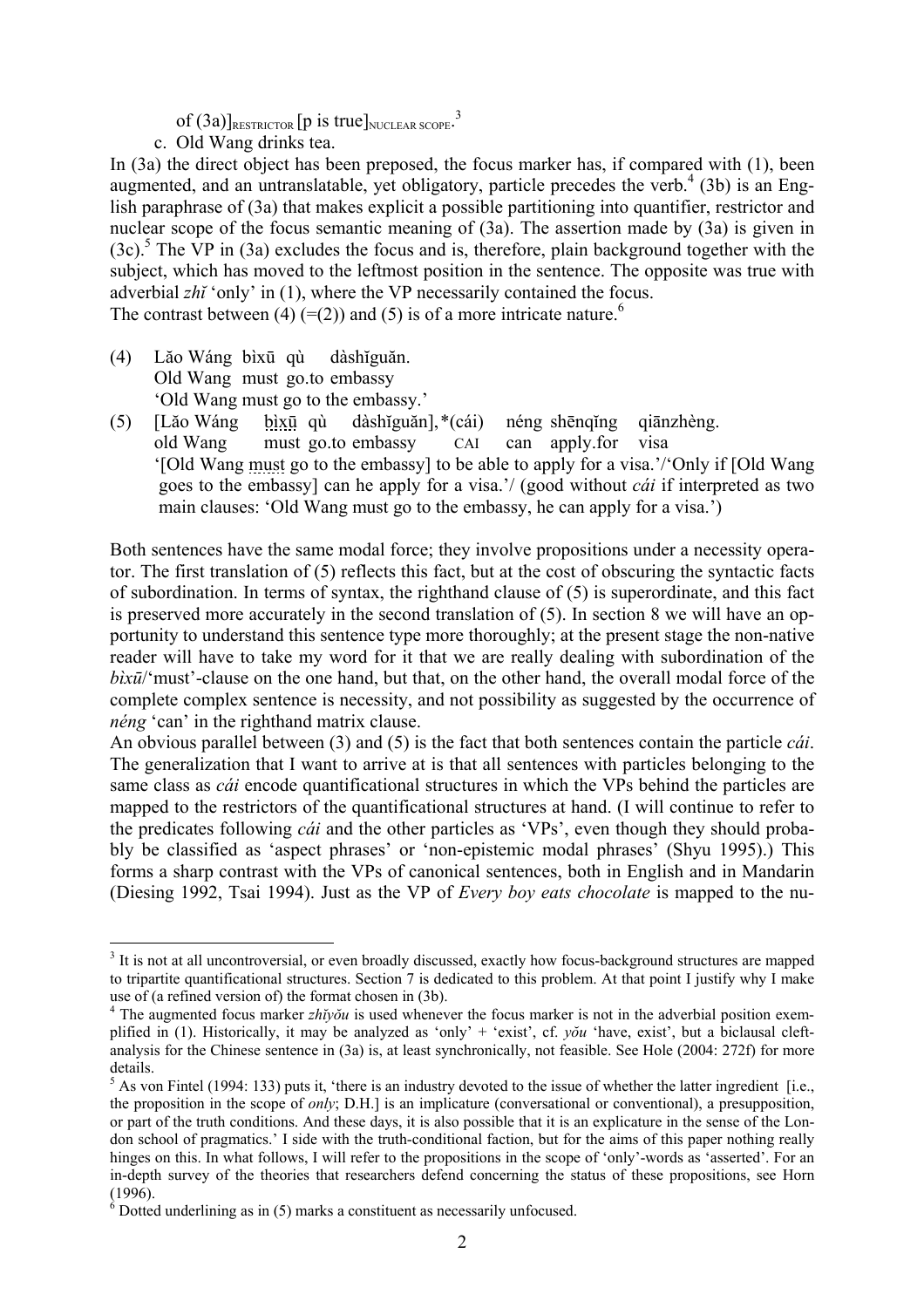of (3a)]$_{RESTRICTOR}$ [p is true]$_{NUCLEAR\ SCOPE}$.[3]

c. Old Wang drinks tea.

In (3a) the direct object has been preposed, the focus marker has, if compared with (1), been augmented, and an untranslatable, yet obligatory, particle precedes the verb.[4] (3b) is an English paraphrase of (3a) that makes explicit a possible partitioning into quantifier, restrictor and nuclear scope of the focus semantic meaning of (3a). The assertion made by (3a) is given in (3c).[5] The VP in (3a) excludes the focus and is, therefore, plain background together with the subject, which has moved to the leftmost position in the sentence. The opposite was true with adverbial *zhĭ* 'only' in (1), where the VP necessarily contained the focus.

The contrast between (4) (=(2)) and (5) is of a more intricate nature.[6]

(4) Lăo Wáng bìxū qù dàshĭguăn.
 Old Wang must go.to embassy
 'Old Wang must go to the embassy.'

(5) [Lăo Wáng bìxū qù dàshĭguăn], *(cái) néng shēnqĭng qiānzhèng.
 old Wang must go.to embassy CAI can apply.for visa
 '[Old Wang must go to the embassy] to be able to apply for a visa.'/'Only if [Old Wang goes to the embassy] can he apply for a visa.'/ (good without *cái* if interpreted as two main clauses: 'Old Wang must go to the embassy, he can apply for a visa.')

Both sentences have the same modal force; they involve propositions under a necessity operator. The first translation of (5) reflects this fact, but at the cost of obscuring the syntactic facts of subordination. In terms of syntax, the righthand clause of (5) is superordinate, and this fact is preserved more accurately in the second translation of (5). In section 8 we will have an opportunity to understand this sentence type more thoroughly; at the present stage the non-native reader will have to take my word for it that we are really dealing with subordination of the *bìxū*/'must'-clause on the one hand, but that, on the other hand, the overall modal force of the complete complex sentence is necessity, and not possibility as suggested by the occurrence of *néng* 'can' in the righthand matrix clause.

An obvious parallel between (3) and (5) is the fact that both sentences contain the particle *cái*. The generalization that I want to arrive at is that all sentences with particles belonging to the same class as *cái* encode quantificational structures in which the VPs behind the particles are mapped to the restrictors of the quantificational structures at hand. (I will continue to refer to the predicates following *cái* and the other particles as 'VPs', even though they should probably be classified as 'aspect phrases' or 'non-epistemic modal phrases' (Shyu 1995).) This forms a sharp contrast with the VPs of canonical sentences, both in English and in Mandarin (Diesing 1992, Tsai 1994). Just as the VP of *Every boy eats chocolate* is mapped to the nu-

---

[3] It is not at all uncontroversial, or even broadly discussed, exactly how focus-background structures are mapped to tripartite quantificational structures. Section 7 is dedicated to this problem. At that point I justify why I make use of (a refined version of) the format chosen in (3b).

[4] The augmented focus marker *zhĭyŏu* is used whenever the focus marker is not in the adverbial position exemplified in (1). Historically, it may be analyzed as 'only' + 'exist', cf. *yŏu* 'have, exist', but a biclausal cleft-analysis for the Chinese sentence in (3a) is, at least synchronically, not feasible. See Hole (2004: 272f) for more details.

[5] As von Fintel (1994: 133) puts it, 'there is an industry devoted to the issue of whether the latter ingredient [i.e., the proposition in the scope of *only*; D.H.] is an implicature (conversational or conventional), a presupposition, or part of the truth conditions. And these days, it is also possible that it is an explicature in the sense of the London school of pragmatics.' I side with the truth-conditional faction, but for the aims of this paper nothing really hinges on this. In what follows, I will refer to the propositions in the scope of 'only'-words as 'asserted'. For an in-depth survey of the theories that researchers defend concerning the status of these propositions, see Horn (1996).

[6] Dotted underlining as in (5) marks a constituent as necessarily unfocused.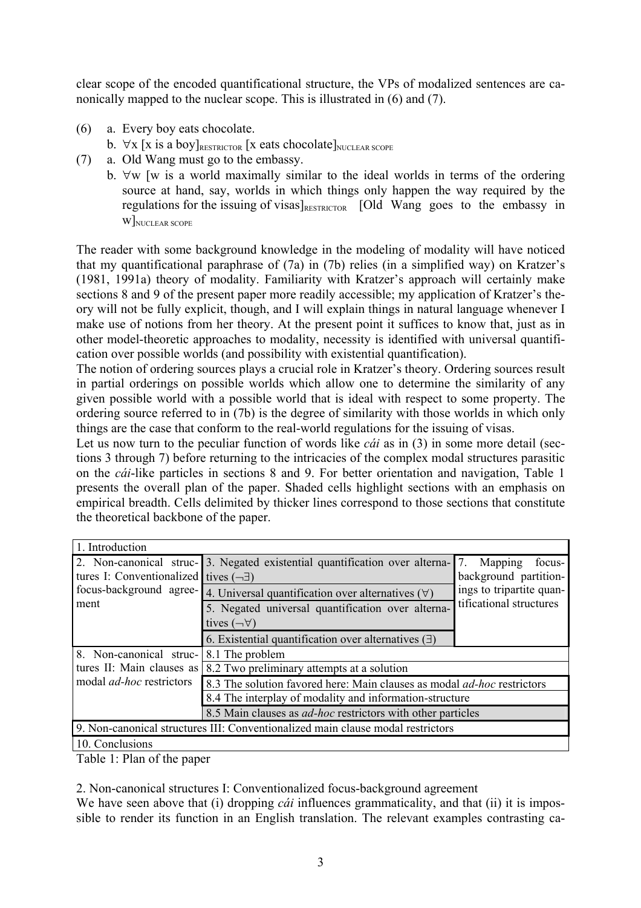clear scope of the encoded quantificational structure, the VPs of modalized sentences are canonically mapped to the nuclear scope. This is illustrated in (6) and (7).

(6) a. Every boy eats chocolate.
    b. $\forall$x [x is a boy]$_{\text{RESTRICTOR}}$ [x eats chocolate]$_{\text{NUCLEAR SCOPE}}$

(7) a. Old Wang must go to the embassy.
    b. $\forall$w [w is a world maximally similar to the ideal worlds in terms of the ordering source at hand, say, worlds in which things only happen the way required by the regulations for the issuing of visas]$_{\text{RESTRICTOR}}$ [Old Wang goes to the embassy in w]$_{\text{NUCLEAR SCOPE}}$

The reader with some background knowledge in the modeling of modality will have noticed that my quantificational paraphrase of (7a) in (7b) relies (in a simplified way) on Kratzer's (1981, 1991a) theory of modality. Familiarity with Kratzer's approach will certainly make sections 8 and 9 of the present paper more readily accessible; my application of Kratzer's theory will not be fully explicit, though, and I will explain things in natural language whenever I make use of notions from her theory. At the present point it suffices to know that, just as in other model-theoretic approaches to modality, necessity is identified with universal quantification over possible worlds (and possibility with existential quantification).

The notion of ordering sources plays a crucial role in Kratzer's theory. Ordering sources result in partial orderings on possible worlds which allow one to determine the similarity of any given possible world with a possible world that is ideal with respect to some property. The ordering source referred to in (7b) is the degree of similarity with those worlds in which only things are the case that conform to the real-world regulations for the issuing of visas.

Let us now turn to the peculiar function of words like *cái* as in (3) in some more detail (sections 3 through 7) before returning to the intricacies of the complex modal structures parasitic on the *cái*-like particles in sections 8 and 9. For better orientation and navigation, Table 1 presents the overall plan of the paper. Shaded cells highlight sections with an emphasis on empirical breadth. Cells delimited by thicker lines correspond to those sections that constitute the theoretical backbone of the paper.

| 1. Introduction | | |
|---|---|---|
| 2. Non-canonical structures I: Conventionalized focus-background agreement | 3. Negated existential quantification over alternatives ($\neg\exists$) | 7. Mapping focus-background partitionings to tripartite quantificational structures |
| | 4. Universal quantification over alternatives ($\forall$) | |
| | 5. Negated universal quantification over alternatives ($\neg\forall$) | |
| | 6. Existential quantification over alternatives ($\exists$) | |
| 8. Non-canonical structures II: Main clauses as modal *ad-hoc* restrictors | 8.1 The problem | |
| | 8.2 Two preliminary attempts at a solution | |
| | 8.3 The solution favored here: Main clauses as modal *ad-hoc* restrictors | |
| | 8.4 The interplay of modality and information-structure | |
| | 8.5 Main clauses as *ad-hoc* restrictors with other particles | |
| 9. Non-canonical structures III: Conventionalized main clause modal restrictors | | |
| 10. Conclusions | | |

Table 1: Plan of the paper

## 2. Non-canonical structures I: Conventionalized focus-background agreement

We have seen above that (i) dropping *cái* influences grammaticality, and that (ii) it is impossible to render its function in an English translation. The relevant examples contrasting ca-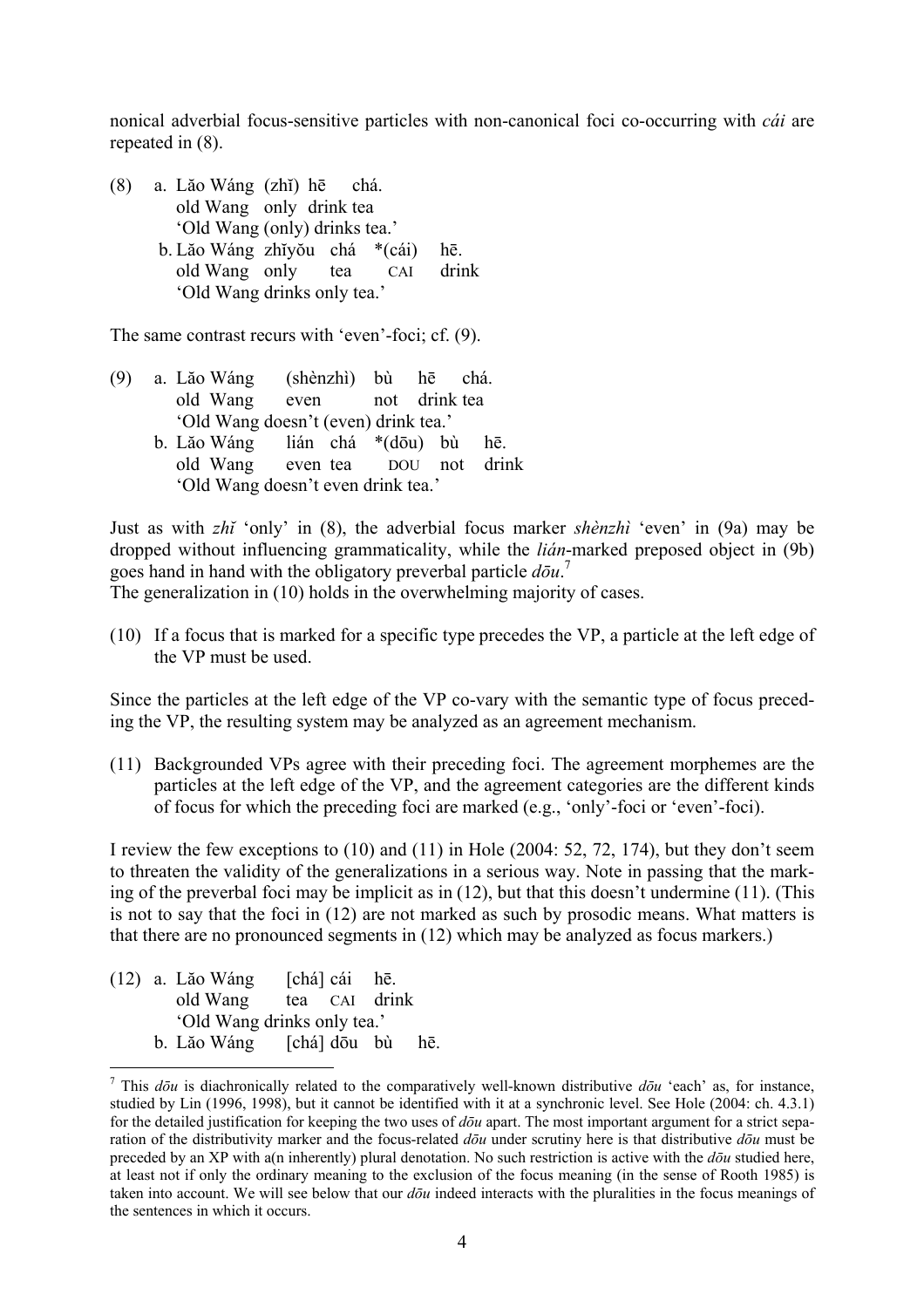nonical adverbial focus-sensitive particles with non-canonical foci co-occurring with *cái* are repeated in (8).

(8) a. Lǎo Wáng (zhǐ) hē chá.
 old Wang only drink tea
 'Old Wang (only) drinks tea.'
 b. Lǎo Wáng zhǐyǒu chá *(cái) hē.
 old Wang only tea CAI drink
 'Old Wang drinks only tea.'

The same contrast recurs with 'even'-foci; cf. (9).

(9) a. Lǎo Wáng (shènzhì) bù hē chá.
 old Wang even not drink tea
 'Old Wang doesn't (even) drink tea.'
 b. Lǎo Wáng lián chá *(dōu) bù hē.
 old Wang even tea DOU not drink
 'Old Wang doesn't even drink tea.'

Just as with *zhǐ* 'only' in (8), the adverbial focus marker *shènzhì* 'even' in (9a) may be dropped without influencing grammaticality, while the *lián*-marked preposed object in (9b) goes hand in hand with the obligatory preverbal particle *dōu*.[7]
The generalization in (10) holds in the overwhelming majority of cases.

(10) If a focus that is marked for a specific type precedes the VP, a particle at the left edge of the VP must be used.

Since the particles at the left edge of the VP co-vary with the semantic type of focus preceding the VP, the resulting system may be analyzed as an agreement mechanism.

(11) Backgrounded VPs agree with their preceding foci. The agreement morphemes are the particles at the left edge of the VP, and the agreement categories are the different kinds of focus for which the preceding foci are marked (e.g., 'only'-foci or 'even'-foci).

I review the few exceptions to (10) and (11) in Hole (2004: 52, 72, 174), but they don't seem to threaten the validity of the generalizations in a serious way. Note in passing that the marking of the preverbal foci may be implicit as in (12), but that this doesn't undermine (11). (This is not to say that the foci in (12) are not marked as such by prosodic means. What matters is that there are no pronounced segments in (12) which may be analyzed as focus markers.)

(12) a. Lǎo Wáng [chá] cái hē.
 old Wang tea CAI drink
 'Old Wang drinks only tea.'
 b. Lǎo Wáng [chá] dōu bù hē.

[7] This *dōu* is diachronically related to the comparatively well-known distributive *dōu* 'each' as, for instance, studied by Lin (1996, 1998), but it cannot be identified with it at a synchronic level. See Hole (2004: ch. 4.3.1) for the detailed justification for keeping the two uses of *dōu* apart. The most important argument for a strict separation of the distributivity marker and the focus-related *dōu* under scrutiny here is that distributive *dōu* must be preceded by an XP with a(n inherently) plural denotation. No such restriction is active with the *dōu* studied here, at least not if only the ordinary meaning to the exclusion of the focus meaning (in the sense of Rooth 1985) is taken into account. We will see below that our *dōu* indeed interacts with the pluralities in the focus meanings of the sentences in which it occurs.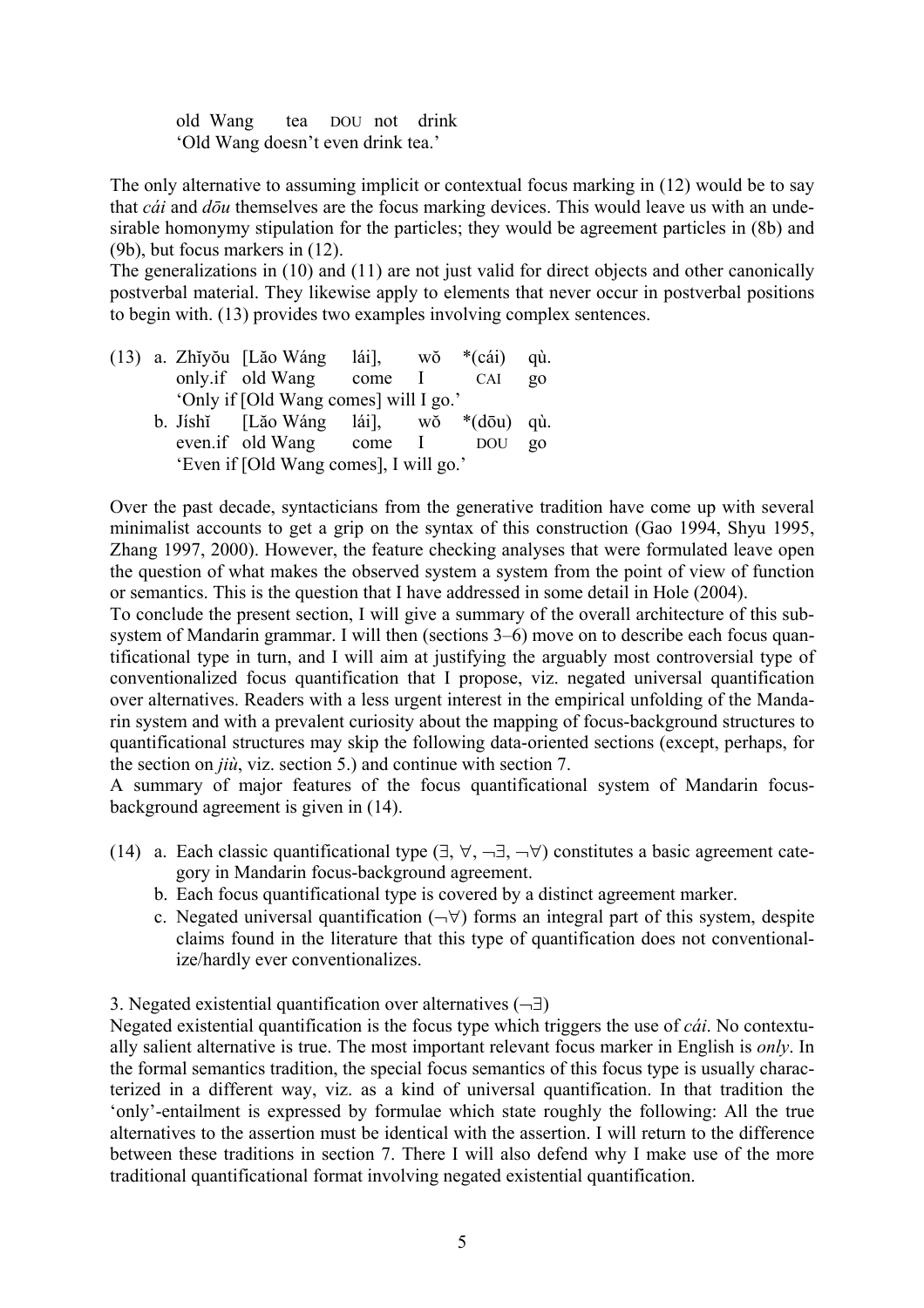old Wang tea DOU not drink
'Old Wang doesn't even drink tea.'

The only alternative to assuming implicit or contextual focus marking in (12) would be to say that *cái* and *dōu* themselves are the focus marking devices. This would leave us with an undesirable homonymy stipulation for the particles; they would be agreement particles in (8b) and (9b), but focus markers in (12).

The generalizations in (10) and (11) are not just valid for direct objects and other canonically postverbal material. They likewise apply to elements that never occur in postverbal positions to begin with. (13) provides two examples involving complex sentences.

(13) a. Zhǐyǒu [Lǎo Wáng lái], wǒ *(cái) qù.
only.if old Wang come I CAI go
'Only if [Old Wang comes] will I go.'

b. Jíshǐ [Lǎo Wáng lái], wǒ *(dōu) qù.
even.if old Wang come I DOU go
'Even if [Old Wang comes], I will go.'

Over the past decade, syntacticians from the generative tradition have come up with several minimalist accounts to get a grip on the syntax of this construction (Gao 1994, Shyu 1995, Zhang 1997, 2000). However, the feature checking analyses that were formulated leave open the question of what makes the observed system a system from the point of view of function or semantics. This is the question that I have addressed in some detail in Hole (2004).

To conclude the present section, I will give a summary of the overall architecture of this subsystem of Mandarin grammar. I will then (sections 3–6) move on to describe each focus quantificational type in turn, and I will aim at justifying the arguably most controversial type of conventionalized focus quantification that I propose, viz. negated universal quantification over alternatives. Readers with a less urgent interest in the empirical unfolding of the Mandarin system and with a prevalent curiosity about the mapping of focus-background structures to quantificational structures may skip the following data-oriented sections (except, perhaps, for the section on *jiù*, viz. section 5.) and continue with section 7.

A summary of major features of the focus quantificational system of Mandarin focus-background agreement is given in (14).

(14) a. Each classic quantificational type ($\exists$, $\forall$, $\neg\exists$, $\neg\forall$) constitutes a basic agreement category in Mandarin focus-background agreement.

b. Each focus quantificational type is covered by a distinct agreement marker.

c. Negated universal quantification ($\neg\forall$) forms an integral part of this system, despite claims found in the literature that this type of quantification does not conventionalize/hardly ever conventionalizes.

3. Negated existential quantification over alternatives ($\neg\exists$)

Negated existential quantification is the focus type which triggers the use of *cái*. No contextually salient alternative is true. The most important relevant focus marker in English is *only*. In the formal semantics tradition, the special focus semantics of this focus type is usually characterized in a different way, viz. as a kind of universal quantification. In that tradition the 'only'-entailment is expressed by formulae which state roughly the following: All the true alternatives to the assertion must be identical with the assertion. I will return to the difference between these traditions in section 7. There I will also defend why I make use of the more traditional quantificational format involving negated existential quantification.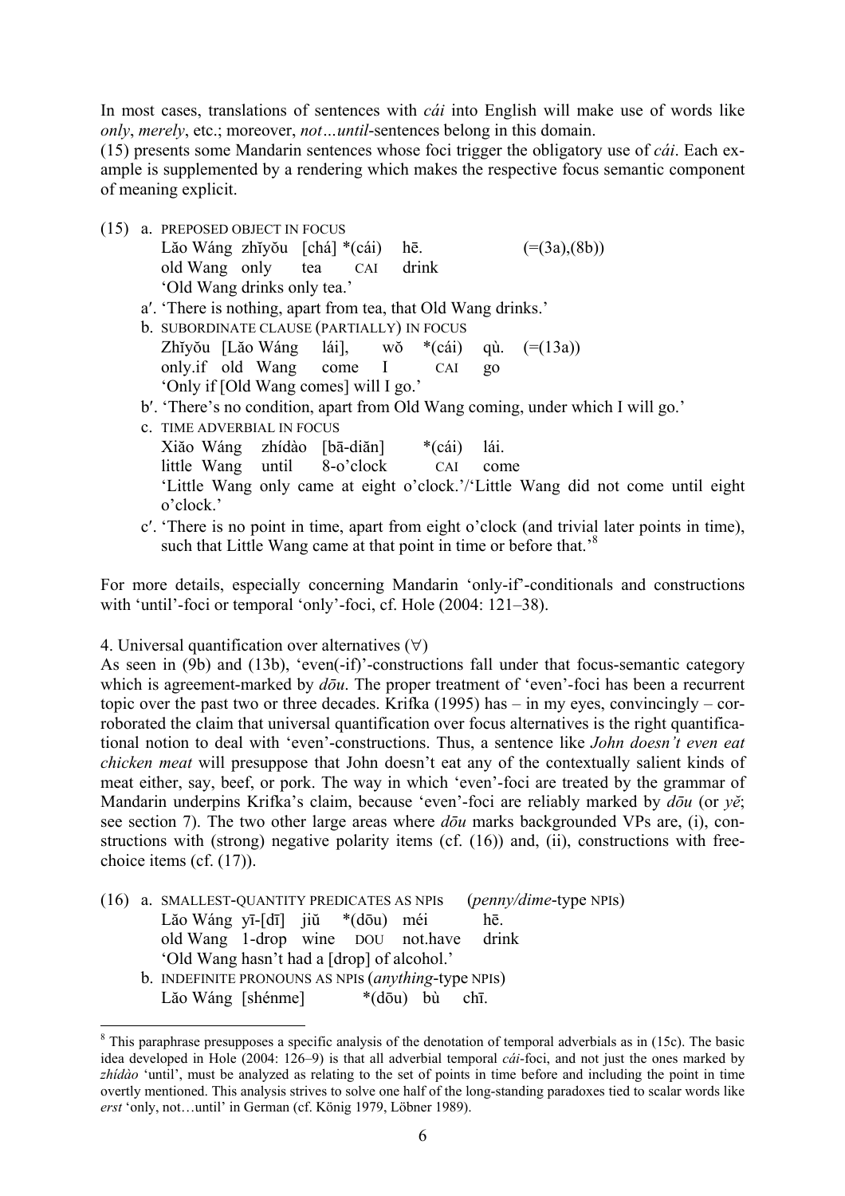In most cases, translations of sentences with *cái* into English will make use of words like *only*, *merely*, etc.; moreover, *not…until*-sentences belong in this domain.

(15) presents some Mandarin sentences whose foci trigger the obligatory use of *cái*. Each example is supplemented by a rendering which makes the respective focus semantic component of meaning explicit.

(15) a. PREPOSED OBJECT IN FOCUS
Lǎo Wáng zhǐyǒu [chá] *(cái) hē. (=(3a),(8b))
old Wang only tea CAI drink
'Old Wang drinks only tea.'

a′. 'There is nothing, apart from tea, that Old Wang drinks.'

b. SUBORDINATE CLAUSE (PARTIALLY) IN FOCUS
Zhǐyǒu [Lǎo Wáng lái], wǒ *(cái) qù. (=(13a))
only.if old Wang come I CAI go
'Only if [Old Wang comes] will I go.'

b′. 'There's no condition, apart from Old Wang coming, under which I will go.'

c. TIME ADVERBIAL IN FOCUS
Xiǎo Wáng zhídào [bā-diǎn] *(cái) lái.
little Wang until 8-o'clock CAI come
'Little Wang only came at eight o'clock.'/'Little Wang did not come until eight o'clock.'

c′. 'There is no point in time, apart from eight o'clock (and trivial later points in time), such that Little Wang came at that point in time or before that.'[8]

For more details, especially concerning Mandarin 'only-if'-conditionals and constructions with 'until'-foci or temporal 'only'-foci, cf. Hole (2004: 121–38).

4. Universal quantification over alternatives (∀)

As seen in (9b) and (13b), 'even(-if)'-constructions fall under that focus-semantic category which is agreement-marked by *dōu*. The proper treatment of 'even'-foci has been a recurrent topic over the past two or three decades. Krifka (1995) has – in my eyes, convincingly – corroborated the claim that universal quantification over focus alternatives is the right quantificational notion to deal with 'even'-constructions. Thus, a sentence like *John doesn't even eat chicken meat* will presuppose that John doesn't eat any of the contextually salient kinds of meat either, say, beef, or pork. The way in which 'even'-foci are treated by the grammar of Mandarin underpins Krifka's claim, because 'even'-foci are reliably marked by *dōu* (or *yě*; see section 7). The two other large areas where *dōu* marks backgrounded VPs are, (i), constructions with (strong) negative polarity items (cf. (16)) and, (ii), constructions with free-choice items (cf. (17)).

(16) a. SMALLEST-QUANTITY PREDICATES AS NPIS (*penny/dime*-type NPIS)
Lǎo Wáng yī-[dī] jiǔ *(dōu) méi hē.
old Wang 1-drop wine DOU not.have drink
'Old Wang hasn't had a [drop] of alcohol.'

b. INDEFINITE PRONOUNS AS NPIS (*anything*-type NPIS)
Lǎo Wáng [shénme] *(dōu) bù chī.

---

[8] This paraphrase presupposes a specific analysis of the denotation of temporal adverbials as in (15c). The basic idea developed in Hole (2004: 126–9) is that all adverbial temporal *cái*-foci, and not just the ones marked by *zhídào* 'until', must be analyzed as relating to the set of points in time before and including the point in time overtly mentioned. This analysis strives to solve one half of the long-standing paradoxes tied to scalar words like *erst* 'only, not…until' in German (cf. König 1979, Löbner 1989).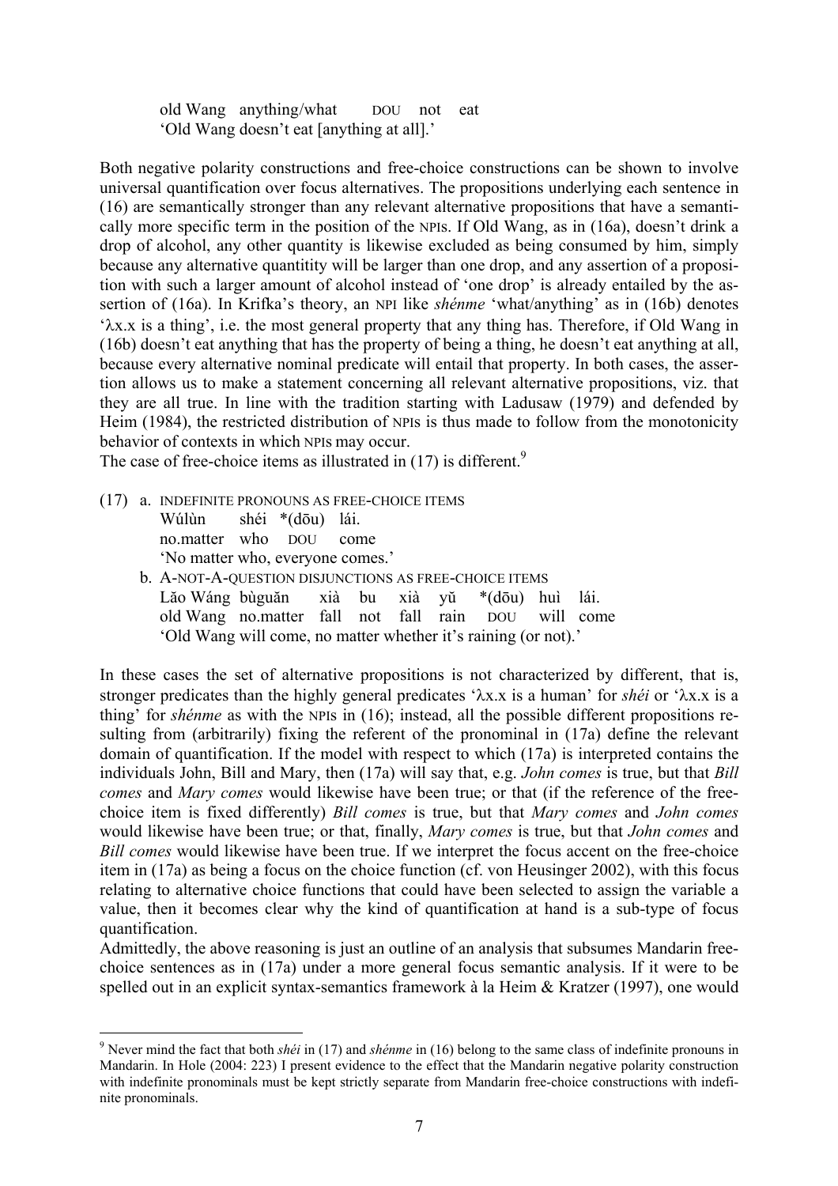old Wang anything/what DOU not eat
'Old Wang doesn't eat [anything at all].'

Both negative polarity constructions and free-choice constructions can be shown to involve universal quantification over focus alternatives. The propositions underlying each sentence in (16) are semantically stronger than any relevant alternative propositions that have a semantically more specific term in the position of the NPIs. If Old Wang, as in (16a), doesn't drink a drop of alcohol, any other quantity is likewise excluded as being consumed by him, simply because any alternative quantitity will be larger than one drop, and any assertion of a proposition with such a larger amount of alcohol instead of 'one drop' is already entailed by the assertion of (16a). In Krifka's theory, an NPI like *shénme* 'what/anything' as in (16b) denotes '$\lambda x.x$ is a thing', i.e. the most general property that any thing has. Therefore, if Old Wang in (16b) doesn't eat anything that has the property of being a thing, he doesn't eat anything at all, because every alternative nominal predicate will entail that property. In both cases, the assertion allows us to make a statement concerning all relevant alternative propositions, viz. that they are all true. In line with the tradition starting with Ladusaw (1979) and defended by Heim (1984), the restricted distribution of NPIs is thus made to follow from the monotonicity behavior of contexts in which NPIs may occur.
The case of free-choice items as illustrated in (17) is different.[9]

(17) a. INDEFINITE PRONOUNS AS FREE-CHOICE ITEMS
Wúlùn shéi *(dōu) lái.
no.matter who DOU come
'No matter who, everyone comes.'

b. A-NOT-A-QUESTION DISJUNCTIONS AS FREE-CHOICE ITEMS
Lăo Wáng bùguăn xià bu xià yŭ *(dōu) huì lái.
old Wang no.matter fall not fall rain DOU will come
'Old Wang will come, no matter whether it's raining (or not).'

In these cases the set of alternative propositions is not characterized by different, that is, stronger predicates than the highly general predicates '$\lambda x.x$ is a human' for *shéi* or '$\lambda x.x$ is a thing' for *shénme* as with the NPIs in (16); instead, all the possible different propositions resulting from (arbitrarily) fixing the referent of the pronominal in (17a) define the relevant domain of quantification. If the model with respect to which (17a) is interpreted contains the individuals John, Bill and Mary, then (17a) will say that, e.g. *John comes* is true, but that *Bill comes* and *Mary comes* would likewise have been true; or that (if the reference of the free-choice item is fixed differently) *Bill comes* is true, but that *Mary comes* and *John comes* would likewise have been true; or that, finally, *Mary comes* is true, but that *John comes* and *Bill comes* would likewise have been true. If we interpret the focus accent on the free-choice item in (17a) as being a focus on the choice function (cf. von Heusinger 2002), with this focus relating to alternative choice functions that could have been selected to assign the variable a value, then it becomes clear why the kind of quantification at hand is a sub-type of focus quantification.
Admittedly, the above reasoning is just an outline of an analysis that subsumes Mandarin free-choice sentences as in (17a) under a more general focus semantic analysis. If it were to be spelled out in an explicit syntax-semantics framework à la Heim & Kratzer (1997), one would

[9] Never mind the fact that both *shéi* in (17) and *shénme* in (16) belong to the same class of indefinite pronouns in Mandarin. In Hole (2004: 223) I present evidence to the effect that the Mandarin negative polarity construction with indefinite pronominals must be kept strictly separate from Mandarin free-choice constructions with indefinite pronominals.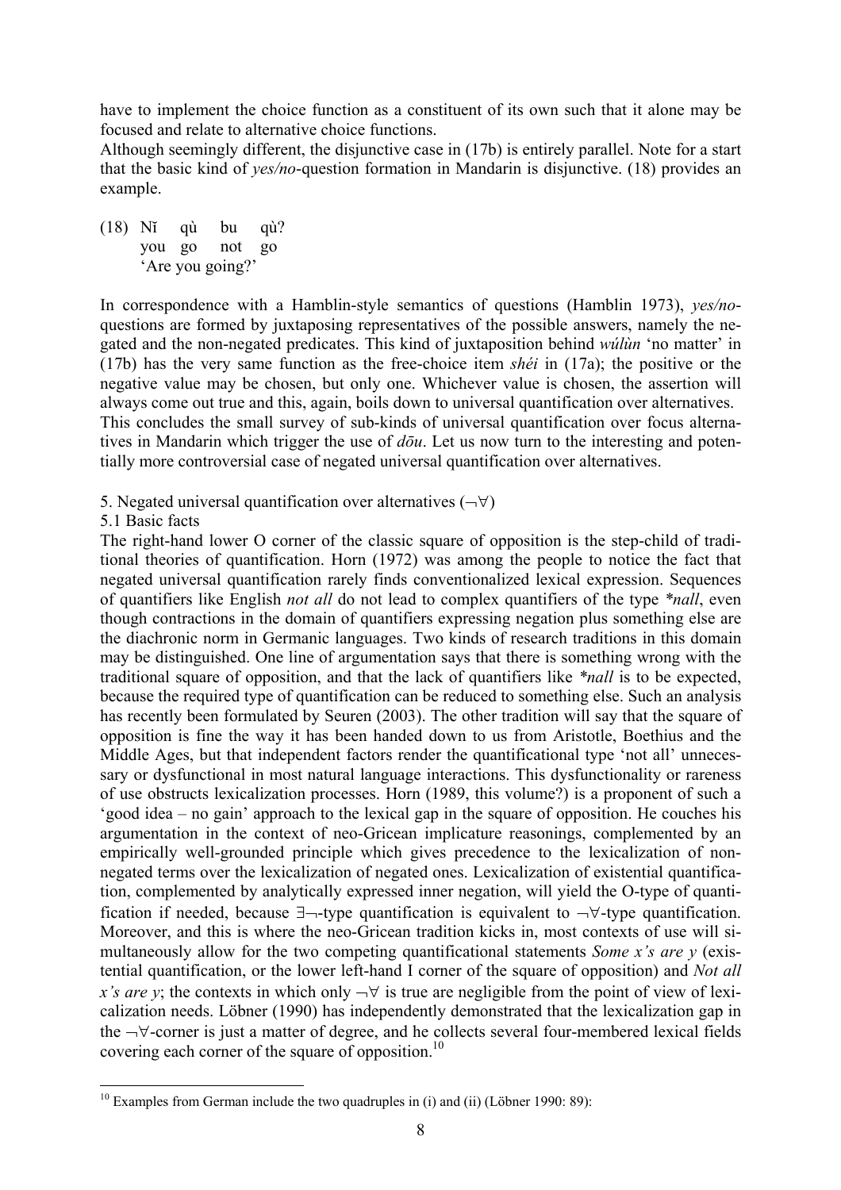have to implement the choice function as a constituent of its own such that it alone may be focused and relate to alternative choice functions.

Although seemingly different, the disjunctive case in (17b) is entirely parallel. Note for a start that the basic kind of *yes/no*-question formation in Mandarin is disjunctive. (18) provides an example.

(18) Nĭ qù bu qù?
 you go not go
 'Are you going?'

In correspondence with a Hamblin-style semantics of questions (Hamblin 1973), *yes/no*-questions are formed by juxtaposing representatives of the possible answers, namely the negated and the non-negated predicates. This kind of juxtaposition behind *wúlùn* 'no matter' in (17b) has the very same function as the free-choice item *shéi* in (17a); the positive or the negative value may be chosen, but only one. Whichever value is chosen, the assertion will always come out true and this, again, boils down to universal quantification over alternatives.

This concludes the small survey of sub-kinds of universal quantification over focus alternatives in Mandarin which trigger the use of *dōu*. Let us now turn to the interesting and potentially more controversial case of negated universal quantification over alternatives.

## 5. Negated universal quantification over alternatives ($\neg\forall$)

### 5.1 Basic facts

The right-hand lower O corner of the classic square of opposition is the step-child of traditional theories of quantification. Horn (1972) was among the people to notice the fact that negated universal quantification rarely finds conventionalized lexical expression. Sequences of quantifiers like English *not all* do not lead to complex quantifiers of the type *\*nall*, even though contractions in the domain of quantifiers expressing negation plus something else are the diachronic norm in Germanic languages. Two kinds of research traditions in this domain may be distinguished. One line of argumentation says that there is something wrong with the traditional square of opposition, and that the lack of quantifiers like *\*nall* is to be expected, because the required type of quantification can be reduced to something else. Such an analysis has recently been formulated by Seuren (2003). The other tradition will say that the square of opposition is fine the way it has been handed down to us from Aristotle, Boethius and the Middle Ages, but that independent factors render the quantificational type 'not all' unnecessary or dysfunctional in most natural language interactions. This dysfunctionality or rareness of use obstructs lexicalization processes. Horn (1989, this volume?) is a proponent of such a 'good idea – no gain' approach to the lexical gap in the square of opposition. He couches his argumentation in the context of neo-Gricean implicature reasonings, complemented by an empirically well-grounded principle which gives precedence to the lexicalization of non-negated terms over the lexicalization of negated ones. Lexicalization of existential quantification, complemented by analytically expressed inner negation, will yield the O-type of quantification if needed, because $\exists\neg$-type quantification is equivalent to $\neg\forall$-type quantification. Moreover, and this is where the neo-Gricean tradition kicks in, most contexts of use will simultaneously allow for the two competing quantificational statements *Some x's are y* (existential quantification, or the lower left-hand I corner of the square of opposition) and *Not all x's are y*; the contexts in which only $\neg\forall$ is true are negligible from the point of view of lexicalization needs. Löbner (1990) has independently demonstrated that the lexicalization gap in the $\neg\forall$-corner is just a matter of degree, and he collects several four-membered lexical fields covering each corner of the square of opposition.[10]

[10] Examples from German include the two quadruples in (i) and (ii) (Löbner 1990: 89):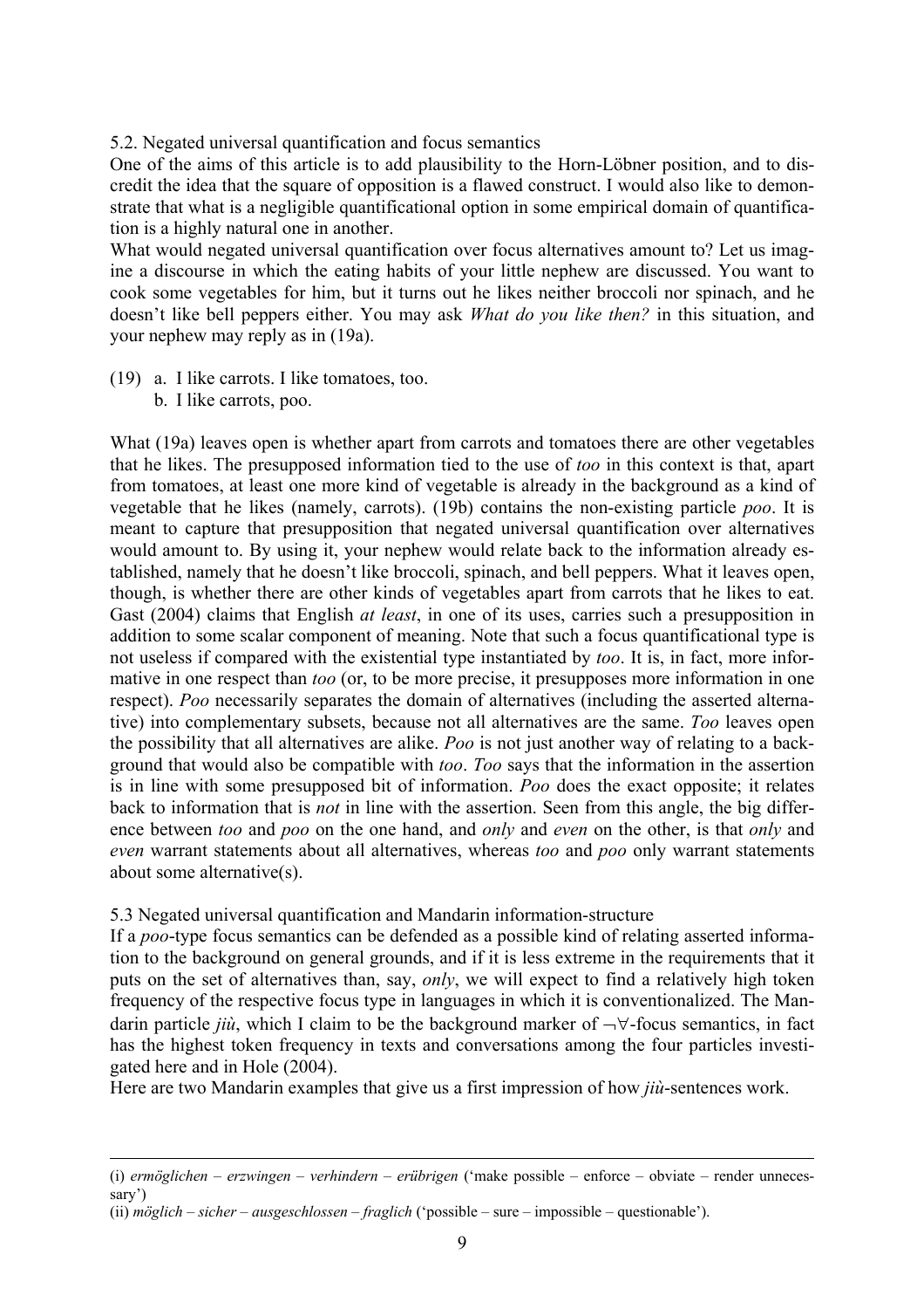## 5.2. Negated universal quantification and focus semantics

One of the aims of this article is to add plausibility to the Horn-Löbner position, and to discredit the idea that the square of opposition is a flawed construct. I would also like to demonstrate that what is a negligible quantificational option in some empirical domain of quantification is a highly natural one in another.

What would negated universal quantification over focus alternatives amount to? Let us imagine a discourse in which the eating habits of your little nephew are discussed. You want to cook some vegetables for him, but it turns out he likes neither broccoli nor spinach, and he doesn't like bell peppers either. You may ask *What do you like then?* in this situation, and your nephew may reply as in (19a).

(19) a. I like carrots. I like tomatoes, too.
  b. I like carrots, poo.

What (19a) leaves open is whether apart from carrots and tomatoes there are other vegetables that he likes. The presupposed information tied to the use of *too* in this context is that, apart from tomatoes, at least one more kind of vegetable is already in the background as a kind of vegetable that he likes (namely, carrots). (19b) contains the non-existing particle *poo*. It is meant to capture that presupposition that negated universal quantification over alternatives would amount to. By using it, your nephew would relate back to the information already established, namely that he doesn't like broccoli, spinach, and bell peppers. What it leaves open, though, is whether there are other kinds of vegetables apart from carrots that he likes to eat. Gast (2004) claims that English *at least*, in one of its uses, carries such a presupposition in addition to some scalar component of meaning. Note that such a focus quantificational type is not useless if compared with the existential type instantiated by *too*. It is, in fact, more informative in one respect than *too* (or, to be more precise, it presupposes more information in one respect). *Poo* necessarily separates the domain of alternatives (including the asserted alternative) into complementary subsets, because not all alternatives are the same. *Too* leaves open the possibility that all alternatives are alike. *Poo* is not just another way of relating to a background that would also be compatible with *too*. *Too* says that the information in the assertion is in line with some presupposed bit of information. *Poo* does the exact opposite; it relates back to information that is *not* in line with the assertion. Seen from this angle, the big difference between *too* and *poo* on the one hand, and *only* and *even* on the other, is that *only* and *even* warrant statements about all alternatives, whereas *too* and *poo* only warrant statements about some alternative(s).

## 5.3 Negated universal quantification and Mandarin information-structure

If a *poo*-type focus semantics can be defended as a possible kind of relating asserted information to the background on general grounds, and if it is less extreme in the requirements that it puts on the set of alternatives than, say, *only*, we will expect to find a relatively high token frequency of the respective focus type in languages in which it is conventionalized. The Mandarin particle *jiù*, which I claim to be the background marker of $\neg\forall$-focus semantics, in fact has the highest token frequency in texts and conversations among the four particles investigated here and in Hole (2004).

Here are two Mandarin examples that give us a first impression of how *jiù*-sentences work.

---

(i) *ermöglichen* – *erzwingen* – *verhindern* – *erübrigen* ('make possible – enforce – obviate – render unnecessary')

(ii) *möglich* – *sicher* – *ausgeschlossen* – *fraglich* ('possible – sure – impossible – questionable').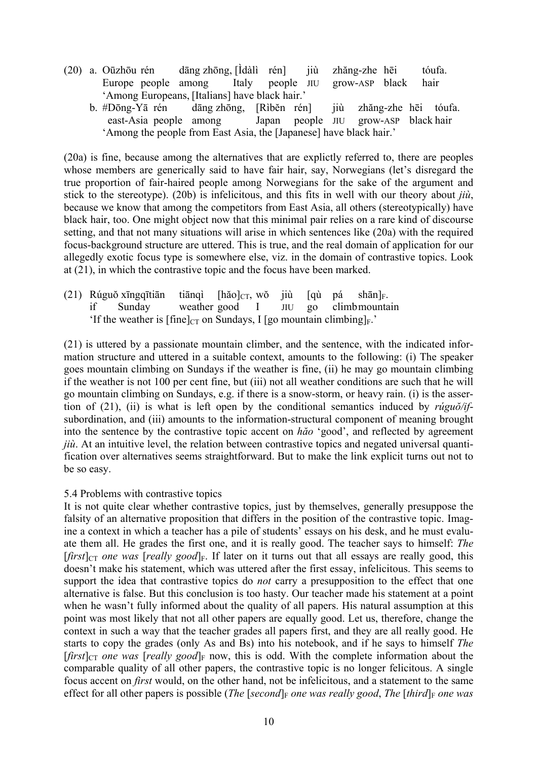(20) a. Oūzhōu rén dāng zhōng, [Ìdàlì rén] jiù zhǎng-zhe hēi tóufa.
Europe people among Italy people JIU grow-ASP black hair
'Among Europeans, [Italians] have black hair.'

b. #Dōng-Yā rén dāng zhōng, [Rìběn rén] jiù zhǎng-zhe hēi tóufa.
east-Asia people among Japan people JIU grow-ASP black hair
'Among the people from East Asia, the [Japanese] have black hair.'

(20a) is fine, because among the alternatives that are explictly referred to, there are peoples whose members are generically said to have fair hair, say, Norwegians (let's disregard the true proportion of fair-haired people among Norwegians for the sake of the argument and stick to the stereotype). (20b) is infelicitous, and this fits in well with our theory about *jiù*, because we know that among the competitors from East Asia, all others (stereotypically) have black hair, too. One might object now that this minimal pair relies on a rare kind of discourse setting, and that not many situations will arise in which sentences like (20a) with the required focus-background structure are uttered. This is true, and the real domain of application for our allegedly exotic focus type is somewhere else, viz. in the domain of contrastive topics. Look at (21), in which the contrastive topic and the focus have been marked.

(21) Rúguǒ xīngqītiān tiānqì $[\text{hǎo}]_{CT}$, wǒ jiù [qù pá shān]$_F$.
if Sunday weather good I JIU go climb mountain
'If the weather is $[\text{fine}]_{CT}$ on Sundays, I [go mountain climbing]$_F$.'

(21) is uttered by a passionate mountain climber, and the sentence, with the indicated information structure and uttered in a suitable context, amounts to the following: (i) The speaker goes mountain climbing on Sundays if the weather is fine, (ii) he may go mountain climbing if the weather is not 100 per cent fine, but (iii) not all weather conditions are such that he will go mountain climbing on Sundays, e.g. if there is a snow-storm, or heavy rain. (i) is the assertion of (21), (ii) is what is left open by the conditional semantics induced by *rúguǒ/if*-subordination, and (iii) amounts to the information-structural component of meaning brought into the sentence by the contrastive topic accent on *hǎo* 'good', and reflected by agreement *jiù*. At an intuitive level, the relation between contrastive topics and negated universal quantification over alternatives seems straightforward. But to make the link explicit turns out not to be so easy.

### 5.4 Problems with contrastive topics

It is not quite clear whether contrastive topics, just by themselves, generally presuppose the falsity of an alternative proposition that differs in the position of the contrastive topic. Imagine a context in which a teacher has a pile of students' essays on his desk, and he must evaluate them all. He grades the first one, and it is really good. The teacher says to himself: *The* $[\textit{first}]_{CT}$ *one was* $[\textit{really good}]_F$. If later on it turns out that all essays are really good, this doesn't make his statement, which was uttered after the first essay, infelicitous. This seems to support the idea that contrastive topics do *not* carry a presupposition to the effect that one alternative is false. But this conclusion is too hasty. Our teacher made his statement at a point when he wasn't fully informed about the quality of all papers. His natural assumption at this point was most likely that not all other papers are equally good. Let us, therefore, change the context in such a way that the teacher grades all papers first, and they are all really good. He starts to copy the grades (only As and Bs) into his notebook, and if he says to himself *The* $[\textit{first}]_{CT}$ *one was* $[\textit{really good}]_F$ now, this is odd. With the complete information about the comparable quality of all other papers, the contrastive topic is no longer felicitous. A single focus accent on *first* would, on the other hand, not be infelicitous, and a statement to the same effect for all other papers is possible (*The* $[\textit{second}]_F$ *one was really good*, *The* $[\textit{third}]_F$ *one was*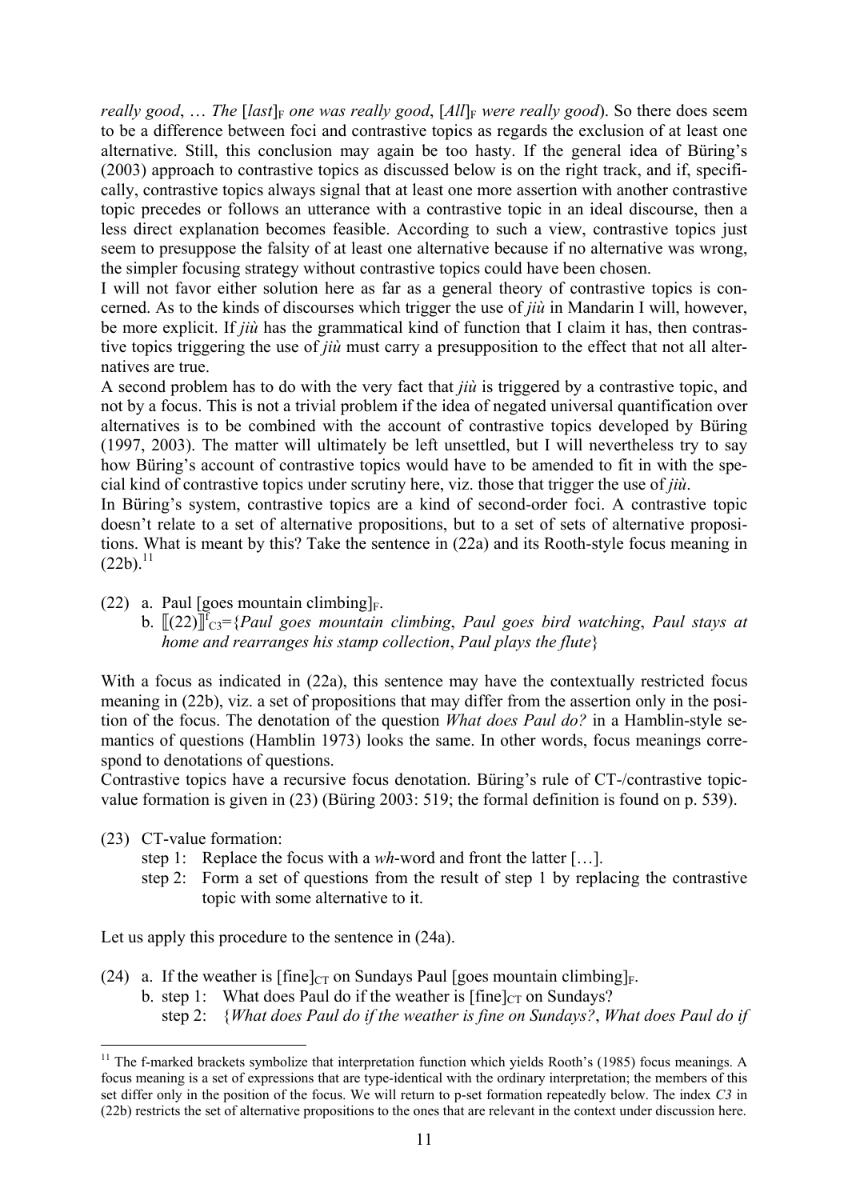*really good*, … *The* [*last*]$_F$ *one was really good*, [*All*]$_F$ *were really good*). So there does seem to be a difference between foci and contrastive topics as regards the exclusion of at least one alternative. Still, this conclusion may again be too hasty. If the general idea of Büring's (2003) approach to contrastive topics as discussed below is on the right track, and if, specifically, contrastive topics always signal that at least one more assertion with another contrastive topic precedes or follows an utterance with a contrastive topic in an ideal discourse, then a less direct explanation becomes feasible. According to such a view, contrastive topics just seem to presuppose the falsity of at least one alternative because if no alternative was wrong, the simpler focusing strategy without contrastive topics could have been chosen.

I will not favor either solution here as far as a general theory of contrastive topics is concerned. As to the kinds of discourses which trigger the use of *jiù* in Mandarin I will, however, be more explicit. If *jiù* has the grammatical kind of function that I claim it has, then contrastive topics triggering the use of *jiù* must carry a presupposition to the effect that not all alternatives are true.

A second problem has to do with the very fact that *jiù* is triggered by a contrastive topic, and not by a focus. This is not a trivial problem if the idea of negated universal quantification over alternatives is to be combined with the account of contrastive topics developed by Büring (1997, 2003). The matter will ultimately be left unsettled, but I will nevertheless try to say how Büring's account of contrastive topics would have to be amended to fit in with the special kind of contrastive topics under scrutiny here, viz. those that trigger the use of *jiù*.

In Büring's system, contrastive topics are a kind of second-order foci. A contrastive topic doesn't relate to a set of alternative propositions, but to a set of sets of alternative propositions. What is meant by this? Take the sentence in (22a) and its Rooth-style focus meaning in (22b).[11]

(22) a. Paul [goes mountain climbing]$_F$.
  b. $[\![(22)]\!]^f_{C3}$={*Paul goes mountain climbing*, *Paul goes bird watching*, *Paul stays at home and rearranges his stamp collection*, *Paul plays the flute*}

With a focus as indicated in (22a), this sentence may have the contextually restricted focus meaning in (22b), viz. a set of propositions that may differ from the assertion only in the position of the focus. The denotation of the question *What does Paul do?* in a Hamblin-style semantics of questions (Hamblin 1973) looks the same. In other words, focus meanings correspond to denotations of questions.

Contrastive topics have a recursive focus denotation. Büring's rule of CT-/contrastive topic-value formation is given in (23) (Büring 2003: 519; the formal definition is found on p. 539).

(23) CT-value formation:
  step 1: Replace the focus with a *wh*-word and front the latter […].
  step 2: Form a set of questions from the result of step 1 by replacing the contrastive topic with some alternative to it.

Let us apply this procedure to the sentence in (24a).

(24) a. If the weather is [fine]$_{CT}$ on Sundays Paul [goes mountain climbing]$_F$.
  b. step 1: What does Paul do if the weather is [fine]$_{CT}$ on Sundays?
   step 2: {*What does Paul do if the weather is fine on Sundays?*, *What does Paul do if*

[11] The f-marked brackets symbolize that interpretation function which yields Rooth's (1985) focus meanings. A focus meaning is a set of expressions that are type-identical with the ordinary interpretation; the members of this set differ only in the position of the focus. We will return to p-set formation repeatedly below. The index *C3* in (22b) restricts the set of alternative propositions to the ones that are relevant in the context under discussion here.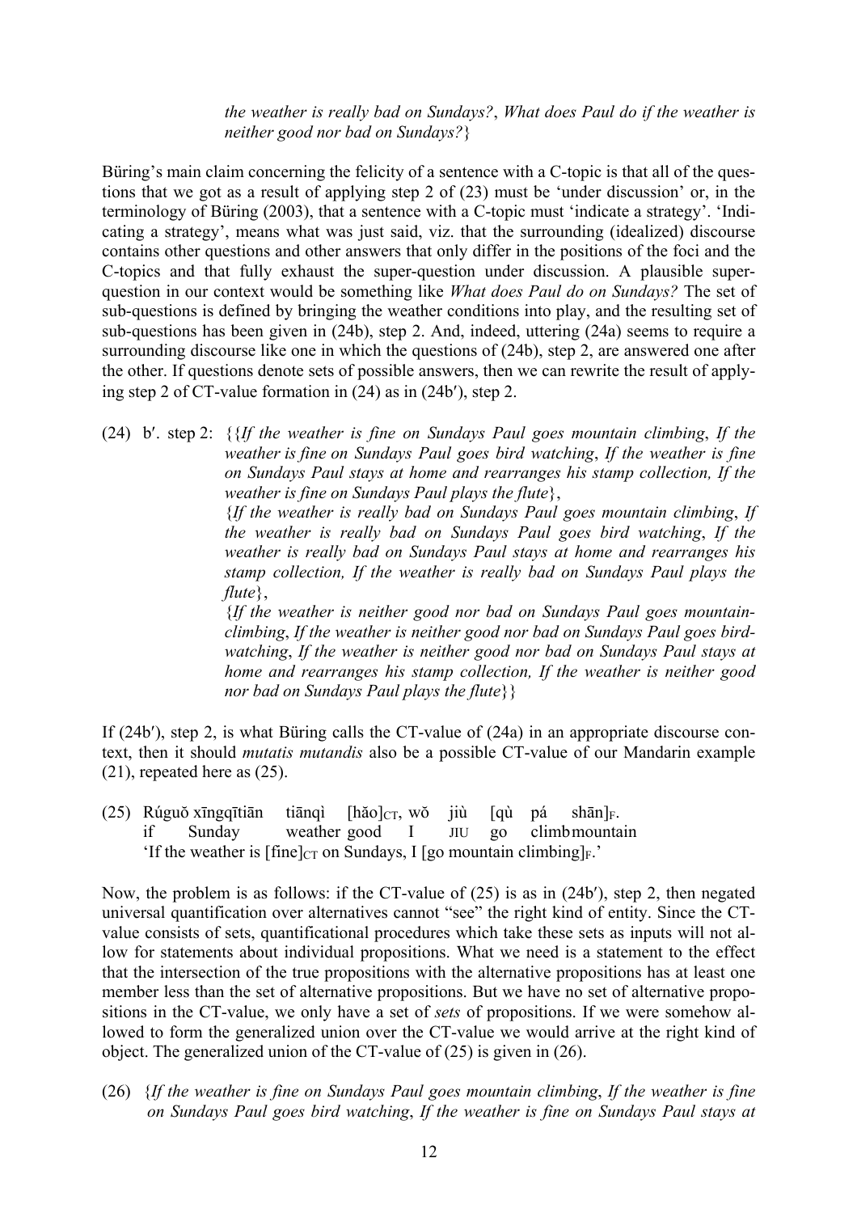*the weather is really bad on Sundays?*, *What does Paul do if the weather is neither good nor bad on Sundays?*}

Büring's main claim concerning the felicity of a sentence with a C-topic is that all of the questions that we got as a result of applying step 2 of (23) must be 'under discussion' or, in the terminology of Büring (2003), that a sentence with a C-topic must 'indicate a strategy'. 'Indicating a strategy', means what was just said, viz. that the surrounding (idealized) discourse contains other questions and other answers that only differ in the positions of the foci and the C-topics and that fully exhaust the super-question under discussion. A plausible super-question in our context would be something like *What does Paul do on Sundays?* The set of sub-questions is defined by bringing the weather conditions into play, and the resulting set of sub-questions has been given in (24b), step 2. And, indeed, uttering (24a) seems to require a surrounding discourse like one in which the questions of (24b), step 2, are answered one after the other. If questions denote sets of possible answers, then we can rewrite the result of applying step 2 of CT-value formation in (24) as in (24b′), step 2.

(24) b′. step 2: {{*If the weather is fine on Sundays Paul goes mountain climbing*, *If the weather is fine on Sundays Paul goes bird watching*, *If the weather is fine on Sundays Paul stays at home and rearranges his stamp collection, If the weather is fine on Sundays Paul plays the flute*},
{*If the weather is really bad on Sundays Paul goes mountain climbing*, *If the weather is really bad on Sundays Paul goes bird watching*, *If the weather is really bad on Sundays Paul stays at home and rearranges his stamp collection, If the weather is really bad on Sundays Paul plays the flute*},
{*If the weather is neither good nor bad on Sundays Paul goes mountain-climbing*, *If the weather is neither good nor bad on Sundays Paul goes bird-watching*, *If the weather is neither good nor bad on Sundays Paul stays at home and rearranges his stamp collection, If the weather is neither good nor bad on Sundays Paul plays the flute*}}

If (24b′), step 2, is what Büring calls the CT-value of (24a) in an appropriate discourse context, then it should *mutatis mutandis* also be a possible CT-value of our Mandarin example (21), repeated here as (25).

(25) Rúguǒ xīngqītiān tiānqì [hǎo]$_{CT}$, wǒ jiù [qù pá shān]$_F$.
if Sunday weather good I JIU go climb mountain
'If the weather is [fine]$_{CT}$ on Sundays, I [go mountain climbing]$_F$.'

Now, the problem is as follows: if the CT-value of (25) is as in (24b′), step 2, then negated universal quantification over alternatives cannot "see" the right kind of entity. Since the CT-value consists of sets, quantificational procedures which take these sets as inputs will not allow for statements about individual propositions. What we need is a statement to the effect that the intersection of the true propositions with the alternative propositions has at least one member less than the set of alternative propositions. But we have no set of alternative propositions in the CT-value, we only have a set of *sets* of propositions. If we were somehow allowed to form the generalized union over the CT-value we would arrive at the right kind of object. The generalized union of the CT-value of (25) is given in (26).

(26) {*If the weather is fine on Sundays Paul goes mountain climbing*, *If the weather is fine on Sundays Paul goes bird watching*, *If the weather is fine on Sundays Paul stays at*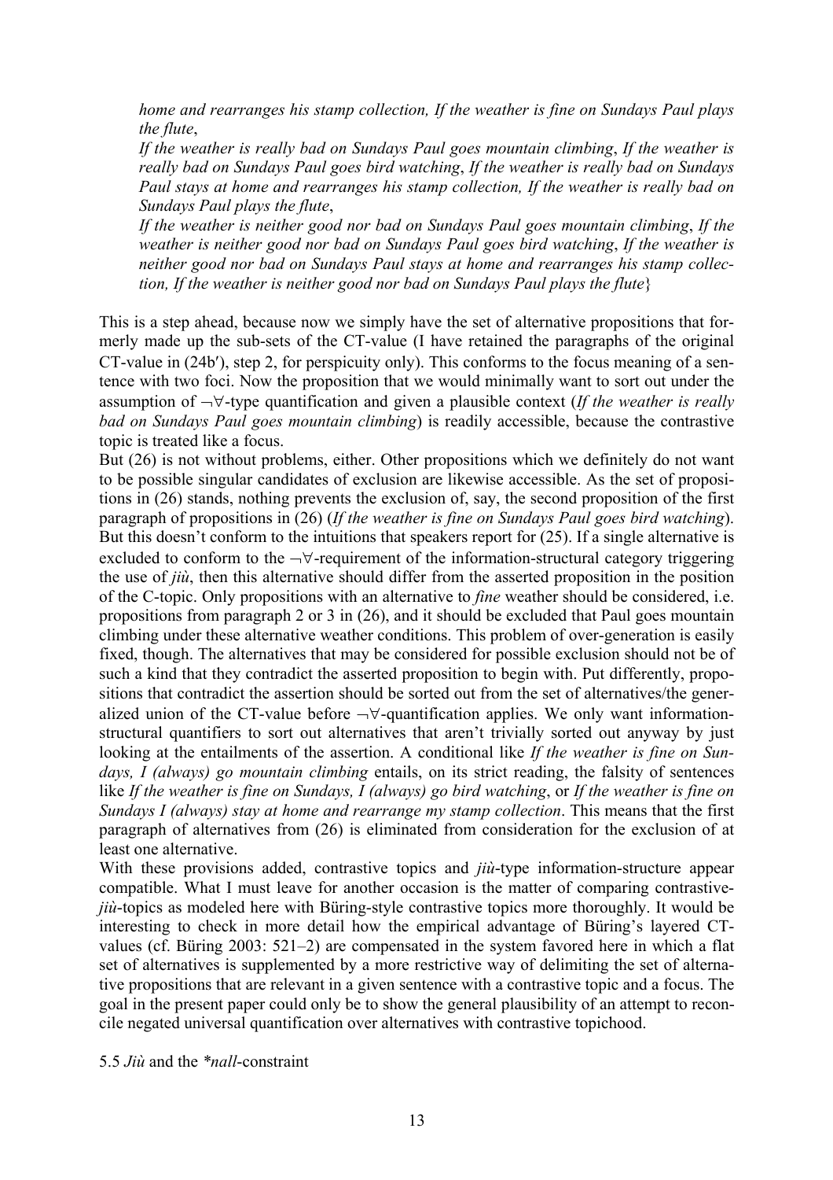*home and rearranges his stamp collection, If the weather is fine on Sundays Paul plays the flute*,

*If the weather is really bad on Sundays Paul goes mountain climbing*, *If the weather is really bad on Sundays Paul goes bird watching*, *If the weather is really bad on Sundays Paul stays at home and rearranges his stamp collection, If the weather is really bad on Sundays Paul plays the flute*,

*If the weather is neither good nor bad on Sundays Paul goes mountain climbing*, *If the weather is neither good nor bad on Sundays Paul goes bird watching*, *If the weather is neither good nor bad on Sundays Paul stays at home and rearranges his stamp collection, If the weather is neither good nor bad on Sundays Paul plays the flute*}

This is a step ahead, because now we simply have the set of alternative propositions that formerly made up the sub-sets of the CT-value (I have retained the paragraphs of the original CT-value in (24b′), step 2, for perspicuity only). This conforms to the focus meaning of a sentence with two foci. Now the proposition that we would minimally want to sort out under the assumption of $\neg\forall$-type quantification and given a plausible context (*If the weather is really bad on Sundays Paul goes mountain climbing*) is readily accessible, because the contrastive topic is treated like a focus.

But (26) is not without problems, either. Other propositions which we definitely do not want to be possible singular candidates of exclusion are likewise accessible. As the set of propositions in (26) stands, nothing prevents the exclusion of, say, the second proposition of the first paragraph of propositions in (26) (*If the weather is fine on Sundays Paul goes bird watching*). But this doesn't conform to the intuitions that speakers report for (25). If a single alternative is excluded to conform to the $\neg\forall$-requirement of the information-structural category triggering the use of *jiù*, then this alternative should differ from the asserted proposition in the position of the C-topic. Only propositions with an alternative to *fine* weather should be considered, i.e. propositions from paragraph 2 or 3 in (26), and it should be excluded that Paul goes mountain climbing under these alternative weather conditions. This problem of over-generation is easily fixed, though. The alternatives that may be considered for possible exclusion should not be of such a kind that they contradict the asserted proposition to begin with. Put differently, propositions that contradict the assertion should be sorted out from the set of alternatives/the generalized union of the CT-value before $\neg\forall$-quantification applies. We only want information-structural quantifiers to sort out alternatives that aren't trivially sorted out anyway by just looking at the entailments of the assertion. A conditional like *If the weather is fine on Sundays, I (always) go mountain climbing* entails, on its strict reading, the falsity of sentences like *If the weather is fine on Sundays, I (always) go bird watching*, or *If the weather is fine on Sundays I (always) stay at home and rearrange my stamp collection*. This means that the first paragraph of alternatives from (26) is eliminated from consideration for the exclusion of at least one alternative.

With these provisions added, contrastive topics and *jiù*-type information-structure appear compatible. What I must leave for another occasion is the matter of comparing contrastive-*jiù*-topics as modeled here with Büring-style contrastive topics more thoroughly. It would be interesting to check in more detail how the empirical advantage of Büring's layered CT-values (cf. Büring 2003: 521–2) are compensated in the system favored here in which a flat set of alternatives is supplemented by a more restrictive way of delimiting the set of alternative propositions that are relevant in a given sentence with a contrastive topic and a focus. The goal in the present paper could only be to show the general plausibility of an attempt to reconcile negated universal quantification over alternatives with contrastive topichood.

### 5.5 *Jiù* and the *\*nall*-constraint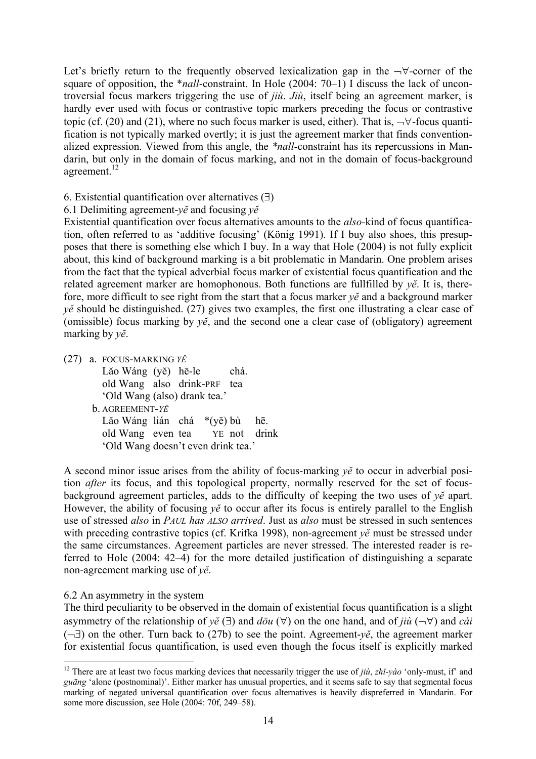Let's briefly return to the frequently observed lexicalization gap in the ¬∀-corner of the square of opposition, the **nall*-constraint. In Hole (2004: 70–1) I discuss the lack of uncontroversial focus markers triggering the use of *jiù*. *Jiù*, itself being an agreement marker, is hardly ever used with focus or contrastive topic markers preceding the focus or contrastive topic (cf. (20) and (21), where no such focus marker is used, either). That is, ¬∀-focus quantification is not typically marked overtly; it is just the agreement marker that finds conventionalized expression. Viewed from this angle, the **nall*-constraint has its repercussions in Mandarin, but only in the domain of focus marking, and not in the domain of focus-background agreement.[12]

6. Existential quantification over alternatives (∃)

6.1 Delimiting agreement-*yě* and focusing *yě*

Existential quantification over focus alternatives amounts to the *also*-kind of focus quantification, often referred to as 'additive focusing' (König 1991). If I buy also shoes, this presupposes that there is something else which I buy. In a way that Hole (2004) is not fully explicit about, this kind of background marking is a bit problematic in Mandarin. One problem arises from the fact that the typical adverbial focus marker of existential focus quantification and the related agreement marker are homophonous. Both functions are fullfilled by *yě*. It is, therefore, more difficult to see right from the start that a focus marker *yě* and a background marker *yě* should be distinguished. (27) gives two examples, the first one illustrating a clear case of (omissible) focus marking by *yě*, and the second one a clear case of (obligatory) agreement marking by *yě*.

(27) a. FOCUS-MARKING *YĚ*
   Lǎo Wáng (yě) hē-le chá.
   old Wang also drink-PRF tea
   'Old Wang (also) drank tea.'

   b. AGREEMENT-*YĚ*
   Lǎo Wáng lián chá *(yě) bù hē.
   old Wang even tea YE not drink
   'Old Wang doesn't even drink tea.'

A second minor issue arises from the ability of focus-marking *yě* to occur in adverbial position *after* its focus, and this topological property, normally reserved for the set of focus-background agreement particles, adds to the difficulty of keeping the two uses of *yě* apart. However, the ability of focusing *yě* to occur after its focus is entirely parallel to the English use of stressed *also* in *PAUL has ALSO arrived*. Just as *also* must be stressed in such sentences with preceding contrastive topics (cf. Krifka 1998), non-agreement *yě* must be stressed under the same circumstances. Agreement particles are never stressed. The interested reader is referred to Hole (2004: 42–4) for the more detailed justification of distinguishing a separate non-agreement marking use of *yě*.

6.2 An asymmetry in the system

The third peculiarity to be observed in the domain of existential focus quantification is a slight asymmetry of the relationship of *yě* (∃) and *dōu* (∀) on the one hand, and of *jiù* (¬∀) and *cái* (¬∃) on the other. Turn back to (27b) to see the point. Agreement-*yě*, the agreement marker for existential focus quantification, is used even though the focus itself is explicitly marked

---

[12] There are at least two focus marking devices that necessarily trigger the use of *jiù*, *zhǐ-yào* 'only-must, if' and *guāng* 'alone (postnominal)'. Either marker has unusual properties, and it seems safe to say that segmental focus marking of negated universal quantification over focus alternatives is heavily dispreferred in Mandarin. For some more discussion, see Hole (2004: 70f, 249–58).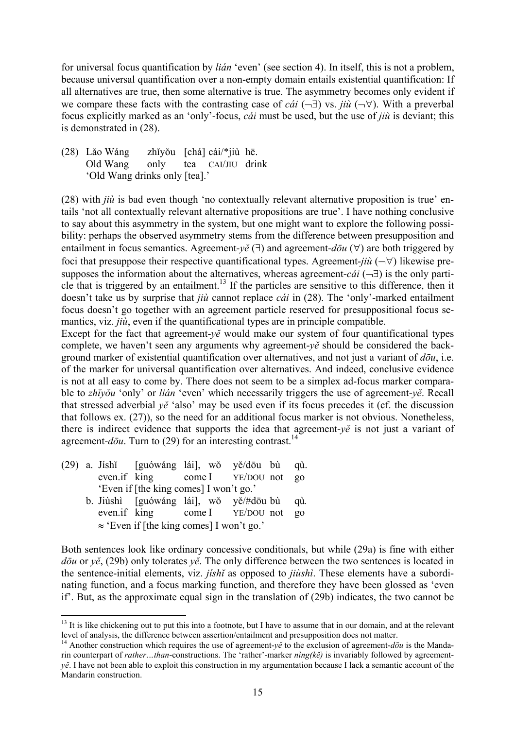for universal focus quantification by *lián* 'even' (see section 4). In itself, this is not a problem, because universal quantification over a non-empty domain entails existential quantification: If all alternatives are true, then some alternative is true. The asymmetry becomes only evident if we compare these facts with the contrasting case of *cái* ($\neg\exists$) vs. *jiù* ($\neg\forall$). With a preverbal focus explicitly marked as an 'only'-focus, *cái* must be used, but the use of *jiù* is deviant; this is demonstrated in (28).

(28) Lǎo Wáng zhǐyǒu [chá] cái/*jiù hē.
     Old Wang only tea CAI/JIU drink
     'Old Wang drinks only [tea].'

(28) with *jiù* is bad even though 'no contextually relevant alternative proposition is true' entails 'not all contextually relevant alternative propositions are true'. I have nothing conclusive to say about this asymmetry in the system, but one might want to explore the following possibility: perhaps the observed asymmetry stems from the difference between presupposition and entailment in focus semantics. Agreement-*yě* ($\exists$) and agreement-*dōu* ($\forall$) are both triggered by foci that presuppose their respective quantificational types. Agreement-*jiù* ($\neg\forall$) likewise presupposes the information about the alternatives, whereas agreement-*cái* ($\neg\exists$) is the only particle that is triggered by an entailment.[13] If the particles are sensitive to this difference, then it doesn't take us by surprise that *jiù* cannot replace *cái* in (28). The 'only'-marked entailment focus doesn't go together with an agreement particle reserved for presuppositional focus semantics, viz. *jiù*, even if the quantificational types are in principle compatible.

Except for the fact that agreement-*yě* would make our system of four quantificational types complete, we haven't seen any arguments why agreement-*yě* should be considered the background marker of existential quantification over alternatives, and not just a variant of *dōu*, i.e. of the marker for universal quantification over alternatives. And indeed, conclusive evidence is not at all easy to come by. There does not seem to be a simplex ad-focus marker comparable to *zhǐyǒu* 'only' or *lián* 'even' which necessarily triggers the use of agreement-*yě*. Recall that stressed adverbial *yě* 'also' may be used even if its focus precedes it (cf. the discussion that follows ex. (27)), so the need for an additional focus marker is not obvious. Nonetheless, there is indirect evidence that supports the idea that agreement-*yě* is not just a variant of agreement-*dōu*. Turn to (29) for an interesting contrast.[14]

(29) a. Jíshǐ [guówáng lái], wǒ yě/dōu bù qù.
        even.if king come I YE/DOU not go
        'Even if [the king comes] I won't go.'
     b. Jiùshì [guówáng lái], wǒ yě/#dōu bù qù.
        even.if king come I YE/DOU not go
        ≈ 'Even if [the king comes] I won't go.'

Both sentences look like ordinary concessive conditionals, but while (29a) is fine with either *dōu* or *yě*, (29b) only tolerates *yě*. The only difference between the two sentences is located in the sentence-initial elements, viz. *jíshǐ* as opposed to *jiùshì*. These elements have a subordinating function, and a focus marking function, and therefore they have been glossed as 'even if'. But, as the approximate equal sign in the translation of (29b) indicates, the two cannot be

[13] It is like chickening out to put this into a footnote, but I have to assume that in our domain, and at the relevant level of analysis, the difference between assertion/entailment and presupposition does not matter.

[14] Another construction which requires the use of agreement-*yě* to the exclusion of agreement-*dōu* is the Mandarin counterpart of *rather…than*-constructions. The 'rather'-marker *nìng(kě)* is invariably followed by agreement-*yě*. I have not been able to exploit this construction in my argumentation because I lack a semantic account of the Mandarin construction.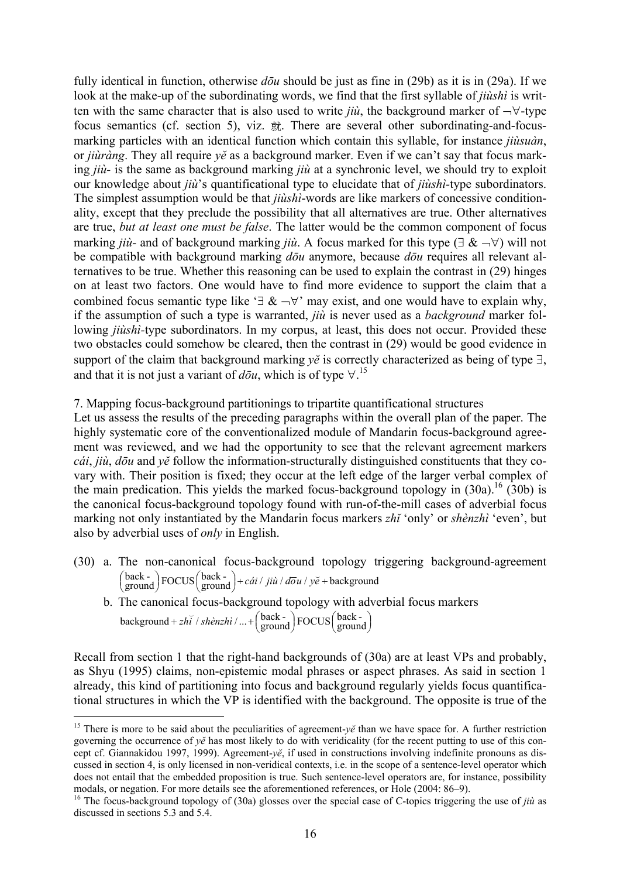fully identical in function, otherwise *dōu* should be just as fine in (29b) as it is in (29a). If we look at the make-up of the subordinating words, we find that the first syllable of *jiùshì* is written with the same character that is also used to write *jiù*, the background marker of ¬∀-type focus semantics (cf. section 5), viz. 就. There are several other subordinating-and-focus-marking particles with an identical function which contain this syllable, for instance *jiùsuàn*, or *jiùràng*. They all require *yě* as a background marker. Even if we can't say that focus marking *jiù-* is the same as background marking *jiù* at a synchronic level, we should try to exploit our knowledge about *jiù*'s quantificational type to elucidate that of *jiùshì*-type subordinators. The simplest assumption would be that *jiùshì*-words are like markers of concessive conditionality, except that they preclude the possibility that all alternatives are true. Other alternatives are true, *but at least one must be false*. The latter would be the common component of focus marking *jiù-* and of background marking *jiù*. A focus marked for this type (∃ & ¬∀) will not be compatible with background marking *dōu* anymore, because *dōu* requires all relevant alternatives to be true. Whether this reasoning can be used to explain the contrast in (29) hinges on at least two factors. One would have to find more evidence to support the claim that a combined focus semantic type like '∃ & ¬∀' may exist, and one would have to explain why, if the assumption of such a type is warranted, *jiù* is never used as a *background* marker following *jiùshì*-type subordinators. In my corpus, at least, this does not occur. Provided these two obstacles could somehow be cleared, then the contrast in (29) would be good evidence in support of the claim that background marking *yě* is correctly characterized as being of type ∃, and that it is not just a variant of *dōu*, which is of type ∀.[15]

7. Mapping focus-background partitionings to tripartite quantificational structures

Let us assess the results of the preceding paragraphs within the overall plan of the paper. The highly systematic core of the conventionalized module of Mandarin focus-background agreement was reviewed, and we had the opportunity to see that the relevant agreement markers *cái*, *jiù*, *dōu* and *yě* follow the information-structurally distinguished constituents that they co-vary with. Their position is fixed; they occur at the left edge of the larger verbal complex of the main predication. This yields the marked focus-background topology in (30a).[16] (30b) is the canonical focus-background topology found with run-of-the-mill cases of adverbial focus marking not only instantiated by the Mandarin focus markers *zhǐ* 'only' or *shènzhì* 'even', but also by adverbial uses of *only* in English.

(30) a. The non-canonical focus-background topology triggering background-agreement
$$\binom{\text{back-}}{\text{ground}}\text{FOCUS}\binom{\text{back-}}{\text{ground}} + c\acute{a}i \,/\, ji\grave{u} \,/\, d\bar{o}u \,/\, y\check{e} + \text{background}$$

b. The canonical focus-background topology with adverbial focus markers
$$\text{background} + zh\check{i} \,/\, sh\grave{e}nzh\grave{i} \,/ \ldots + \binom{\text{back-}}{\text{ground}}\text{FOCUS}\binom{\text{back-}}{\text{ground}}$$

Recall from section 1 that the right-hand backgrounds of (30a) are at least VPs and probably, as Shyu (1995) claims, non-epistemic modal phrases or aspect phrases. As said in section 1 already, this kind of partitioning into focus and background regularly yields focus quantificational structures in which the VP is identified with the background. The opposite is true of the

---

[15] There is more to be said about the peculiarities of agreement-*yě* than we have space for. A further restriction governing the occurrence of *yě* has most likely to do with veridicality (for the recent putting to use of this concept cf. Giannakidou 1997, 1999). Agreement-*yě*, if used in constructions involving indefinite pronouns as discussed in section 4, is only licensed in non-veridical contexts, i.e. in the scope of a sentence-level operator which does not entail that the embedded proposition is true. Such sentence-level operators are, for instance, possibility modals, or negation. For more details see the aforementioned references, or Hole (2004: 86–9).

[16] The focus-background topology of (30a) glosses over the special case of C-topics triggering the use of *jiù* as discussed in sections 5.3 and 5.4.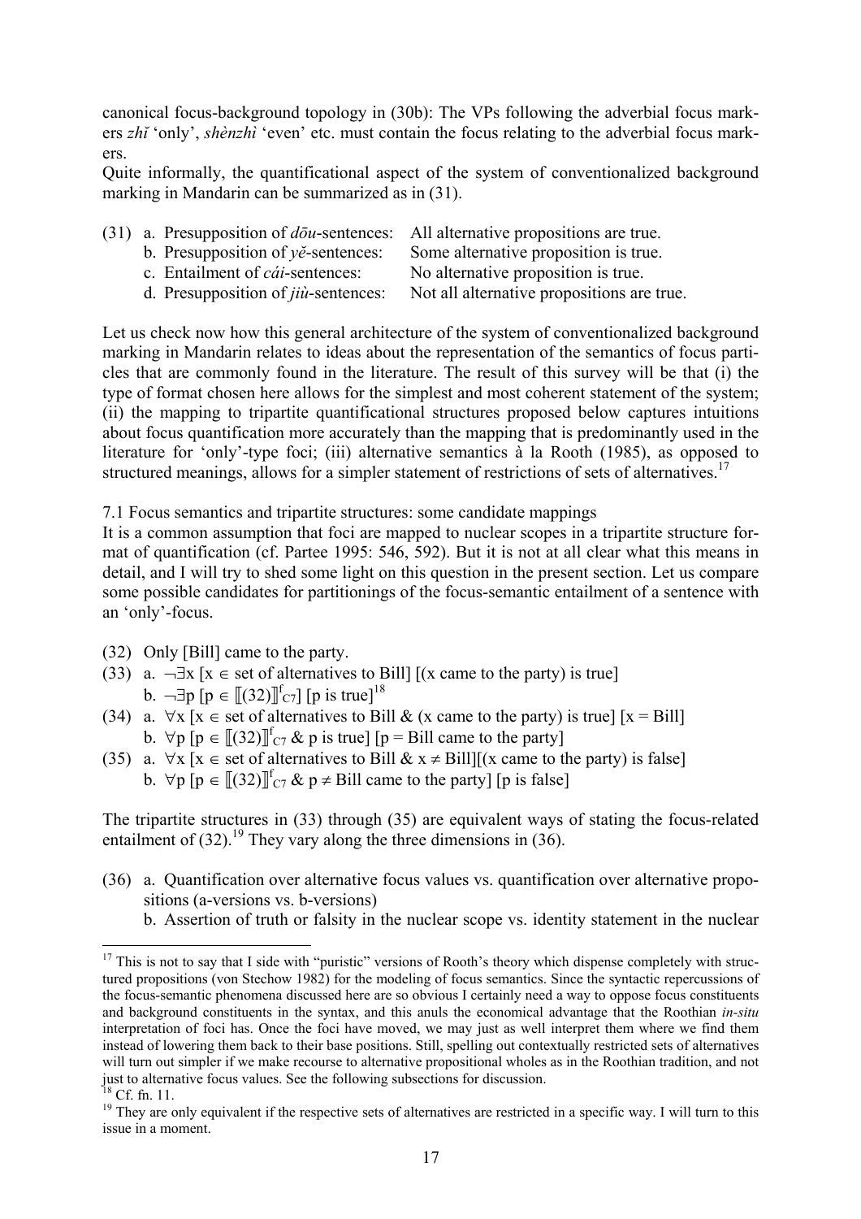canonical focus-background topology in (30b): The VPs following the adverbial focus markers *zhǐ* 'only', *shènzhì* 'even' etc. must contain the focus relating to the adverbial focus markers.

Quite informally, the quantificational aspect of the system of conventionalized background marking in Mandarin can be summarized as in (31).

(31) a. Presupposition of *dōu*-sentences: All alternative propositions are true.
  b. Presupposition of *yě*-sentences: Some alternative proposition is true.
  c. Entailment of *cái*-sentences: No alternative proposition is true.
  d. Presupposition of *jiù*-sentences: Not all alternative propositions are true.

Let us check now how this general architecture of the system of conventionalized background marking in Mandarin relates to ideas about the representation of the semantics of focus particles that are commonly found in the literature. The result of this survey will be that (i) the type of format chosen here allows for the simplest and most coherent statement of the system; (ii) the mapping to tripartite quantificational structures proposed below captures intuitions about focus quantification more accurately than the mapping that is predominantly used in the literature for 'only'-type foci; (iii) alternative semantics à la Rooth (1985), as opposed to structured meanings, allows for a simpler statement of restrictions of sets of alternatives.[17]

7.1 Focus semantics and tripartite structures: some candidate mappings

It is a common assumption that foci are mapped to nuclear scopes in a tripartite structure format of quantification (cf. Partee 1995: 546, 592). But it is not at all clear what this means in detail, and I will try to shed some light on this question in the present section. Let us compare some possible candidates for partitionings of the focus-semantic entailment of a sentence with an 'only'-focus.

(32) Only [Bill] came to the party.

(33) a. $\neg\exists x$ [$x \in$ set of alternatives to Bill] [(x came to the party) is true]
  b. $\neg\exists p$ [$p \in [\![(32)]\!]^{f}_{C7}$] [p is true][18]

(34) a. $\forall x$ [$x \in$ set of alternatives to Bill & (x came to the party) is true] [x = Bill]
  b. $\forall p$ [$p \in [\![(32)]\!]^{f}_{C7}$ & p is true] [p = Bill came to the party]

(35) a. $\forall x$ [$x \in$ set of alternatives to Bill & $x \neq$ Bill][(x came to the party) is false]
  b. $\forall p$ [$p \in [\![(32)]\!]^{f}_{C7}$ & $p \neq$ Bill came to the party] [p is false]

The tripartite structures in (33) through (35) are equivalent ways of stating the focus-related entailment of (32).[19] They vary along the three dimensions in (36).

(36) a. Quantification over alternative focus values vs. quantification over alternative propositions (a-versions vs. b-versions)
  b. Assertion of truth or falsity in the nuclear scope vs. identity statement in the nuclear

---

[17] This is not to say that I side with "puristic" versions of Rooth's theory which dispense completely with structured propositions (von Stechow 1982) for the modeling of focus semantics. Since the syntactic repercussions of the focus-semantic phenomena discussed here are so obvious I certainly need a way to oppose focus constituents and background constituents in the syntax, and this anuls the economical advantage that the Roothian *in-situ* interpretation of foci has. Once the foci have moved, we may just as well interpret them where we find them instead of lowering them back to their base positions. Still, spelling out contextually restricted sets of alternatives will turn out simpler if we make recourse to alternative propositional wholes as in the Roothian tradition, and not just to alternative focus values. See the following subsections for discussion.

[18] Cf. fn. 11.

[19] They are only equivalent if the respective sets of alternatives are restricted in a specific way. I will turn to this issue in a moment.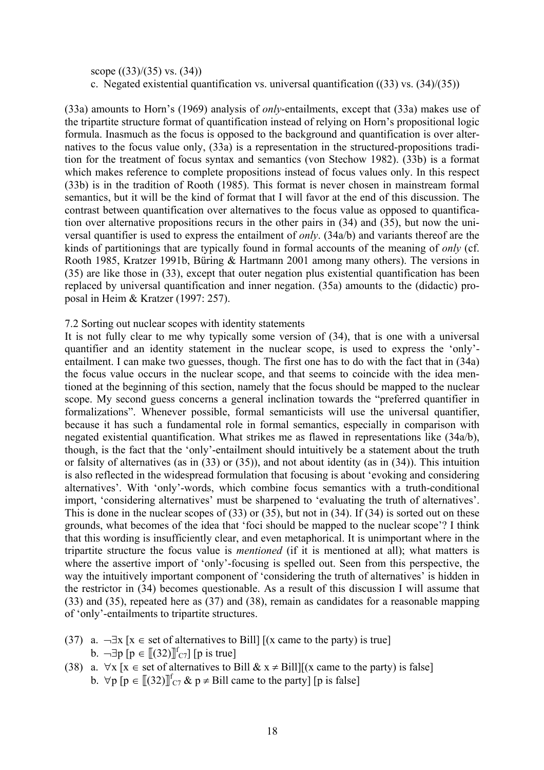scope ((33)/(35) vs. (34))

c. Negated existential quantification vs. universal quantification ((33) vs. (34)/(35))

(33a) amounts to Horn's (1969) analysis of *only*-entailments, except that (33a) makes use of the tripartite structure format of quantification instead of relying on Horn's propositional logic formula. Inasmuch as the focus is opposed to the background and quantification is over alternatives to the focus value only, (33a) is a representation in the structured-propositions tradition for the treatment of focus syntax and semantics (von Stechow 1982). (33b) is a format which makes reference to complete propositions instead of focus values only. In this respect (33b) is in the tradition of Rooth (1985). This format is never chosen in mainstream formal semantics, but it will be the kind of format that I will favor at the end of this discussion. The contrast between quantification over alternatives to the focus value as opposed to quantification over alternative propositions recurs in the other pairs in (34) and (35), but now the universal quantifier is used to express the entailment of *only*. (34a/b) and variants thereof are the kinds of partitionings that are typically found in formal accounts of the meaning of *only* (cf. Rooth 1985, Kratzer 1991b, Büring & Hartmann 2001 among many others). The versions in (35) are like those in (33), except that outer negation plus existential quantification has been replaced by universal quantification and inner negation. (35a) amounts to the (didactic) proposal in Heim & Kratzer (1997: 257).

### 7.2 Sorting out nuclear scopes with identity statements

It is not fully clear to me why typically some version of (34), that is one with a universal quantifier and an identity statement in the nuclear scope, is used to express the 'only'-entailment. I can make two guesses, though. The first one has to do with the fact that in (34a) the focus value occurs in the nuclear scope, and that seems to coincide with the idea mentioned at the beginning of this section, namely that the focus should be mapped to the nuclear scope. My second guess concerns a general inclination towards the "preferred quantifier in formalizations". Whenever possible, formal semanticists will use the universal quantifier, because it has such a fundamental role in formal semantics, especially in comparison with negated existential quantification. What strikes me as flawed in representations like (34a/b), though, is the fact that the 'only'-entailment should intuitively be a statement about the truth or falsity of alternatives (as in (33) or (35)), and not about identity (as in (34)). This intuition is also reflected in the widespread formulation that focusing is about 'evoking and considering alternatives'. With 'only'-words, which combine focus semantics with a truth-conditional import, 'considering alternatives' must be sharpened to 'evaluating the truth of alternatives'. This is done in the nuclear scopes of (33) or (35), but not in (34). If (34) is sorted out on these grounds, what becomes of the idea that 'foci should be mapped to the nuclear scope'? I think that this wording is insufficiently clear, and even metaphorical. It is unimportant where in the tripartite structure the focus value is *mentioned* (if it is mentioned at all); what matters is where the assertive import of 'only'-focusing is spelled out. Seen from this perspective, the way the intuitively important component of 'considering the truth of alternatives' is hidden in the restrictor in (34) becomes questionable. As a result of this discussion I will assume that (33) and (35), repeated here as (37) and (38), remain as candidates for a reasonable mapping of 'only'-entailments to tripartite structures.

(37) a. $\neg\exists x$ [$x \in$ set of alternatives to Bill] [(x came to the party) is true]

b. $\neg\exists p$ [$p \in [\![(32)]\!]^{f}_{C7}$] [p is true]

(38) a. $\forall x$ [$x \in$ set of alternatives to Bill & $x \neq$ Bill][(x came to the party) is false]

b. $\forall p$ [$p \in [\![(32)]\!]^{f}_{C7}$ & $p \neq$ Bill came to the party] [p is false]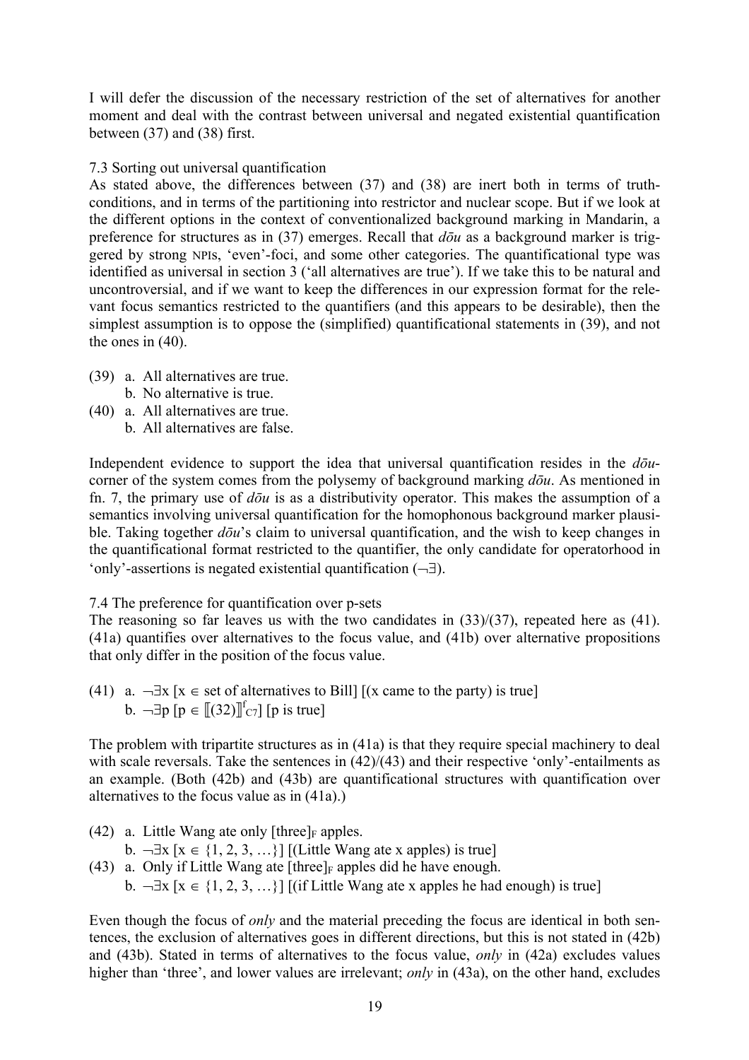I will defer the discussion of the necessary restriction of the set of alternatives for another moment and deal with the contrast between universal and negated existential quantification between (37) and (38) first.

### 7.3 Sorting out universal quantification

As stated above, the differences between (37) and (38) are inert both in terms of truth-conditions, and in terms of the partitioning into restrictor and nuclear scope. But if we look at the different options in the context of conventionalized background marking in Mandarin, a preference for structures as in (37) emerges. Recall that *dōu* as a background marker is triggered by strong NPIs, 'even'-foci, and some other categories. The quantificational type was identified as universal in section 3 ('all alternatives are true'). If we take this to be natural and uncontroversial, and if we want to keep the differences in our expression format for the relevant focus semantics restricted to the quantifiers (and this appears to be desirable), then the simplest assumption is to oppose the (simplified) quantificational statements in (39), and not the ones in (40).

(39) a. All alternatives are true.
  b. No alternative is true.

(40) a. All alternatives are true.
  b. All alternatives are false.

Independent evidence to support the idea that universal quantification resides in the *dōu*-corner of the system comes from the polysemy of background marking *dōu*. As mentioned in fn. 7, the primary use of *dōu* is as a distributivity operator. This makes the assumption of a semantics involving universal quantification for the homophonous background marker plausible. Taking together *dōu*'s claim to universal quantification, and the wish to keep changes in the quantificational format restricted to the quantifier, the only candidate for operatorhood in 'only'-assertions is negated existential quantification ($\neg\exists$).

### 7.4 The preference for quantification over p-sets

The reasoning so far leaves us with the two candidates in (33)/(37), repeated here as (41). (41a) quantifies over alternatives to the focus value, and (41b) over alternative propositions that only differ in the position of the focus value.

(41) a. $\neg\exists x$ [$x \in$ set of alternatives to Bill] [(x came to the party) is true]
  b. $\neg\exists p$ [$p \in [\![(32)]\!]^{f}_{C7}$] [p is true]

The problem with tripartite structures as in (41a) is that they require special machinery to deal with scale reversals. Take the sentences in (42)/(43) and their respective 'only'-entailments as an example. (Both (42b) and (43b) are quantificational structures with quantification over alternatives to the focus value as in (41a).)

(42) a. Little Wang ate only [three]$_F$ apples.
  b. $\neg\exists x$ [$x \in \{1, 2, 3, \ldots\}$] [(Little Wang ate x apples) is true]

(43) a. Only if Little Wang ate [three]$_F$ apples did he have enough.
  b. $\neg\exists x$ [$x \in \{1, 2, 3, \ldots\}$] [(if Little Wang ate x apples he had enough) is true]

Even though the focus of *only* and the material preceding the focus are identical in both sentences, the exclusion of alternatives goes in different directions, but this is not stated in (42b) and (43b). Stated in terms of alternatives to the focus value, *only* in (42a) excludes values higher than 'three', and lower values are irrelevant; *only* in (43a), on the other hand, excludes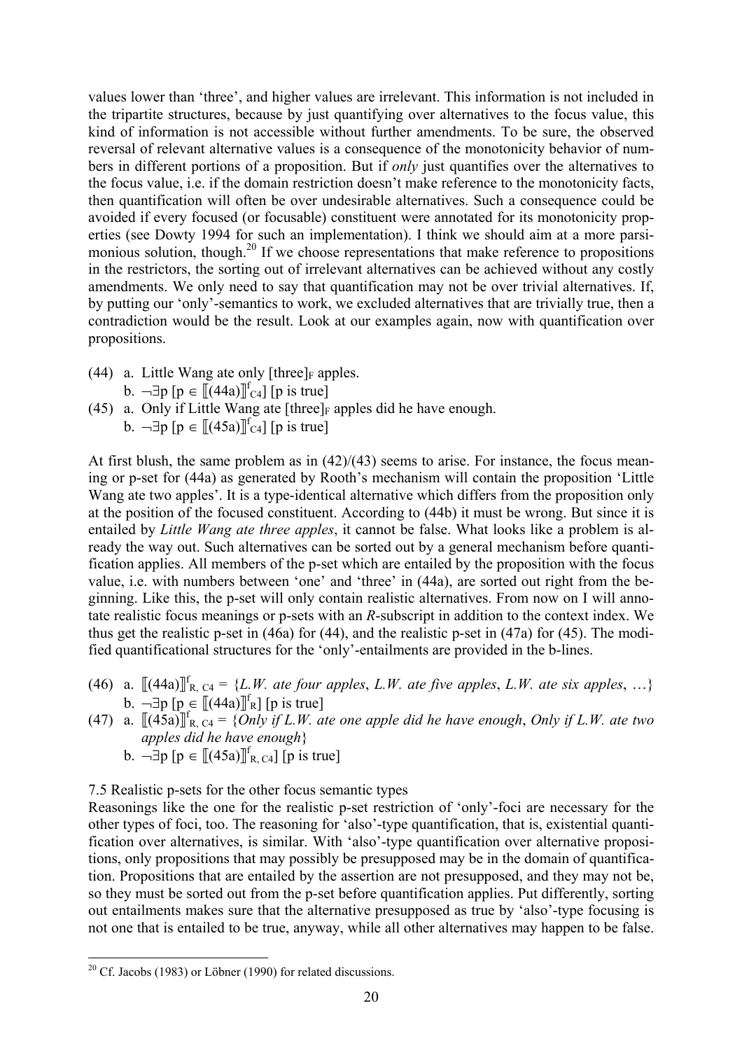values lower than 'three', and higher values are irrelevant. This information is not included in the tripartite structures, because by just quantifying over alternatives to the focus value, this kind of information is not accessible without further amendments. To be sure, the observed reversal of relevant alternative values is a consequence of the monotonicity behavior of numbers in different portions of a proposition. But if *only* just quantifies over the alternatives to the focus value, i.e. if the domain restriction doesn't make reference to the monotonicity facts, then quantification will often be over undesirable alternatives. Such a consequence could be avoided if every focused (or focusable) constituent were annotated for its monotonicity properties (see Dowty 1994 for such an implementation). I think we should aim at a more parsimonious solution, though.[20] If we choose representations that make reference to propositions in the restrictors, the sorting out of irrelevant alternatives can be achieved without any costly amendments. We only need to say that quantification may not be over trivial alternatives. If, by putting our 'only'-semantics to work, we excluded alternatives that are trivially true, then a contradiction would be the result. Look at our examples again, now with quantification over propositions.

(44) a. Little Wang ate only $[\text{three}]_F$ apples.
     b. $\neg\exists p\ [p \in [\![(44a)]\!]^f_{C4}]\ [p \text{ is true}]$

(45) a. Only if Little Wang ate $[\text{three}]_F$ apples did he have enough.
     b. $\neg\exists p\ [p \in [\![(45a)]\!]^f_{C4}]\ [p \text{ is true}]$

At first blush, the same problem as in (42)/(43) seems to arise. For instance, the focus meaning or p-set for (44a) as generated by Rooth's mechanism will contain the proposition 'Little Wang ate two apples'. It is a type-identical alternative which differs from the proposition only at the position of the focused constituent. According to (44b) it must be wrong. But since it is entailed by *Little Wang ate three apples*, it cannot be false. What looks like a problem is already the way out. Such alternatives can be sorted out by a general mechanism before quantification applies. All members of the p-set which are entailed by the proposition with the focus value, i.e. with numbers between 'one' and 'three' in (44a), are sorted out right from the beginning. Like this, the p-set will only contain realistic alternatives. From now on I will annotate realistic focus meanings or p-sets with an *R*-subscript in addition to the context index. We thus get the realistic p-set in (46a) for (44), and the realistic p-set in (47a) for (45). The modified quantificational structures for the 'only'-entailments are provided in the b-lines.

(46) a. $[\![(44a)]\!]^f_{R,\,C4}$ = {*L.W. ate four apples*, *L.W. ate five apples*, *L.W. ate six apples*, …}
     b. $\neg\exists p\ [p \in [\![(44a)]\!]^f_{R}]\ [p \text{ is true}]$

(47) a. $[\![(45a)]\!]^f_{R,\,C4}$ = {*Only if L.W. ate one apple did he have enough*, *Only if L.W. ate two apples did he have enough*}
     b. $\neg\exists p\ [p \in [\![(45a)]\!]^f_{R,\,C4}]\ [p \text{ is true}]$

7.5 Realistic p-sets for the other focus semantic types

Reasonings like the one for the realistic p-set restriction of 'only'-foci are necessary for the other types of foci, too. The reasoning for 'also'-type quantification, that is, existential quantification over alternatives, is similar. With 'also'-type quantification over alternative propositions, only propositions that may possibly be presupposed may be in the domain of quantification. Propositions that are entailed by the assertion are not presupposed, and they may not be, so they must be sorted out from the p-set before quantification applies. Put differently, sorting out entailments makes sure that the alternative presupposed as true by 'also'-type focusing is not one that is entailed to be true, anyway, while all other alternatives may happen to be false.

[20] Cf. Jacobs (1983) or Löbner (1990) for related discussions.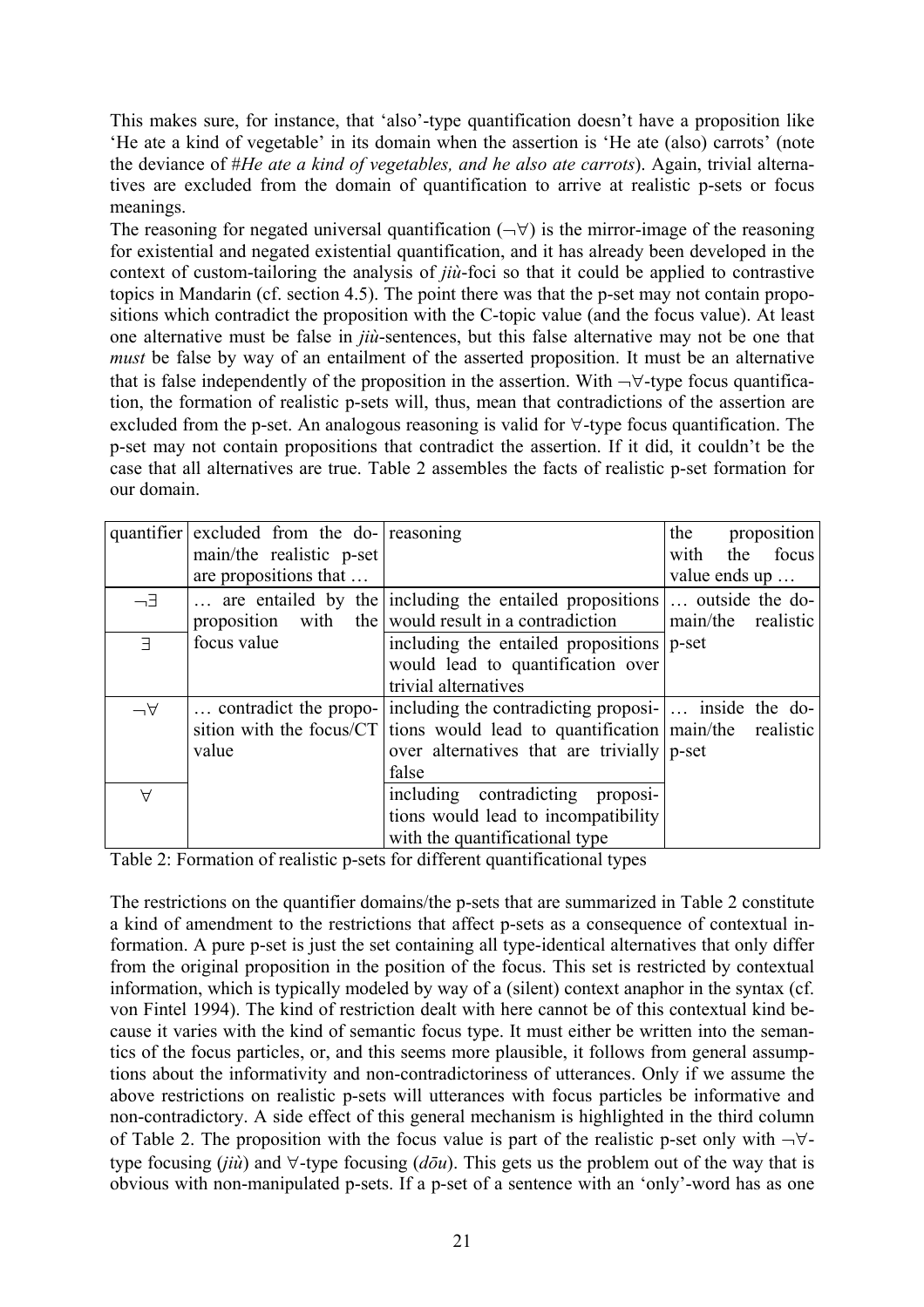This makes sure, for instance, that 'also'-type quantification doesn't have a proposition like 'He ate a kind of vegetable' in its domain when the assertion is 'He ate (also) carrots' (note the deviance of #*He ate a kind of vegetables, and he also ate carrots*). Again, trivial alternatives are excluded from the domain of quantification to arrive at realistic p-sets or focus meanings.

The reasoning for negated universal quantification ($\neg\forall$) is the mirror-image of the reasoning for existential and negated existential quantification, and it has already been developed in the context of custom-tailoring the analysis of *jiù*-foci so that it could be applied to contrastive topics in Mandarin (cf. section 4.5). The point there was that the p-set may not contain propositions which contradict the proposition with the C-topic value (and the focus value). At least one alternative must be false in *jiù*-sentences, but this false alternative may not be one that *must* be false by way of an entailment of the asserted proposition. It must be an alternative that is false independently of the proposition in the assertion. With $\neg\forall$-type focus quantification, the formation of realistic p-sets will, thus, mean that contradictions of the assertion are excluded from the p-set. An analogous reasoning is valid for $\forall$-type focus quantification. The p-set may not contain propositions that contradict the assertion. If it did, it couldn't be the case that all alternatives are true. Table 2 assembles the facts of realistic p-set formation for our domain.

| quantifier | excluded from the domain/the realistic p-set are propositions that … | reasoning | the proposition with the focus value ends up … |
|---|---|---|---|
| $\neg\exists$ | … are entailed by the proposition with the focus value | including the entailed propositions would result in a contradiction | … outside the domain/the realistic p-set |
| $\exists$ | | including the entailed propositions would lead to quantification over trivial alternatives | |
| $\neg\forall$ | … contradict the proposition with the focus/CT value | including the contradicting propositions would lead to quantification over alternatives that are trivially false | … inside the domain/the realistic p-set |
| $\forall$ | | including contradicting propositions would lead to incompatibility with the quantificational type | |

Table 2: Formation of realistic p-sets for different quantificational types

The restrictions on the quantifier domains/the p-sets that are summarized in Table 2 constitute a kind of amendment to the restrictions that affect p-sets as a consequence of contextual information. A pure p-set is just the set containing all type-identical alternatives that only differ from the original proposition in the position of the focus. This set is restricted by contextual information, which is typically modeled by way of a (silent) context anaphor in the syntax (cf. von Fintel 1994). The kind of restriction dealt with here cannot be of this contextual kind because it varies with the kind of semantic focus type. It must either be written into the semantics of the focus particles, or, and this seems more plausible, it follows from general assumptions about the informativity and non-contradictoriness of utterances. Only if we assume the above restrictions on realistic p-sets will utterances with focus particles be informative and non-contradictory. A side effect of this general mechanism is highlighted in the third column of Table 2. The proposition with the focus value is part of the realistic p-set only with $\neg\forall$-type focusing (*jiù*) and $\forall$-type focusing (*dōu*). This gets us the problem out of the way that is obvious with non-manipulated p-sets. If a p-set of a sentence with an 'only'-word has as one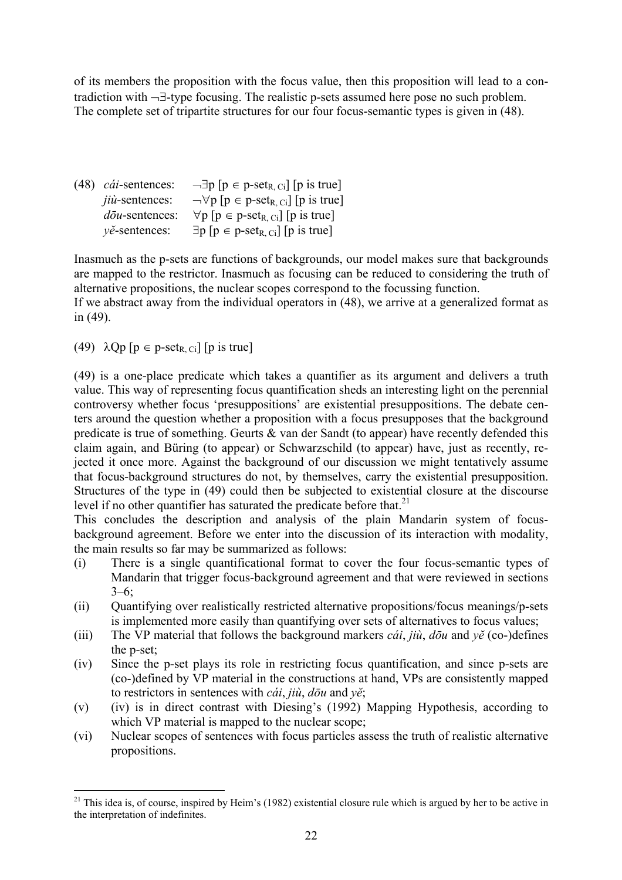of its members the proposition with the focus value, then this proposition will lead to a contradiction with ¬∃-type focusing. The realistic p-sets assumed here pose no such problem. The complete set of tripartite structures for our four focus-semantic types is given in (48).

(48) *cái*-sentences: $\neg\exists p\ [p \in \text{p-set}_{R,\,Ci}]\ [p \text{ is true}]$
*jiù*-sentences: $\neg\forall p\ [p \in \text{p-set}_{R,\,Ci}]\ [p \text{ is true}]$
*dōu*-sentences: $\forall p\ [p \in \text{p-set}_{R,\,Ci}]\ [p \text{ is true}]$
*yě*-sentences: $\exists p\ [p \in \text{p-set}_{R,\,Ci}]\ [p \text{ is true}]$

Inasmuch as the p-sets are functions of backgrounds, our model makes sure that backgrounds are mapped to the restrictor. Inasmuch as focusing can be reduced to considering the truth of alternative propositions, the nuclear scopes correspond to the focussing function.
If we abstract away from the individual operators in (48), we arrive at a generalized format as in (49).

(49) $\lambda Qp\ [p \in \text{p-set}_{R,\,Ci}]\ [p \text{ is true}]$

(49) is a one-place predicate which takes a quantifier as its argument and delivers a truth value. This way of representing focus quantification sheds an interesting light on the perennial controversy whether focus 'presuppositions' are existential presuppositions. The debate centers around the question whether a proposition with a focus presupposes that the background predicate is true of something. Geurts & van der Sandt (to appear) have recently defended this claim again, and Büring (to appear) or Schwarzschild (to appear) have, just as recently, rejected it once more. Against the background of our discussion we might tentatively assume that focus-background structures do not, by themselves, carry the existential presupposition. Structures of the type in (49) could then be subjected to existential closure at the discourse level if no other quantifier has saturated the predicate before that.[21]
This concludes the description and analysis of the plain Mandarin system of focus-background agreement. Before we enter into the discussion of its interaction with modality, the main results so far may be summarized as follows:

(i) There is a single quantificational format to cover the four focus-semantic types of Mandarin that trigger focus-background agreement and that were reviewed in sections 3–6;
(ii) Quantifying over realistically restricted alternative propositions/focus meanings/p-sets is implemented more easily than quantifying over sets of alternatives to focus values;
(iii) The VP material that follows the background markers *cái*, *jiù*, *dōu* and *yě* (co-)defines the p-set;
(iv) Since the p-set plays its role in restricting focus quantification, and since p-sets are (co-)defined by VP material in the constructions at hand, VPs are consistently mapped to restrictors in sentences with *cái*, *jiù*, *dōu* and *yě*;
(v) (iv) is in direct contrast with Diesing's (1992) Mapping Hypothesis, according to which VP material is mapped to the nuclear scope;
(vi) Nuclear scopes of sentences with focus particles assess the truth of realistic alternative propositions.

[21] This idea is, of course, inspired by Heim's (1982) existential closure rule which is argued by her to be active in the interpretation of indefinites.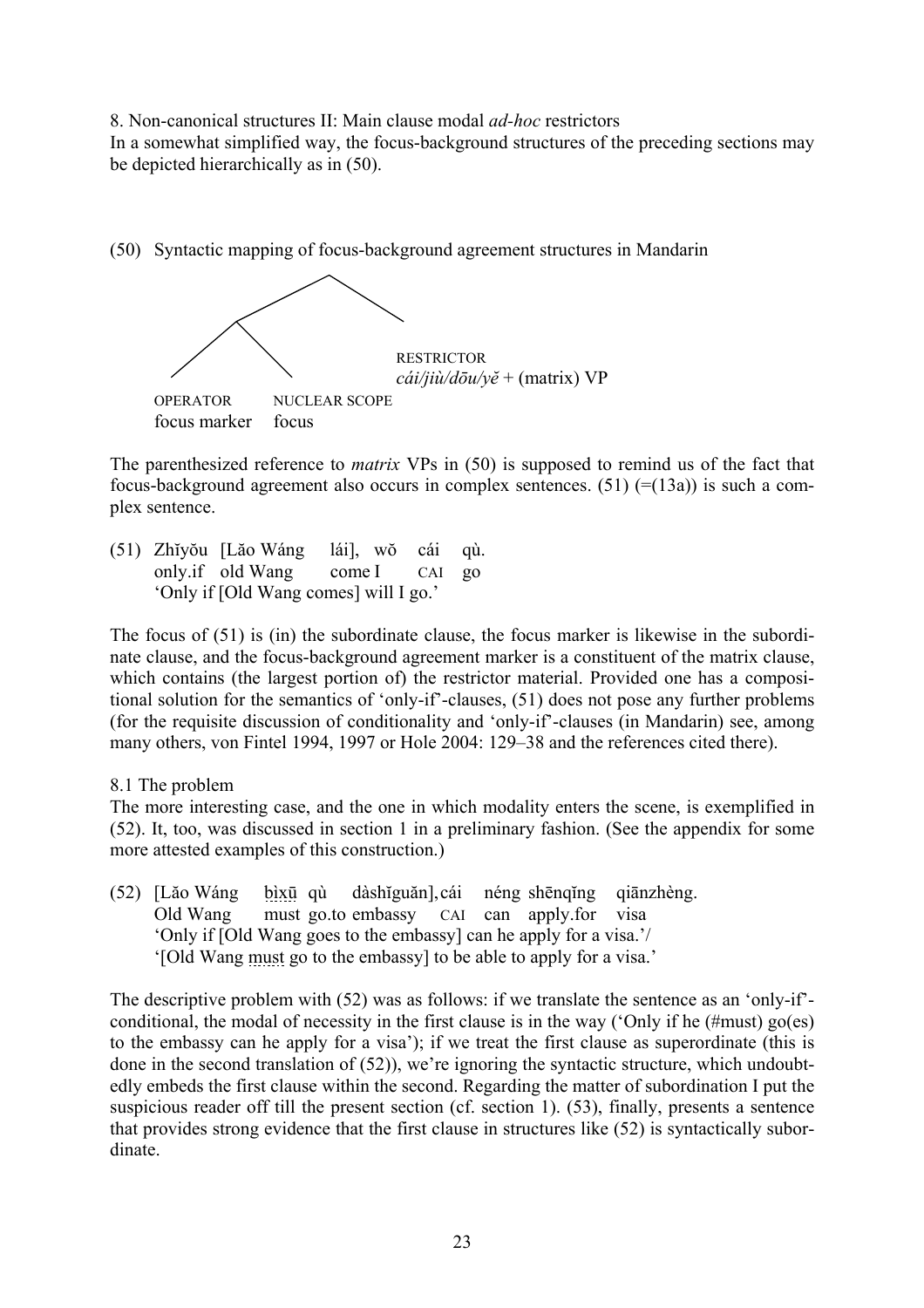8. Non-canonical structures II: Main clause modal *ad-hoc* restrictors

In a somewhat simplified way, the focus-background structures of the preceding sections may be depicted hierarchically as in (50).

(50) Syntactic mapping of focus-background agreement structures in Mandarin

```
              /\
             /  \
            /\   RESTRICTOR
           /  \  cái/jiù/dōu/yě + (matrix) VP
OPERATOR   NUCLEAR SCOPE
focus marker   focus
```

The parenthesized reference to *matrix* VPs in (50) is supposed to remind us of the fact that focus-background agreement also occurs in complex sentences. (51) (=(13a)) is such a complex sentence.

(51) Zhǐyǒu [Lǎo Wáng lái], wǒ cái qù.
only.if old Wang come I CAI go
'Only if [Old Wang comes] will I go.'

The focus of (51) is (in) the subordinate clause, the focus marker is likewise in the subordinate clause, and the focus-background agreement marker is a constituent of the matrix clause, which contains (the largest portion of) the restrictor material. Provided one has a compositional solution for the semantics of 'only-if'-clauses, (51) does not pose any further problems (for the requisite discussion of conditionality and 'only-if'-clauses (in Mandarin) see, among many others, von Fintel 1994, 1997 or Hole 2004: 129–38 and the references cited there).

8.1 The problem

The more interesting case, and the one in which modality enters the scene, is exemplified in (52). It, too, was discussed in section 1 in a preliminary fashion. (See the appendix for some more attested examples of this construction.)

(52) [Lǎo Wáng bìxū qù dàshǐguǎn], cái néng shēnqǐng qiānzhèng.
Old Wang must go.to embassy CAI can apply.for visa
'Only if [Old Wang goes to the embassy] can he apply for a visa.'/
'[Old Wang must go to the embassy] to be able to apply for a visa.'

The descriptive problem with (52) was as follows: if we translate the sentence as an 'only-if'-conditional, the modal of necessity in the first clause is in the way ('Only if he (#must) go(es) to the embassy can he apply for a visa'); if we treat the first clause as superordinate (this is done in the second translation of (52)), we're ignoring the syntactic structure, which undoubtedly embeds the first clause within the second. Regarding the matter of subordination I put the suspicious reader off till the present section (cf. section 1). (53), finally, presents a sentence that provides strong evidence that the first clause in structures like (52) is syntactically subordinate.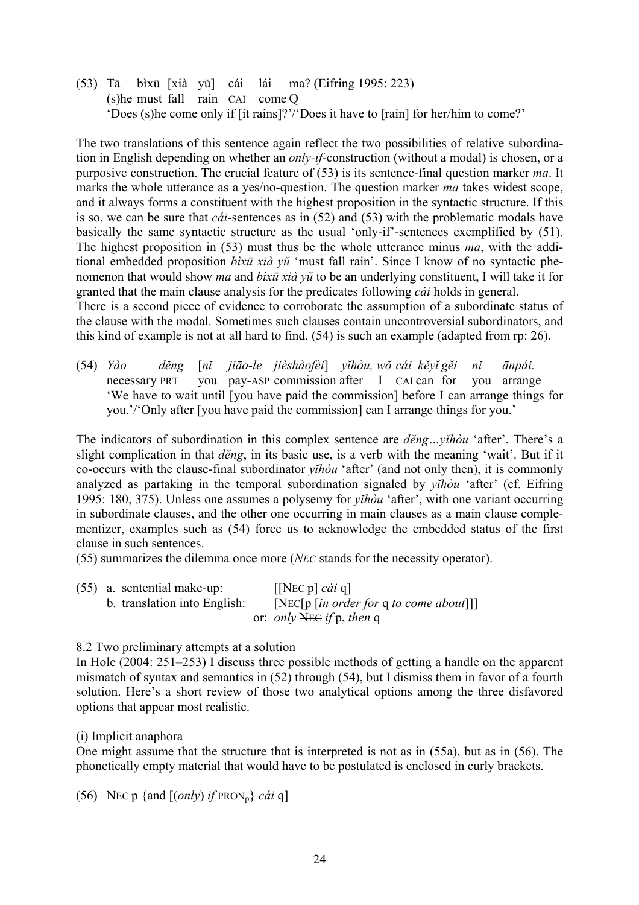(53) Tā bìxū [xià yǔ] cái lái ma? (Eifring 1995: 223)
(s)he must fall rain CAI come Q
'Does (s)he come only if [it rains]?'/'Does it have to [rain] for her/him to come?'

The two translations of this sentence again reflect the two possibilities of relative subordination in English depending on whether an *only-if*-construction (without a modal) is chosen, or a purposive construction. The crucial feature of (53) is its sentence-final question marker *ma*. It marks the whole utterance as a yes/no-question. The question marker *ma* takes widest scope, and it always forms a constituent with the highest proposition in the syntactic structure. If this is so, we can be sure that *cái*-sentences as in (52) and (53) with the problematic modals have basically the same syntactic structure as the usual 'only-if'-sentences exemplified by (51). The highest proposition in (53) must thus be the whole utterance minus *ma*, with the additional embedded proposition *bìxū xià yǔ* 'must fall rain'. Since I know of no syntactic phenomenon that would show *ma* and *bìxū xià yǔ* to be an underlying constituent, I will take it for granted that the main clause analysis for the predicates following *cái* holds in general.
There is a second piece of evidence to corroborate the assumption of a subordinate status of the clause with the modal. Sometimes such clauses contain uncontroversial subordinators, and this kind of example is not at all hard to find. (54) is such an example (adapted from rp: 26).

(54) *Yào děng [nǐ jiāo-le jièshàofèi] yǐhòu, wǒ cái kěyǐ gěi nǐ ānpái.*
necessary PRT you pay-ASP commission after I CAI can for you arrange
'We have to wait until [you have paid the commission] before I can arrange things for you.'/'Only after [you have paid the commission] can I arrange things for you.'

The indicators of subordination in this complex sentence are *děng…yǐhòu* 'after'. There's a slight complication in that *děng*, in its basic use, is a verb with the meaning 'wait'. But if it co-occurs with the clause-final subordinator *yǐhòu* 'after' (and not only then), it is commonly analyzed as partaking in the temporal subordination signaled by *yǐhòu* 'after' (cf. Eifring 1995: 180, 375). Unless one assumes a polysemy for *yǐhòu* 'after', with one variant occurring in subordinate clauses, and the other one occurring in main clauses as a main clause complementizer, examples such as (54) force us to acknowledge the embedded status of the first clause in such sentences.
(55) summarizes the dilemma once more (*NEC* stands for the necessity operator).

(55) a. sentential make-up: [[NEC p] *cái* q]
b. translation into English: [NEC[p [*in order for* q *to come about*]]]
or: *only* ~~NEC~~ *if* p, *then* q

8.2 Two preliminary attempts at a solution

In Hole (2004: 251–253) I discuss three possible methods of getting a handle on the apparent mismatch of syntax and semantics in (52) through (54), but I dismiss them in favor of a fourth solution. Here's a short review of those two analytical options among the three disfavored options that appear most realistic.

(i) Implicit anaphora

One might assume that the structure that is interpreted is not as in (55a), but as in (56). The phonetically empty material that would have to be postulated is enclosed in curly brackets.

(56) NEC p {and [(*only*) *if* $\text{PRON}_p$} *cái* q]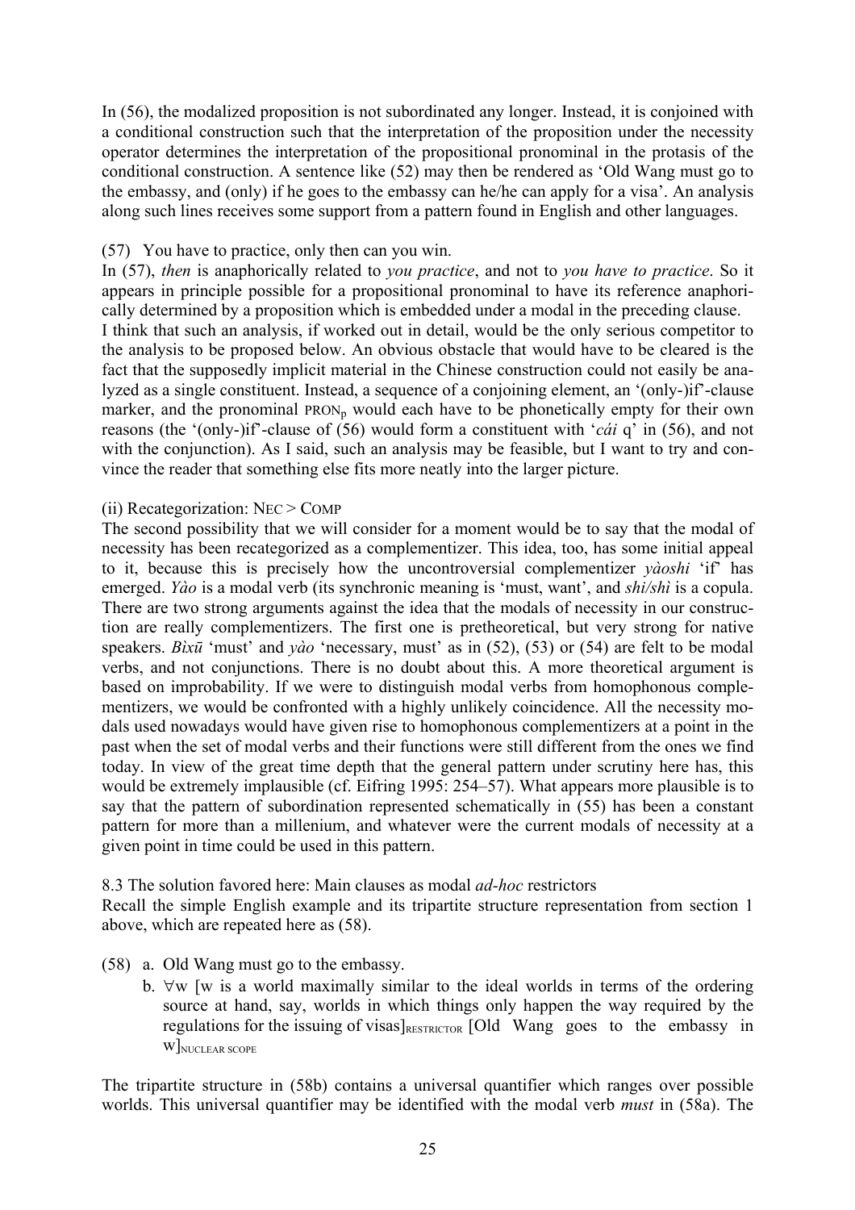In (56), the modalized proposition is not subordinated any longer. Instead, it is conjoined with a conditional construction such that the interpretation of the proposition under the necessity operator determines the interpretation of the propositional pronominal in the protasis of the conditional construction. A sentence like (52) may then be rendered as 'Old Wang must go to the embassy, and (only) if he goes to the embassy can he/he can apply for a visa'. An analysis along such lines receives some support from a pattern found in English and other languages.

(57) You have to practice, only then can you win.

In (57), *then* is anaphorically related to *you practice*, and not to *you have to practice*. So it appears in principle possible for a propositional pronominal to have its reference anaphorically determined by a proposition which is embedded under a modal in the preceding clause.

I think that such an analysis, if worked out in detail, would be the only serious competitor to the analysis to be proposed below. An obvious obstacle that would have to be cleared is the fact that the supposedly implicit material in the Chinese construction could not easily be analyzed as a single constituent. Instead, a sequence of a conjoining element, an '(only-)if'-clause marker, and the pronominal $\text{PRON}_p$ would each have to be phonetically empty for their own reasons (the '(only-)if'-clause of (56) would form a constituent with '*cái* q' in (56), and not with the conjunction). As I said, such an analysis may be feasible, but I want to try and convince the reader that something else fits more neatly into the larger picture.

(ii) Recategorization: NEC > COMP

The second possibility that we will consider for a moment would be to say that the modal of necessity has been recategorized as a complementizer. This idea, too, has some initial appeal to it, because this is precisely how the uncontroversial complementizer *yàoshi* 'if' has emerged. *Yào* is a modal verb (its synchronic meaning is 'must, want', and *shi/shì* is a copula. There are two strong arguments against the idea that the modals of necessity in our construction are really complementizers. The first one is pretheoretical, but very strong for native speakers. *Bìxū* 'must' and *yào* 'necessary, must' as in (52), (53) or (54) are felt to be modal verbs, and not conjunctions. There is no doubt about this. A more theoretical argument is based on improbability. If we were to distinguish modal verbs from homophonous complementizers, we would be confronted with a highly unlikely coincidence. All the necessity modals used nowadays would have given rise to homophonous complementizers at a point in the past when the set of modal verbs and their functions were still different from the ones we find today. In view of the great time depth that the general pattern under scrutiny here has, this would be extremely implausible (cf. Eifring 1995: 254–57). What appears more plausible is to say that the pattern of subordination represented schematically in (55) has been a constant pattern for more than a millenium, and whatever were the current modals of necessity at a given point in time could be used in this pattern.

8.3 The solution favored here: Main clauses as modal *ad-hoc* restrictors

Recall the simple English example and its tripartite structure representation from section 1 above, which are repeated here as (58).

(58) a. Old Wang must go to the embassy.
  b. ∀w [w is a world maximally similar to the ideal worlds in terms of the ordering source at hand, say, worlds in which things only happen the way required by the regulations for the issuing of visas]$_{\text{RESTRICTOR}}$ [Old Wang goes to the embassy in w]$_{\text{NUCLEAR SCOPE}}$

The tripartite structure in (58b) contains a universal quantifier which ranges over possible worlds. This universal quantifier may be identified with the modal verb *must* in (58a). The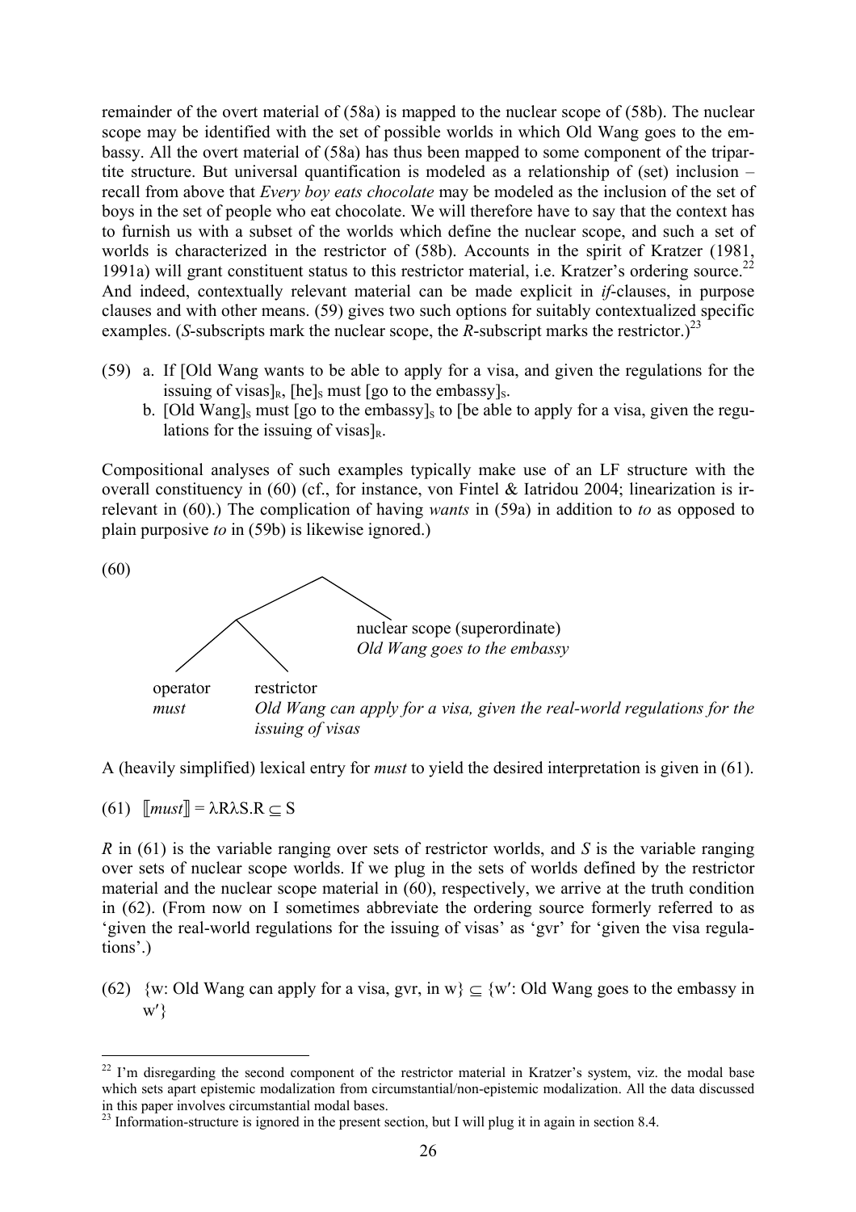remainder of the overt material of (58a) is mapped to the nuclear scope of (58b). The nuclear scope may be identified with the set of possible worlds in which Old Wang goes to the embassy. All the overt material of (58a) has thus been mapped to some component of the tripartite structure. But universal quantification is modeled as a relationship of (set) inclusion – recall from above that *Every boy eats chocolate* may be modeled as the inclusion of the set of boys in the set of people who eat chocolate. We will therefore have to say that the context has to furnish us with a subset of the worlds which define the nuclear scope, and such a set of worlds is characterized in the restrictor of (58b). Accounts in the spirit of Kratzer (1981, 1991a) will grant constituent status to this restrictor material, i.e. Kratzer's ordering source.[22] And indeed, contextually relevant material can be made explicit in *if*-clauses, in purpose clauses and with other means. (59) gives two such options for suitably contextualized specific examples. (*S*-subscripts mark the nuclear scope, the *R*-subscript marks the restrictor.)[23]

(59) a. If [Old Wang wants to be able to apply for a visa, and given the regulations for the issuing of visas]$_R$, [he]$_S$ must [go to the embassy]$_S$.
   b. [Old Wang]$_S$ must [go to the embassy]$_S$ to [be able to apply for a visa, given the regulations for the issuing of visas]$_R$.

Compositional analyses of such examples typically make use of an LF structure with the overall constituency in (60) (cf., for instance, von Fintel & Iatridou 2004; linearization is irrelevant in (60).) The complication of having *wants* in (59a) in addition to *to* as opposed to plain purposive *to* in (59b) is likewise ignored.)

(60)

- [ [ operator: *must* ] [ restrictor: *Old Wang can apply for a visa, given the real-world regulations for the issuing of visas* ] ] [ nuclear scope (superordinate): *Old Wang goes to the embassy* ]

A (heavily simplified) lexical entry for *must* to yield the desired interpretation is given in (61).

(61) $[\![must]\!] = \lambda R \lambda S. R \subseteq S$

*R* in (61) is the variable ranging over sets of restrictor worlds, and *S* is the variable ranging over sets of nuclear scope worlds. If we plug in the sets of worlds defined by the restrictor material and the nuclear scope material in (60), respectively, we arrive at the truth condition in (62). (From now on I sometimes abbreviate the ordering source formerly referred to as 'given the real-world regulations for the issuing of visas' as 'gvr' for 'given the visa regulations'.)

(62) {w: Old Wang can apply for a visa, gvr, in w} $\subseteq$ {w′: Old Wang goes to the embassy in w′}

[22] I'm disregarding the second component of the restrictor material in Kratzer's system, viz. the modal base which sets apart epistemic modalization from circumstantial/non-epistemic modalization. All the data discussed in this paper involves circumstantial modal bases.

[23] Information-structure is ignored in the present section, but I will plug it in again in section 8.4.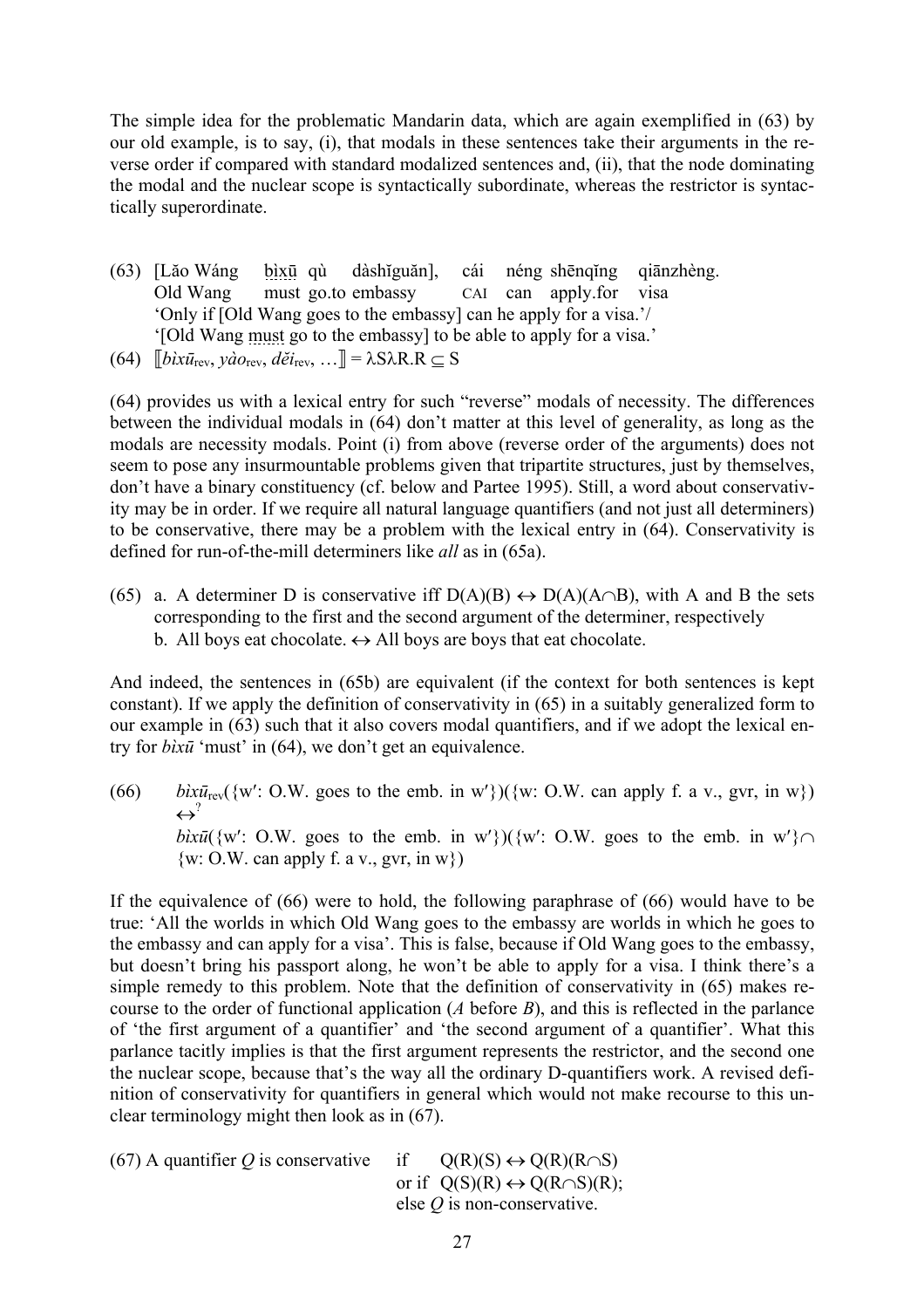The simple idea for the problematic Mandarin data, which are again exemplified in (63) by our old example, is to say, (i), that modals in these sentences take their arguments in the reverse order if compared with standard modalized sentences and, (ii), that the node dominating the modal and the nuclear scope is syntactically subordinate, whereas the restrictor is syntactically superordinate.

(63) [Lǎo Wáng bìxū qù dàshǐguǎn], cái néng shēnqǐng qiānzhèng.
Old Wang must go.to embassy CAI can apply.for visa
'Only if [Old Wang goes to the embassy] can he apply for a visa.'/
'[Old Wang must go to the embassy] to be able to apply for a visa.'

(64) $[\![$*bìxū*$_{rev}$, *yào*$_{rev}$, *děi*$_{rev}$, …$]\!] = \lambda S \lambda R.R \subseteq S$

(64) provides us with a lexical entry for such "reverse" modals of necessity. The differences between the individual modals in (64) don't matter at this level of generality, as long as the modals are necessity modals. Point (i) from above (reverse order of the arguments) does not seem to pose any insurmountable problems given that tripartite structures, just by themselves, don't have a binary constituency (cf. below and Partee 1995). Still, a word about conservativity may be in order. If we require all natural language quantifiers (and not just all determiners) to be conservative, there may be a problem with the lexical entry in (64). Conservativity is defined for run-of-the-mill determiners like *all* as in (65a).

(65) a. A determiner D is conservative iff $D(A)(B) \leftrightarrow D(A)(A \cap B)$, with A and B the sets corresponding to the first and the second argument of the determiner, respectively
b. All boys eat chocolate. $\leftrightarrow$ All boys are boys that eat chocolate.

And indeed, the sentences in (65b) are equivalent (if the context for both sentences is kept constant). If we apply the definition of conservativity in (65) in a suitably generalized form to our example in (63) such that it also covers modal quantifiers, and if we adopt the lexical entry for *bìxū* 'must' in (64), we don't get an equivalence.

(66) *bìxū*$_{rev}$({w′: O.W. goes to the emb. in w′})({w: O.W. can apply f. a v., gvr, in w}) $\leftrightarrow^{?}$
*bìxū*({w′: O.W. goes to the emb. in w′})({w′: O.W. goes to the emb. in w′}$\cap$ {w: O.W. can apply f. a v., gvr, in w})

If the equivalence of (66) were to hold, the following paraphrase of (66) would have to be true: 'All the worlds in which Old Wang goes to the embassy are worlds in which he goes to the embassy and can apply for a visa'. This is false, because if Old Wang goes to the embassy, but doesn't bring his passport along, he won't be able to apply for a visa. I think there's a simple remedy to this problem. Note that the definition of conservativity in (65) makes recourse to the order of functional application (*A* before *B*), and this is reflected in the parlance of 'the first argument of a quantifier' and 'the second argument of a quantifier'. What this parlance tacitly implies is that the first argument represents the restrictor, and the second one the nuclear scope, because that's the way all the ordinary D-quantifiers work. A revised definition of conservativity for quantifiers in general which would not make recourse to this unclear terminology might then look as in (67).

(67) A quantifier *Q* is conservative if $Q(R)(S) \leftrightarrow Q(R)(R \cap S)$
or if $Q(S)(R) \leftrightarrow Q(R \cap S)(R)$;
else *Q* is non-conservative.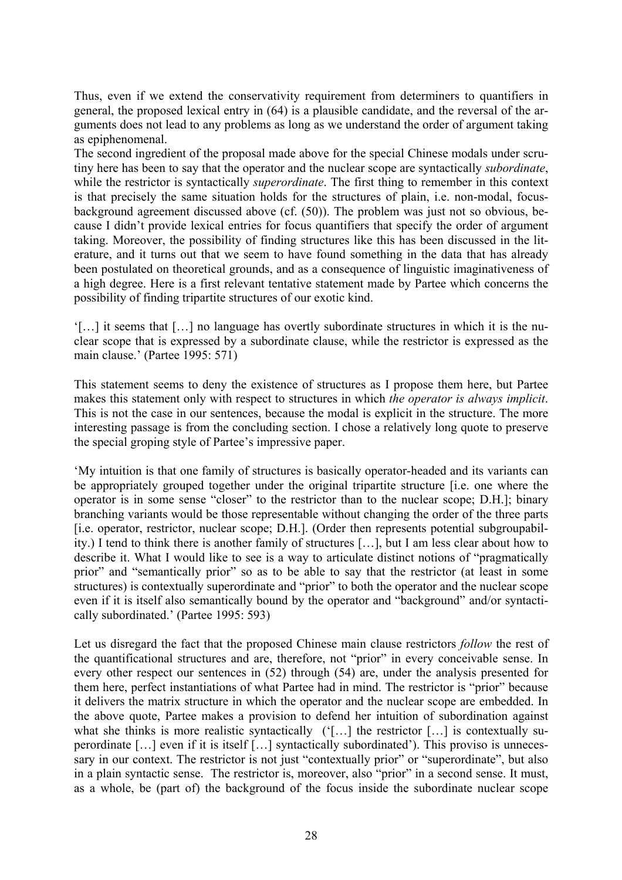Thus, even if we extend the conservativity requirement from determiners to quantifiers in general, the proposed lexical entry in (64) is a plausible candidate, and the reversal of the arguments does not lead to any problems as long as we understand the order of argument taking as epiphenomenal.

The second ingredient of the proposal made above for the special Chinese modals under scrutiny here has been to say that the operator and the nuclear scope are syntactically *subordinate*, while the restrictor is syntactically *superordinate*. The first thing to remember in this context is that precisely the same situation holds for the structures of plain, i.e. non-modal, focus-background agreement discussed above (cf. (50)). The problem was just not so obvious, because I didn't provide lexical entries for focus quantifiers that specify the order of argument taking. Moreover, the possibility of finding structures like this has been discussed in the literature, and it turns out that we seem to have found something in the data that has already been postulated on theoretical grounds, and as a consequence of linguistic imaginativeness of a high degree. Here is a first relevant tentative statement made by Partee which concerns the possibility of finding tripartite structures of our exotic kind.

'[…] it seems that […] no language has overtly subordinate structures in which it is the nuclear scope that is expressed by a subordinate clause, while the restrictor is expressed as the main clause.' (Partee 1995: 571)

This statement seems to deny the existence of structures as I propose them here, but Partee makes this statement only with respect to structures in which *the operator is always implicit*. This is not the case in our sentences, because the modal is explicit in the structure. The more interesting passage is from the concluding section. I chose a relatively long quote to preserve the special groping style of Partee's impressive paper.

'My intuition is that one family of structures is basically operator-headed and its variants can be appropriately grouped together under the original tripartite structure [i.e. one where the operator is in some sense "closer" to the restrictor than to the nuclear scope; D.H.]; binary branching variants would be those representable without changing the order of the three parts [i.e. operator, restrictor, nuclear scope; D.H.]. (Order then represents potential subgroupability.) I tend to think there is another family of structures […], but I am less clear about how to describe it. What I would like to see is a way to articulate distinct notions of "pragmatically prior" and "semantically prior" so as to be able to say that the restrictor (at least in some structures) is contextually superordinate and "prior" to both the operator and the nuclear scope even if it is itself also semantically bound by the operator and "background" and/or syntactically subordinated.' (Partee 1995: 593)

Let us disregard the fact that the proposed Chinese main clause restrictors *follow* the rest of the quantificational structures and are, therefore, not "prior" in every conceivable sense. In every other respect our sentences in (52) through (54) are, under the analysis presented for them here, perfect instantiations of what Partee had in mind. The restrictor is "prior" because it delivers the matrix structure in which the operator and the nuclear scope are embedded. In the above quote, Partee makes a provision to defend her intuition of subordination against what she thinks is more realistic syntactically ('[…] the restrictor […] is contextually superordinate […] even if it is itself […] syntactically subordinated'). This proviso is unnecessary in our context. The restrictor is not just "contextually prior" or "superordinate", but also in a plain syntactic sense. The restrictor is, moreover, also "prior" in a second sense. It must, as a whole, be (part of) the background of the focus inside the subordinate nuclear scope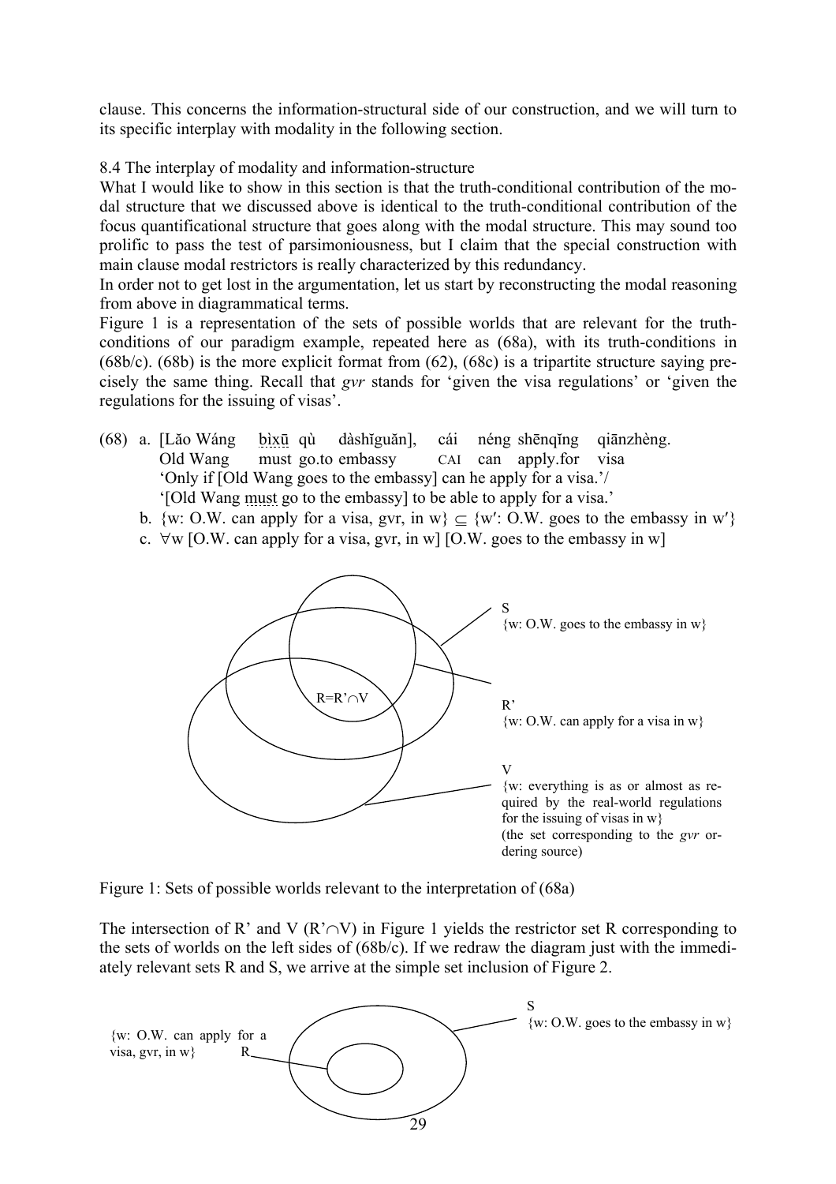clause. This concerns the information-structural side of our construction, and we will turn to its specific interplay with modality in the following section.

## 8.4 The interplay of modality and information-structure

What I would like to show in this section is that the truth-conditional contribution of the modal structure that we discussed above is identical to the truth-conditional contribution of the focus quantificational structure that goes along with the modal structure. This may sound too prolific to pass the test of parsimoniousness, but I claim that the special construction with main clause modal restrictors is really characterized by this redundancy.

In order not to get lost in the argumentation, let us start by reconstructing the modal reasoning from above in diagrammatical terms.

Figure 1 is a representation of the sets of possible worlds that are relevant for the truth-conditions of our paradigm example, repeated here as (68a), with its truth-conditions in (68b/c). (68b) is the more explicit format from (62), (68c) is a tripartite structure saying precisely the same thing. Recall that *gvr* stands for 'given the visa regulations' or 'given the regulations for the issuing of visas'.

(68) a. [Lǎo Wáng bìxū qù dàshǐguǎn], cái néng shēnqǐng qiānzhèng.
Old Wang must go.to embassy CAI can apply.for visa
'Only if [Old Wang goes to the embassy] can he apply for a visa.'/
'[Old Wang must go to the embassy] to be able to apply for a visa.'

b. {w: O.W. can apply for a visa, gvr, in w} $\subseteq$ {w′: O.W. goes to the embassy in w′}

c. $\forall$w [O.W. can apply for a visa, gvr, in w] [O.W. goes to the embassy in w]

S
{w: O.W. goes to the embassy in w}

R=R'$\cap$V

R'
{w: O.W. can apply for a visa in w}

V
{w: everything is as or almost as required by the real-world regulations for the issuing of visas in w}
(the set corresponding to the *gvr* ordering source)

Figure 1: Sets of possible worlds relevant to the interpretation of (68a)

The intersection of R' and V (R'$\cap$V) in Figure 1 yields the restrictor set R corresponding to the sets of worlds on the left sides of (68b/c). If we redraw the diagram just with the immediately relevant sets R and S, we arrive at the simple set inclusion of Figure 2.

{w: O.W. can apply for a visa, gvr, in w} R

S
{w: O.W. goes to the embassy in w}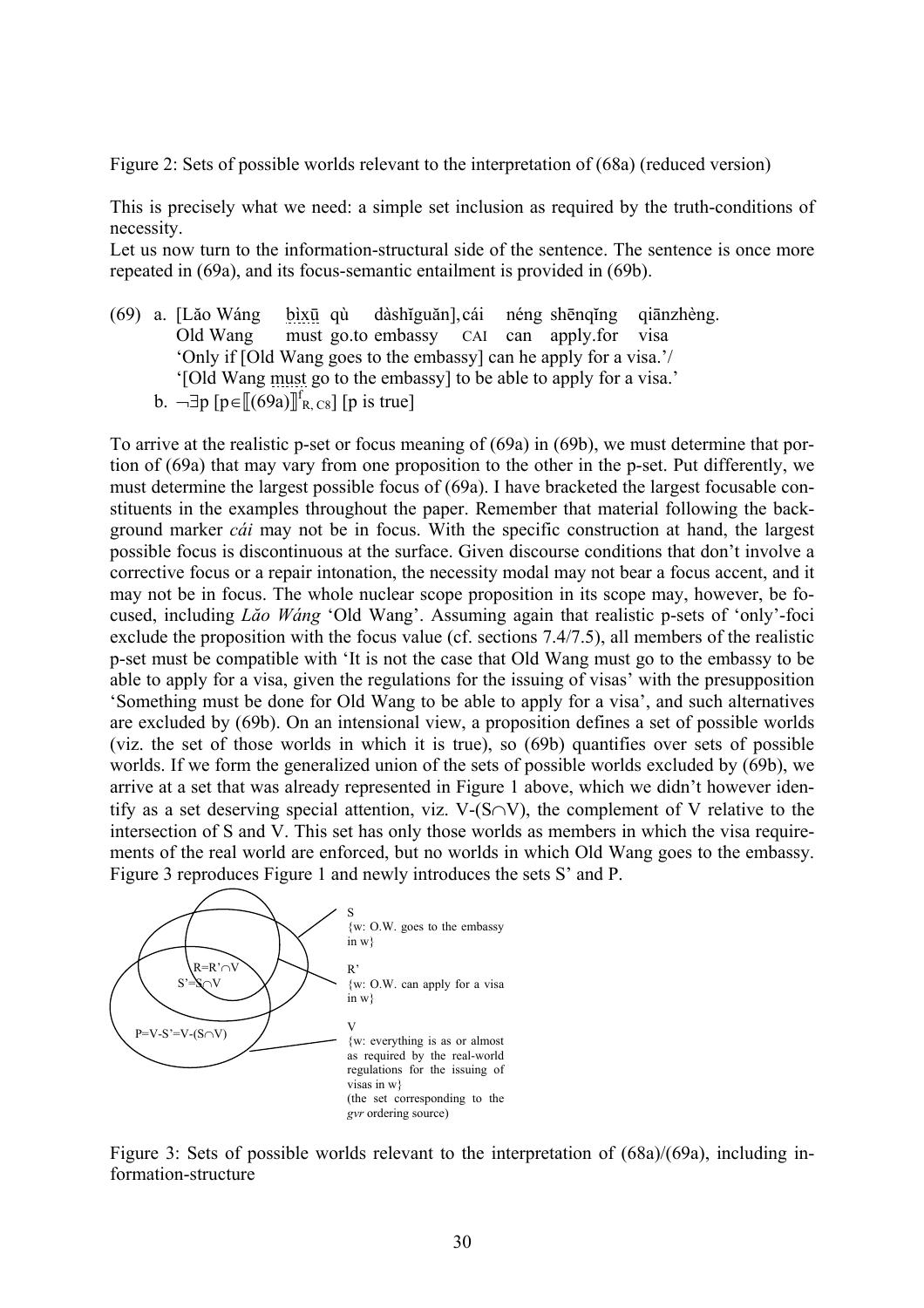Figure 2: Sets of possible worlds relevant to the interpretation of (68a) (reduced version)

This is precisely what we need: a simple set inclusion as required by the truth-conditions of necessity.

Let us now turn to the information-structural side of the sentence. The sentence is once more repeated in (69a), and its focus-semantic entailment is provided in (69b).

(69) a. [Lǎo Wáng bìxū qù dàshǐguǎn], cái néng shēnqǐng qiānzhèng.
Old Wang must go.to embassy CAI can apply.for visa
'Only if [Old Wang goes to the embassy] can he apply for a visa.'/
'[Old Wang must go to the embassy] to be able to apply for a visa.'

b. $\neg\exists p\ [p \in [\![(69a)]\!]^{f}_{R,\,C8}]\ [p \text{ is true}]$

To arrive at the realistic p-set or focus meaning of (69a) in (69b), we must determine that portion of (69a) that may vary from one proposition to the other in the p-set. Put differently, we must determine the largest possible focus of (69a). I have bracketed the largest focusable constituents in the examples throughout the paper. Remember that material following the background marker *cái* may not be in focus. With the specific construction at hand, the largest possible focus is discontinuous at the surface. Given discourse conditions that don't involve a corrective focus or a repair intonation, the necessity modal may not bear a focus accent, and it may not be in focus. The whole nuclear scope proposition in its scope may, however, be focused, including *Lǎo Wáng* 'Old Wang'. Assuming again that realistic p-sets of 'only'-foci exclude the proposition with the focus value (cf. sections 7.4/7.5), all members of the realistic p-set must be compatible with 'It is not the case that Old Wang must go to the embassy to be able to apply for a visa, given the regulations for the issuing of visas' with the presupposition 'Something must be done for Old Wang to be able to apply for a visa', and such alternatives are excluded by (69b). On an intensional view, a proposition defines a set of possible worlds (viz. the set of those worlds in which it is true), so (69b) quantifies over sets of possible worlds. If we form the generalized union of the sets of possible worlds excluded by (69b), we arrive at a set that was already represented in Figure 1 above, which we didn't however identify as a set deserving special attention, viz. $V\text{-}(S\cap V)$, the complement of V relative to the intersection of S and V. This set has only those worlds as members in which the visa requirements of the real world are enforced, but no worlds in which Old Wang goes to the embassy. Figure 3 reproduces Figure 1 and newly introduces the sets S' and P.

Figure 3: Sets of possible worlds relevant to the interpretation of (68a)/(69a), including information-structure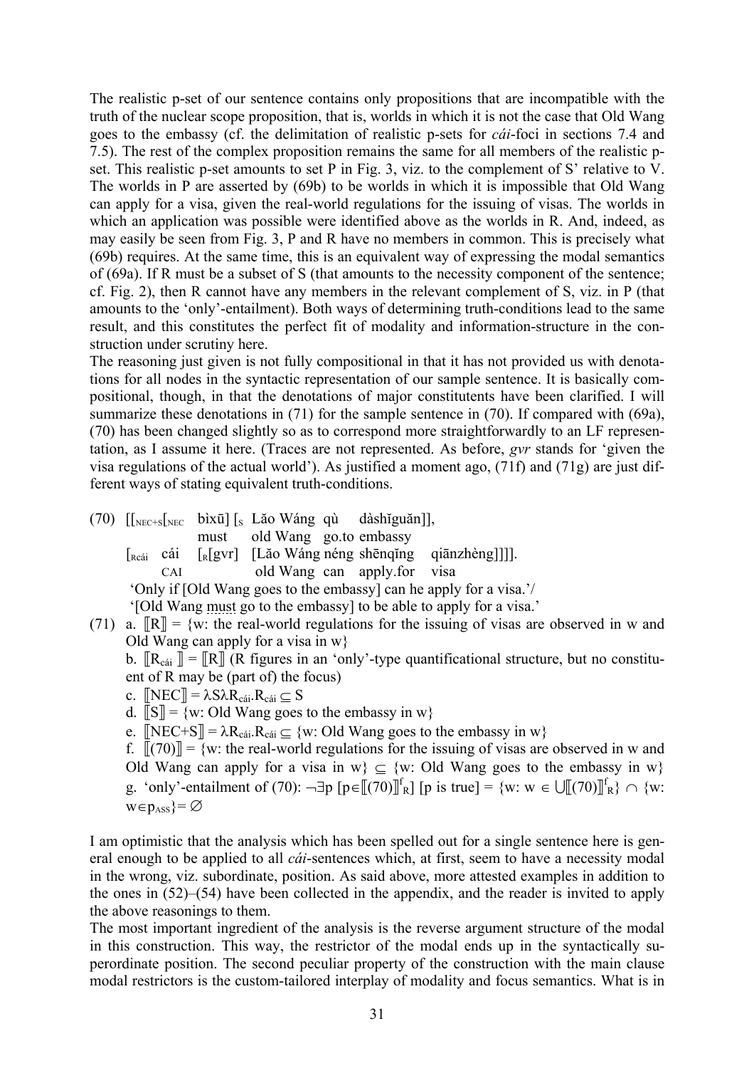The realistic p-set of our sentence contains only propositions that are incompatible with the truth of the nuclear scope proposition, that is, worlds in which it is not the case that Old Wang goes to the embassy (cf. the delimitation of realistic p-sets for *cái*-foci in sections 7.4 and 7.5). The rest of the complex proposition remains the same for all members of the realistic p-set. This realistic p-set amounts to set P in Fig. 3, viz. to the complement of S' relative to V. The worlds in P are asserted by (69b) to be worlds in which it is impossible that Old Wang can apply for a visa, given the real-world regulations for the issuing of visas. The worlds in which an application was possible were identified above as the worlds in R. And, indeed, as may easily be seen from Fig. 3, P and R have no members in common. This is precisely what (69b) requires. At the same time, this is an equivalent way of expressing the modal semantics of (69a). If R must be a subset of S (that amounts to the necessity component of the sentence; cf. Fig. 2), then R cannot have any members in the relevant complement of S, viz. in P (that amounts to the 'only'-entailment). Both ways of determining truth-conditions lead to the same result, and this constitutes the perfect fit of modality and information-structure in the construction under scrutiny here.

The reasoning just given is not fully compositional in that it has not provided us with denotations for all nodes in the syntactic representation of our sample sentence. It is basically compositional, though, in that the denotations of major constitutents have been clarified. I will summarize these denotations in (71) for the sample sentence in (70). If compared with (69a), (70) has been changed slightly so as to correspond more straightforwardly to an LF representation, as I assume it here. (Traces are not represented. As before, *gvr* stands for 'given the visa regulations of the actual world'). As justified a moment ago, (71f) and (71g) are just different ways of stating equivalent truth-conditions.

(70) $[[_{NEC+S}[_{NEC}$ bìxū] $[_{S}$ Lǎo Wáng qù dàshǐguǎn]],
        must    old Wang go.to embassy
  $[_{Rcái}$ cái $[_{R}$[gvr] [Lǎo Wáng néng shēnqǐng qiānzhèng]]]].
        CAI    old Wang can apply.for visa
  'Only if [Old Wang goes to the embassy] can he apply for a visa.'/
  '[Old Wang must go to the embassy] to be able to apply for a visa.'

(71) a. $[\![R]\!]$ = {w: the real-world regulations for the issuing of visas are observed in w and Old Wang can apply for a visa in w}
  b. $[\![R_{cái}]\!] = [\![R]\!]$ (R figures in an 'only'-type quantificational structure, but no constituent of R may be (part of) the focus)
  c. $[\![NEC]\!] = \lambda S\lambda R_{cái}.R_{cái} \subseteq S$
  d. $[\![S]\!]$ = {w: Old Wang goes to the embassy in w}
  e. $[\![NEC{+}S]\!] = \lambda R_{cái}.R_{cái} \subseteq$ {w: Old Wang goes to the embassy in w}
  f. $[\![(70)]\!]$ = {w: the real-world regulations for the issuing of visas are observed in w and Old Wang can apply for a visa in w} $\subseteq$ {w: Old Wang goes to the embassy in w}
  g. 'only'-entailment of (70): $\neg\exists p\ [p \in [\![(70)]\!]^{f}_{R}]$ [p is true] = {w: w $\in \bigcup[\![(70)]\!]^{f}_{R}\} \cap$ {w: $w \in p_{ASS}\} = \varnothing$

I am optimistic that the analysis which has been spelled out for a single sentence here is general enough to be applied to all *cái*-sentences which, at first, seem to have a necessity modal in the wrong, viz. subordinate, position. As said above, more attested examples in addition to the ones in (52)–(54) have been collected in the appendix, and the reader is invited to apply the above reasonings to them.

The most important ingredient of the analysis is the reverse argument structure of the modal in this construction. This way, the restrictor of the modal ends up in the syntactically superordinate position. The second peculiar property of the construction with the main clause modal restrictors is the custom-tailored interplay of modality and focus semantics. What is in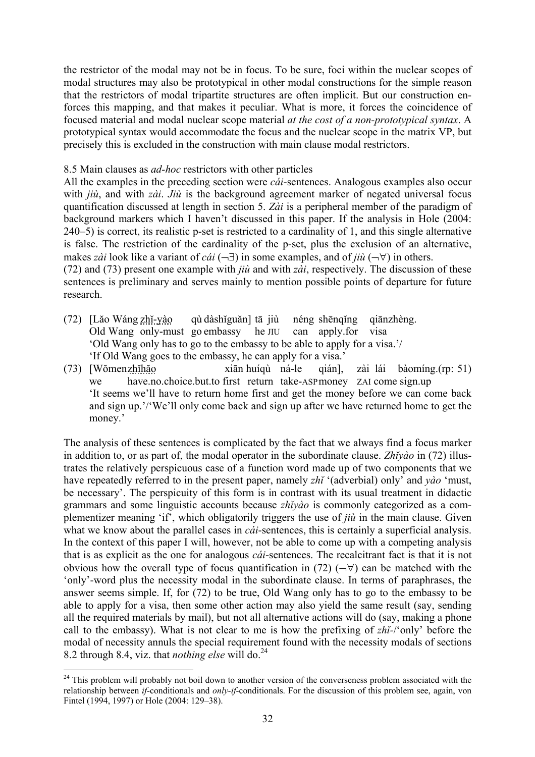the restrictor of the modal may not be in focus. To be sure, foci within the nuclear scopes of modal structures may also be prototypical in other modal constructions for the simple reason that the restrictors of modal tripartite structures are often implicit. But our construction enforces this mapping, and that makes it peculiar. What is more, it forces the coincidence of focused material and modal nuclear scope material *at the cost of a non-prototypical syntax*. A prototypical syntax would accommodate the focus and the nuclear scope in the matrix VP, but precisely this is excluded in the construction with main clause modal restrictors.

8.5 Main clauses as *ad-hoc* restrictors with other particles

All the examples in the preceding section were *cái*-sentences. Analogous examples also occur with *jiù*, and with *zài*. *Jiù* is the background agreement marker of negated universal focus quantification discussed at length in section 5. *Zài* is a peripheral member of the paradigm of background markers which I haven't discussed in this paper. If the analysis in Hole (2004: 240–5) is correct, its realistic p-set is restricted to a cardinality of 1, and this single alternative is false. The restriction of the cardinality of the p-set, plus the exclusion of an alternative, makes *zài* look like a variant of *cái* (¬∃) in some examples, and of *jiù* (¬∀) in others.

(72) and (73) present one example with *jiù* and with *zài*, respectively. The discussion of these sentences is preliminary and serves mainly to mention possible points of departure for future research.

(72) [Lǎo Wáng zhǐ-yào qù dàshǐguǎn] tā jiù néng shēnqǐng qiānzhèng.
Old Wang only-must go embassy he JIU can apply.for visa
'Old Wang only has to go to the embassy to be able to apply for a visa.'/
'If Old Wang goes to the embassy, he can apply for a visa.'

(73) [Wǒmen zhǐhǎo xiān huíqù ná-le qián], zài lái bàomíng.(rp: 51)
we have.no.choice.but.to first return take-ASP money ZAI come sign.up
'It seems we'll have to return home first and get the money before we can come back and sign up.'/'We'll only come back and sign up after we have returned home to get the money.'

The analysis of these sentences is complicated by the fact that we always find a focus marker in addition to, or as part of, the modal operator in the subordinate clause. *Zhǐyào* in (72) illustrates the relatively perspicuous case of a function word made up of two components that we have repeatedly referred to in the present paper, namely *zhǐ* '(adverbial) only' and *yào* 'must, be necessary'. The perspicuity of this form is in contrast with its usual treatment in didactic grammars and some linguistic accounts because *zhǐyào* is commonly categorized as a complementizer meaning 'if', which obligatorily triggers the use of *jiù* in the main clause. Given what we know about the parallel cases in *cái*-sentences, this is certainly a superficial analysis. In the context of this paper I will, however, not be able to come up with a competing analysis that is as explicit as the one for analogous *cái*-sentences. The recalcitrant fact is that it is not obvious how the overall type of focus quantification in (72) (¬∀) can be matched with the 'only'-word plus the necessity modal in the subordinate clause. In terms of paraphrases, the answer seems simple. If, for (72) to be true, Old Wang only has to go to the embassy to be able to apply for a visa, then some other action may also yield the same result (say, sending all the required materials by mail), but not all alternative actions will do (say, making a phone call to the embassy). What is not clear to me is how the prefixing of *zhǐ*-/'only' before the modal of necessity annuls the special requirement found with the necessity modals of sections 8.2 through 8.4, viz. that *nothing else* will do.[24]

[24] This problem will probably not boil down to another version of the converseness problem associated with the relationship between *if*-conditionals and *only-if*-conditionals. For the discussion of this problem see, again, von Fintel (1994, 1997) or Hole (2004: 129–38).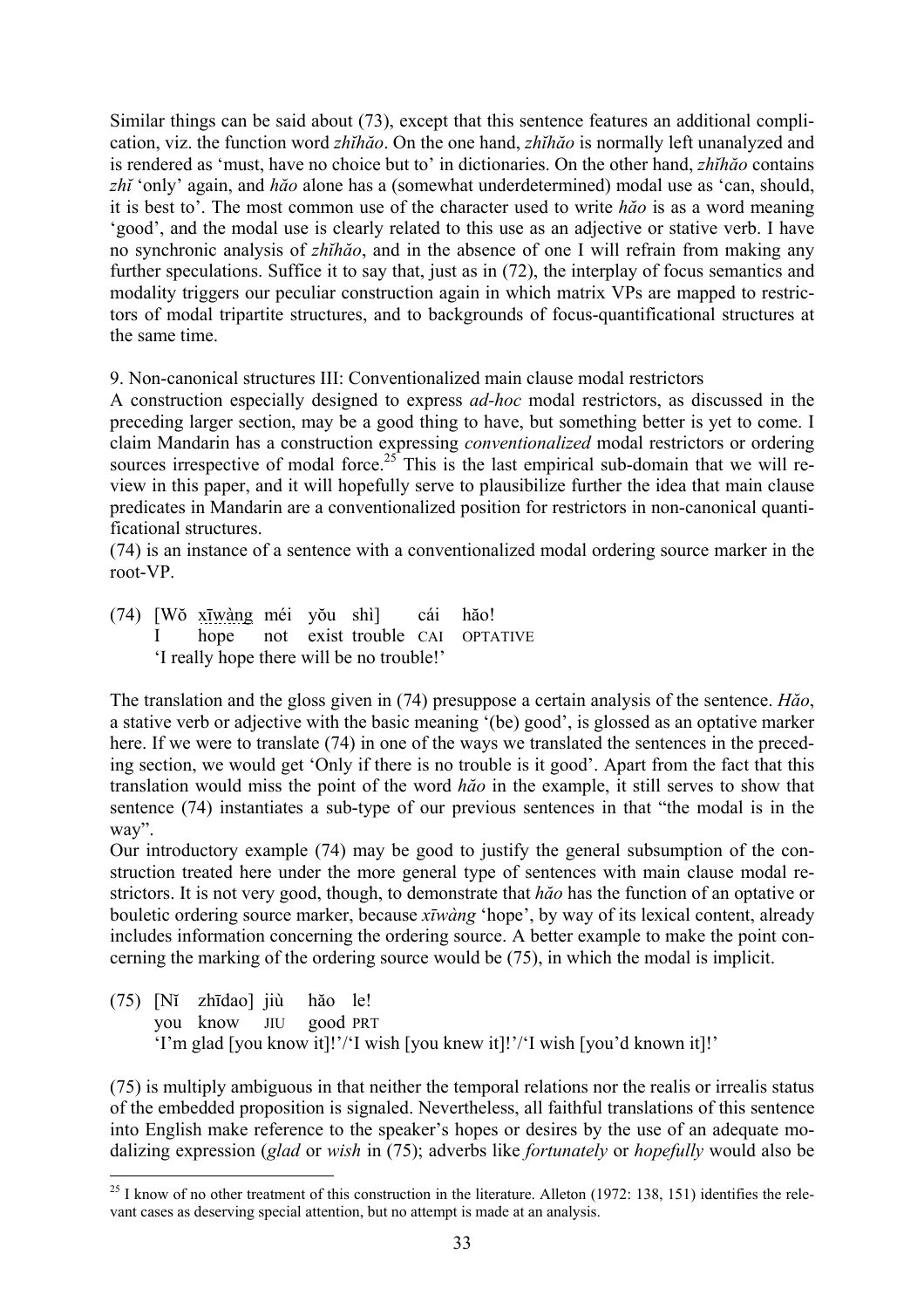Similar things can be said about (73), except that this sentence features an additional complication, viz. the function word *zhĭhăo*. On the one hand, *zhĭhăo* is normally left unanalyzed and is rendered as 'must, have no choice but to' in dictionaries. On the other hand, *zhĭhăo* contains *zhĭ* 'only' again, and *hăo* alone has a (somewhat underdetermined) modal use as 'can, should, it is best to'. The most common use of the character used to write *hăo* is as a word meaning 'good', and the modal use is clearly related to this use as an adjective or stative verb. I have no synchronic analysis of *zhĭhăo*, and in the absence of one I will refrain from making any further speculations. Suffice it to say that, just as in (72), the interplay of focus semantics and modality triggers our peculiar construction again in which matrix VPs are mapped to restrictors of modal tripartite structures, and to backgrounds of focus-quantificational structures at the same time.

## 9. Non-canonical structures III: Conventionalized main clause modal restrictors

A construction especially designed to express *ad-hoc* modal restrictors, as discussed in the preceding larger section, may be a good thing to have, but something better is yet to come. I claim Mandarin has a construction expressing *conventionalized* modal restrictors or ordering sources irrespective of modal force.[25] This is the last empirical sub-domain that we will review in this paper, and it will hopefully serve to plausibilize further the idea that main clause predicates in Mandarin are a conventionalized position for restrictors in non-canonical quantificational structures.

(74) is an instance of a sentence with a conventionalized modal ordering source marker in the root-VP.

(74) [Wŏ xīwàng méi yŏu shì] cái hăo!
I hope not exist trouble CAI OPTATIVE
'I really hope there will be no trouble!'

The translation and the gloss given in (74) presuppose a certain analysis of the sentence. *Hăo*, a stative verb or adjective with the basic meaning '(be) good', is glossed as an optative marker here. If we were to translate (74) in one of the ways we translated the sentences in the preceding section, we would get 'Only if there is no trouble is it good'. Apart from the fact that this translation would miss the point of the word *hăo* in the example, it still serves to show that sentence (74) instantiates a sub-type of our previous sentences in that "the modal is in the way".

Our introductory example (74) may be good to justify the general subsumption of the construction treated here under the more general type of sentences with main clause modal restrictors. It is not very good, though, to demonstrate that *hăo* has the function of an optative or bouletic ordering source marker, because *xīwàng* 'hope', by way of its lexical content, already includes information concerning the ordering source. A better example to make the point concerning the marking of the ordering source would be (75), in which the modal is implicit.

(75) [Nĭ zhīdao] jiù hăo le!
you know JIU good PRT
'I'm glad [you know it]!'/'I wish [you knew it]!'/'I wish [you'd known it]!'

(75) is multiply ambiguous in that neither the temporal relations nor the realis or irrealis status of the embedded proposition is signaled. Nevertheless, all faithful translations of this sentence into English make reference to the speaker's hopes or desires by the use of an adequate modalizing expression (*glad* or *wish* in (75); adverbs like *fortunately* or *hopefully* would also be

[25] I know of no other treatment of this construction in the literature. Alleton (1972: 138, 151) identifies the relevant cases as deserving special attention, but no attempt is made at an analysis.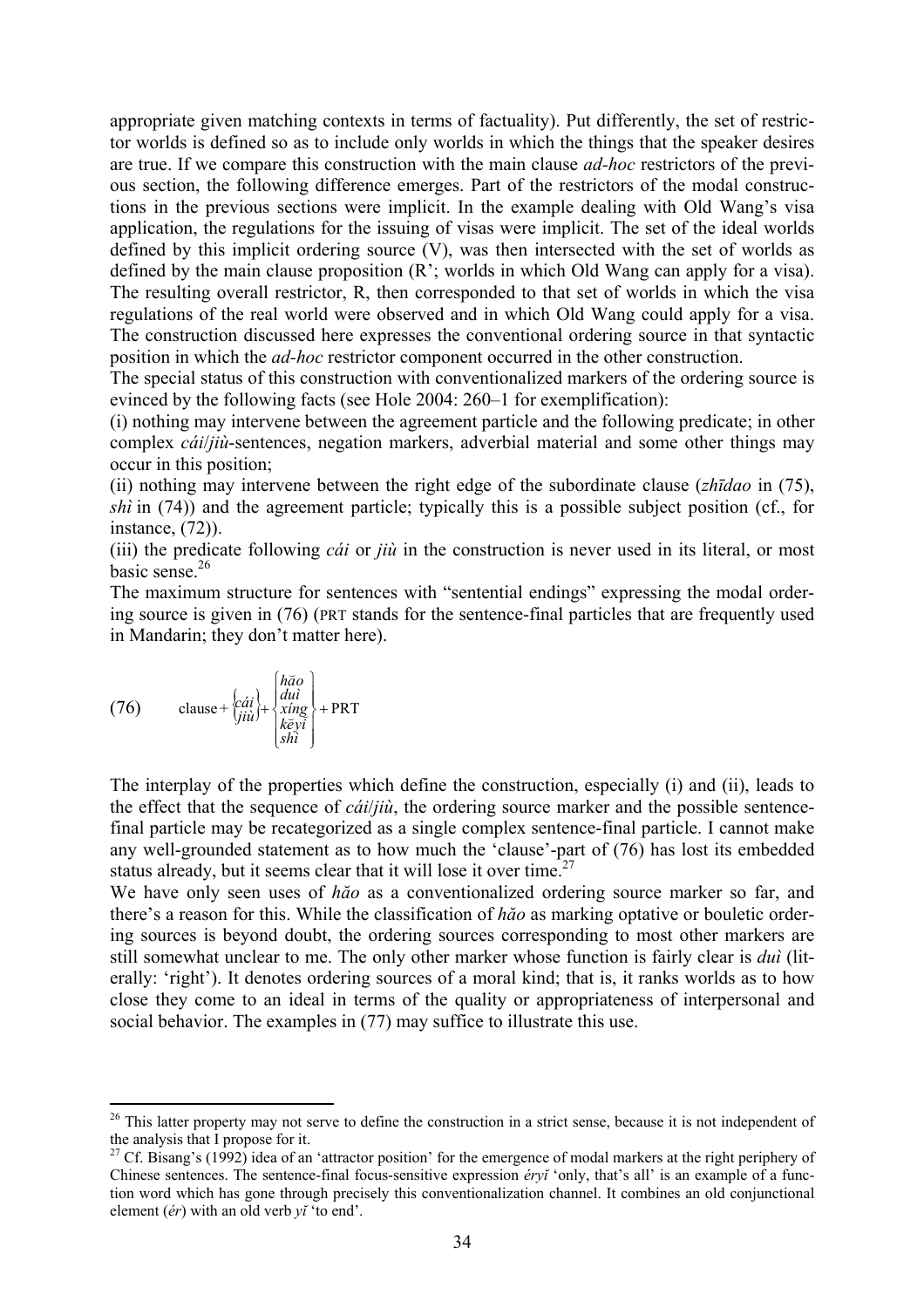appropriate given matching contexts in terms of factuality). Put differently, the set of restrictor worlds is defined so as to include only worlds in which the things that the speaker desires are true. If we compare this construction with the main clause *ad-hoc* restrictors of the previous section, the following difference emerges. Part of the restrictors of the modal constructions in the previous sections were implicit. In the example dealing with Old Wang's visa application, the regulations for the issuing of visas were implicit. The set of the ideal worlds defined by this implicit ordering source (V), was then intersected with the set of worlds as defined by the main clause proposition (R'; worlds in which Old Wang can apply for a visa). The resulting overall restrictor, R, then corresponded to that set of worlds in which the visa regulations of the real world were observed and in which Old Wang could apply for a visa. The construction discussed here expresses the conventional ordering source in that syntactic position in which the *ad-hoc* restrictor component occurred in the other construction.

The special status of this construction with conventionalized markers of the ordering source is evinced by the following facts (see Hole 2004: 260–1 for exemplification):

(i) nothing may intervene between the agreement particle and the following predicate; in other complex *cái*/*jiù*-sentences, negation markers, adverbial material and some other things may occur in this position;

(ii) nothing may intervene between the right edge of the subordinate clause (*zhīdao* in (75), *shì* in (74)) and the agreement particle; typically this is a possible subject position (cf., for instance, (72)).

(iii) the predicate following *cái* or *jiù* in the construction is never used in its literal, or most basic sense.[26]

The maximum structure for sentences with "sentential endings" expressing the modal ordering source is given in (76) (PRT stands for the sentence-final particles that are frequently used in Mandarin; they don't matter here).

(76) $$\text{clause} + \begin{Bmatrix} c\acute{a}i \\ ji\grave{u} \end{Bmatrix} + \begin{Bmatrix} h\check{a}o \\ du\grave{i} \\ x\acute{i}ng \\ k\check{e}y\check{i} \\ sh\grave{i} \end{Bmatrix} + \text{PRT}$$

The interplay of the properties which define the construction, especially (i) and (ii), leads to the effect that the sequence of *cái*/*jiù*, the ordering source marker and the possible sentence-final particle may be recategorized as a single complex sentence-final particle. I cannot make any well-grounded statement as to how much the 'clause'-part of (76) has lost its embedded status already, but it seems clear that it will lose it over time.[27]

We have only seen uses of *hǎo* as a conventionalized ordering source marker so far, and there's a reason for this. While the classification of *hǎo* as marking optative or bouletic ordering sources is beyond doubt, the ordering sources corresponding to most other markers are still somewhat unclear to me. The only other marker whose function is fairly clear is *duì* (literally: 'right'). It denotes ordering sources of a moral kind; that is, it ranks worlds as to how close they come to an ideal in terms of the quality or appropriateness of interpersonal and social behavior. The examples in (77) may suffice to illustrate this use.

---

[26] This latter property may not serve to define the construction in a strict sense, because it is not independent of the analysis that I propose for it.

[27] Cf. Bisang's (1992) idea of an 'attractor position' for the emergence of modal markers at the right periphery of Chinese sentences. The sentence-final focus-sensitive expression *éryǐ* 'only, that's all' is an example of a function word which has gone through precisely this conventionalization channel. It combines an old conjunctional element (*ér*) with an old verb *yǐ* 'to end'.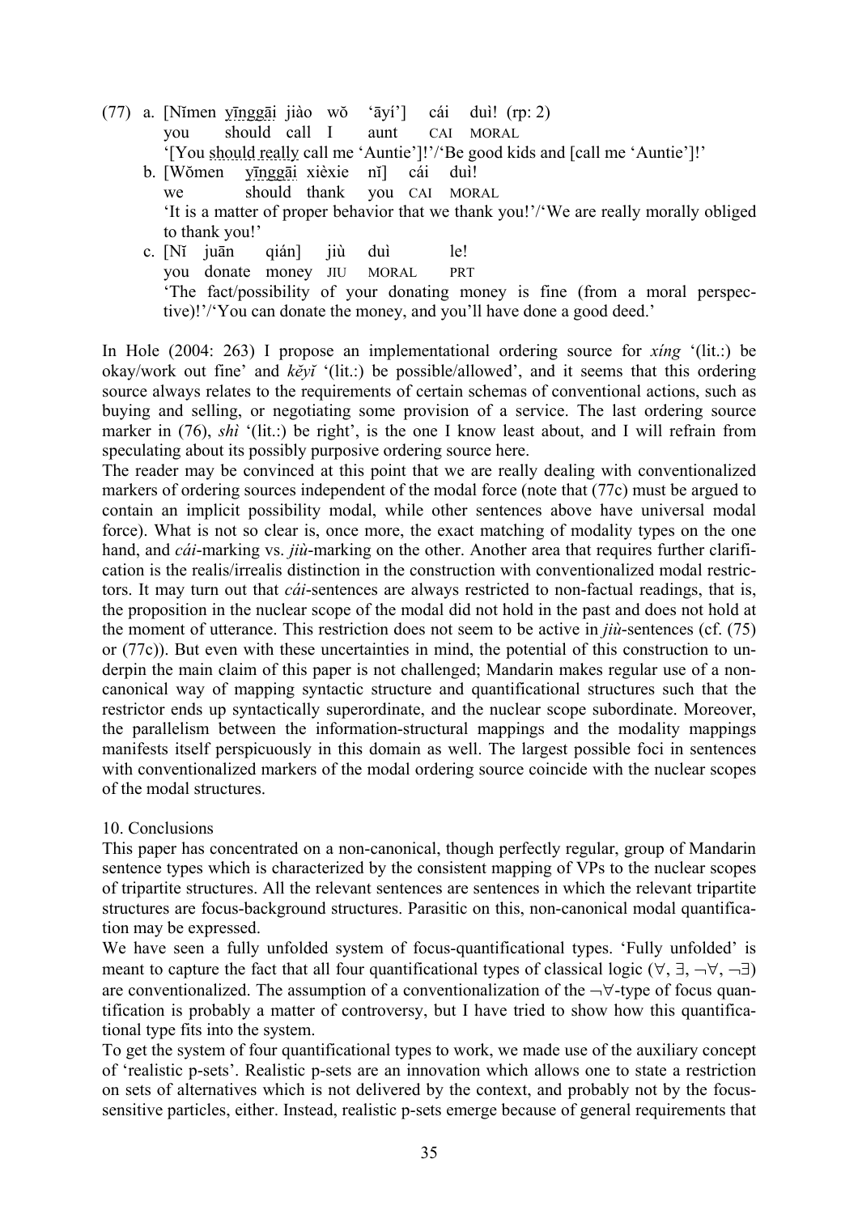(77) a. [Nǐmen yīnggāi jiào wǒ 'āyí'] cái duì! (rp: 2)
   you should call I aunt CAI MORAL
   '[You should really call me 'Auntie']!'/'Be good kids and [call me 'Auntie']!'

b. [Wǒmen yīnggāi xièxie nǐ] cái duì!
   we should thank you CAI MORAL
   'It is a matter of proper behavior that we thank you!'/'We are really morally obliged to thank you!'

c. [Nǐ juān qián] jiù duì le!
   you donate money JIU MORAL PRT
   'The fact/possibility of your donating money is fine (from a moral perspective)!'/'You can donate the money, and you'll have done a good deed.'

In Hole (2004: 263) I propose an implementational ordering source for *xíng* '(lit.:) be okay/work out fine' and *kěyǐ* '(lit.:) be possible/allowed', and it seems that this ordering source always relates to the requirements of certain schemas of conventional actions, such as buying and selling, or negotiating some provision of a service. The last ordering source marker in (76), *shì* '(lit.:) be right', is the one I know least about, and I will refrain from speculating about its possibly purposive ordering source here.

The reader may be convinced at this point that we are really dealing with conventionalized markers of ordering sources independent of the modal force (note that (77c) must be argued to contain an implicit possibility modal, while other sentences above have universal modal force). What is not so clear is, once more, the exact matching of modality types on the one hand, and *cái*-marking vs. *jiù*-marking on the other. Another area that requires further clarification is the realis/irrealis distinction in the construction with conventionalized modal restrictors. It may turn out that *cái*-sentences are always restricted to non-factual readings, that is, the proposition in the nuclear scope of the modal did not hold in the past and does not hold at the moment of utterance. This restriction does not seem to be active in *jiù*-sentences (cf. (75) or (77c)). But even with these uncertainties in mind, the potential of this construction to underpin the main claim of this paper is not challenged; Mandarin makes regular use of a non-canonical way of mapping syntactic structure and quantificational structures such that the restrictor ends up syntactically superordinate, and the nuclear scope subordinate. Moreover, the parallelism between the information-structural mappings and the modality mappings manifests itself perspicuously in this domain as well. The largest possible foci in sentences with conventionalized markers of the modal ordering source coincide with the nuclear scopes of the modal structures.

## 10. Conclusions

This paper has concentrated on a non-canonical, though perfectly regular, group of Mandarin sentence types which is characterized by the consistent mapping of VPs to the nuclear scopes of tripartite structures. All the relevant sentences are sentences in which the relevant tripartite structures are focus-background structures. Parasitic on this, non-canonical modal quantification may be expressed.

We have seen a fully unfolded system of focus-quantificational types. 'Fully unfolded' is meant to capture the fact that all four quantificational types of classical logic ($\forall$, $\exists$, $\neg\forall$, $\neg\exists$) are conventionalized. The assumption of a conventionalization of the $\neg\forall$-type of focus quantification is probably a matter of controversy, but I have tried to show how this quantificational type fits into the system.

To get the system of four quantificational types to work, we made use of the auxiliary concept of 'realistic p-sets'. Realistic p-sets are an innovation which allows one to state a restriction on sets of alternatives which is not delivered by the context, and probably not by the focus-sensitive particles, either. Instead, realistic p-sets emerge because of general requirements that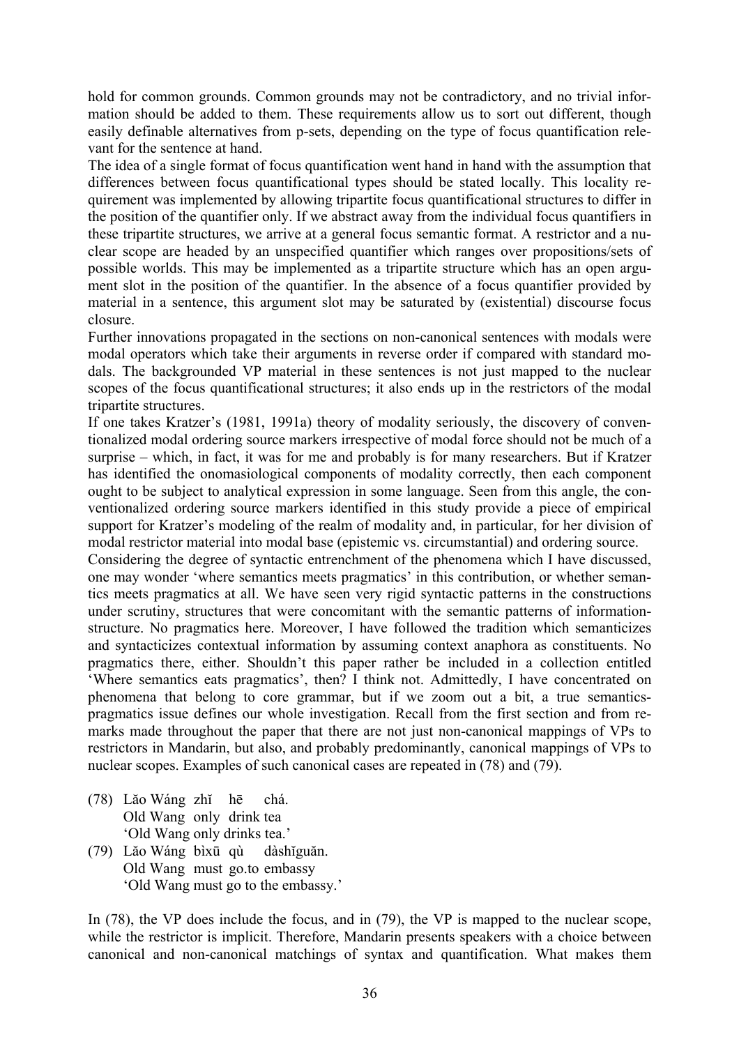hold for common grounds. Common grounds may not be contradictory, and no trivial information should be added to them. These requirements allow us to sort out different, though easily definable alternatives from p-sets, depending on the type of focus quantification relevant for the sentence at hand.

The idea of a single format of focus quantification went hand in hand with the assumption that differences between focus quantificational types should be stated locally. This locality requirement was implemented by allowing tripartite focus quantificational structures to differ in the position of the quantifier only. If we abstract away from the individual focus quantifiers in these tripartite structures, we arrive at a general focus semantic format. A restrictor and a nuclear scope are headed by an unspecified quantifier which ranges over propositions/sets of possible worlds. This may be implemented as a tripartite structure which has an open argument slot in the position of the quantifier. In the absence of a focus quantifier provided by material in a sentence, this argument slot may be saturated by (existential) discourse focus closure.

Further innovations propagated in the sections on non-canonical sentences with modals were modal operators which take their arguments in reverse order if compared with standard modals. The backgrounded VP material in these sentences is not just mapped to the nuclear scopes of the focus quantificational structures; it also ends up in the restrictors of the modal tripartite structures.

If one takes Kratzer's (1981, 1991a) theory of modality seriously, the discovery of conventionalized modal ordering source markers irrespective of modal force should not be much of a surprise – which, in fact, it was for me and probably is for many researchers. But if Kratzer has identified the onomasiological components of modality correctly, then each component ought to be subject to analytical expression in some language. Seen from this angle, the conventionalized ordering source markers identified in this study provide a piece of empirical support for Kratzer's modeling of the realm of modality and, in particular, for her division of modal restrictor material into modal base (epistemic vs. circumstantial) and ordering source.

Considering the degree of syntactic entrenchment of the phenomena which I have discussed, one may wonder 'where semantics meets pragmatics' in this contribution, or whether semantics meets pragmatics at all. We have seen very rigid syntactic patterns in the constructions under scrutiny, structures that were concomitant with the semantic patterns of information-structure. No pragmatics here. Moreover, I have followed the tradition which semanticizes and syntacticizes contextual information by assuming context anaphora as constituents. No pragmatics there, either. Shouldn't this paper rather be included in a collection entitled 'Where semantics eats pragmatics', then? I think not. Admittedly, I have concentrated on phenomena that belong to core grammar, but if we zoom out a bit, a true semantics-pragmatics issue defines our whole investigation. Recall from the first section and from remarks made throughout the paper that there are not just non-canonical mappings of VPs to restrictors in Mandarin, but also, and probably predominantly, canonical mappings of VPs to nuclear scopes. Examples of such canonical cases are repeated in (78) and (79).

(78) Lǎo Wáng zhǐ hē chá.
     Old Wang only drink tea
     'Old Wang only drinks tea.'

(79) Lǎo Wáng bìxū qù dàshǐguǎn.
     Old Wang must go.to embassy
     'Old Wang must go to the embassy.'

In (78), the VP does include the focus, and in (79), the VP is mapped to the nuclear scope, while the restrictor is implicit. Therefore, Mandarin presents speakers with a choice between canonical and non-canonical matchings of syntax and quantification. What makes them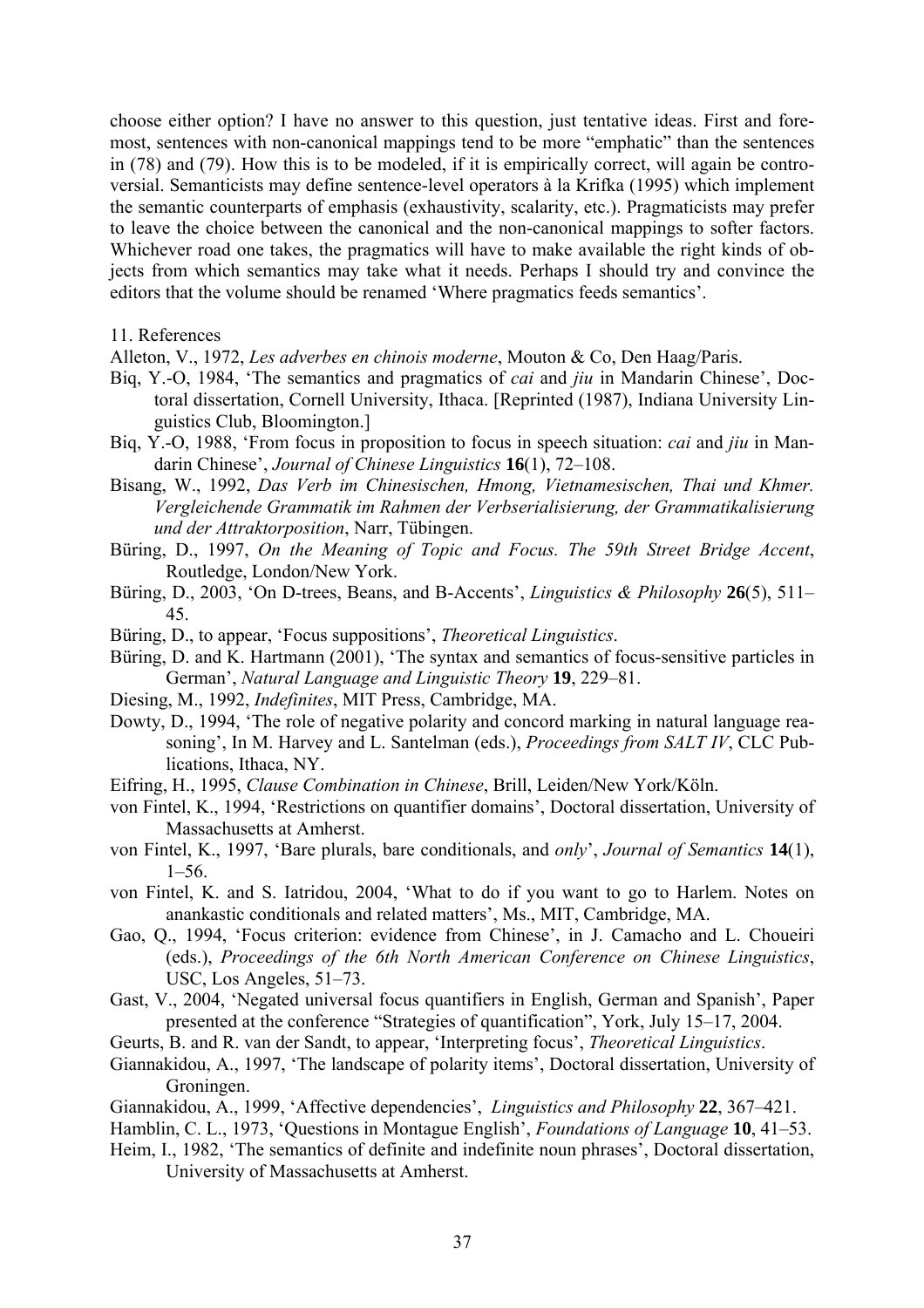choose either option? I have no answer to this question, just tentative ideas. First and foremost, sentences with non-canonical mappings tend to be more "emphatic" than the sentences in (78) and (79). How this is to be modeled, if it is empirically correct, will again be controversial. Semanticists may define sentence-level operators à la Krifka (1995) which implement the semantic counterparts of emphasis (exhaustivity, scalarity, etc.). Pragmaticists may prefer to leave the choice between the canonical and the non-canonical mappings to softer factors. Whichever road one takes, the pragmatics will have to make available the right kinds of objects from which semantics may take what it needs. Perhaps I should try and convince the editors that the volume should be renamed 'Where pragmatics feeds semantics'.

## 11. References

Alleton, V., 1972, *Les adverbes en chinois moderne*, Mouton & Co, Den Haag/Paris.

Biq, Y.-O, 1984, 'The semantics and pragmatics of *cai* and *jiu* in Mandarin Chinese', Doctoral dissertation, Cornell University, Ithaca. [Reprinted (1987), Indiana University Linguistics Club, Bloomington.]

Biq, Y.-O, 1988, 'From focus in proposition to focus in speech situation: *cai* and *jiu* in Mandarin Chinese', *Journal of Chinese Linguistics* **16**(1), 72–108.

Bisang, W., 1992, *Das Verb im Chinesischen, Hmong, Vietnamesischen, Thai und Khmer. Vergleichende Grammatik im Rahmen der Verbserialisierung, der Grammatikalisierung und der Attraktorposition*, Narr, Tübingen.

Büring, D., 1997, *On the Meaning of Topic and Focus. The 59th Street Bridge Accent*, Routledge, London/New York.

Büring, D., 2003, 'On D-trees, Beans, and B-Accents', *Linguistics & Philosophy* **26**(5), 511–45.

Büring, D., to appear, 'Focus suppositions', *Theoretical Linguistics*.

Büring, D. and K. Hartmann (2001), 'The syntax and semantics of focus-sensitive particles in German', *Natural Language and Linguistic Theory* **19**, 229–81.

Diesing, M., 1992, *Indefinites*, MIT Press, Cambridge, MA.

Dowty, D., 1994, 'The role of negative polarity and concord marking in natural language reasoning', In M. Harvey and L. Santelman (eds.), *Proceedings from SALT IV*, CLC Publications, Ithaca, NY.

Eifring, H., 1995, *Clause Combination in Chinese*, Brill, Leiden/New York/Köln.

von Fintel, K., 1994, 'Restrictions on quantifier domains', Doctoral dissertation, University of Massachusetts at Amherst.

von Fintel, K., 1997, 'Bare plurals, bare conditionals, and *only*', *Journal of Semantics* **14**(1), 1–56.

von Fintel, K. and S. Iatridou, 2004, 'What to do if you want to go to Harlem. Notes on anankastic conditionals and related matters', Ms., MIT, Cambridge, MA.

Gao, Q., 1994, 'Focus criterion: evidence from Chinese', in J. Camacho and L. Choueiri (eds.), *Proceedings of the 6th North American Conference on Chinese Linguistics*, USC, Los Angeles, 51–73.

Gast, V., 2004, 'Negated universal focus quantifiers in English, German and Spanish', Paper presented at the conference "Strategies of quantification", York, July 15–17, 2004.

Geurts, B. and R. van der Sandt, to appear, 'Interpreting focus', *Theoretical Linguistics*.

Giannakidou, A., 1997, 'The landscape of polarity items', Doctoral dissertation, University of Groningen.

Giannakidou, A., 1999, 'Affective dependencies', *Linguistics and Philosophy* **22**, 367–421.

Hamblin, C. L., 1973, 'Questions in Montague English', *Foundations of Language* **10**, 41–53.

Heim, I., 1982, 'The semantics of definite and indefinite noun phrases', Doctoral dissertation, University of Massachusetts at Amherst.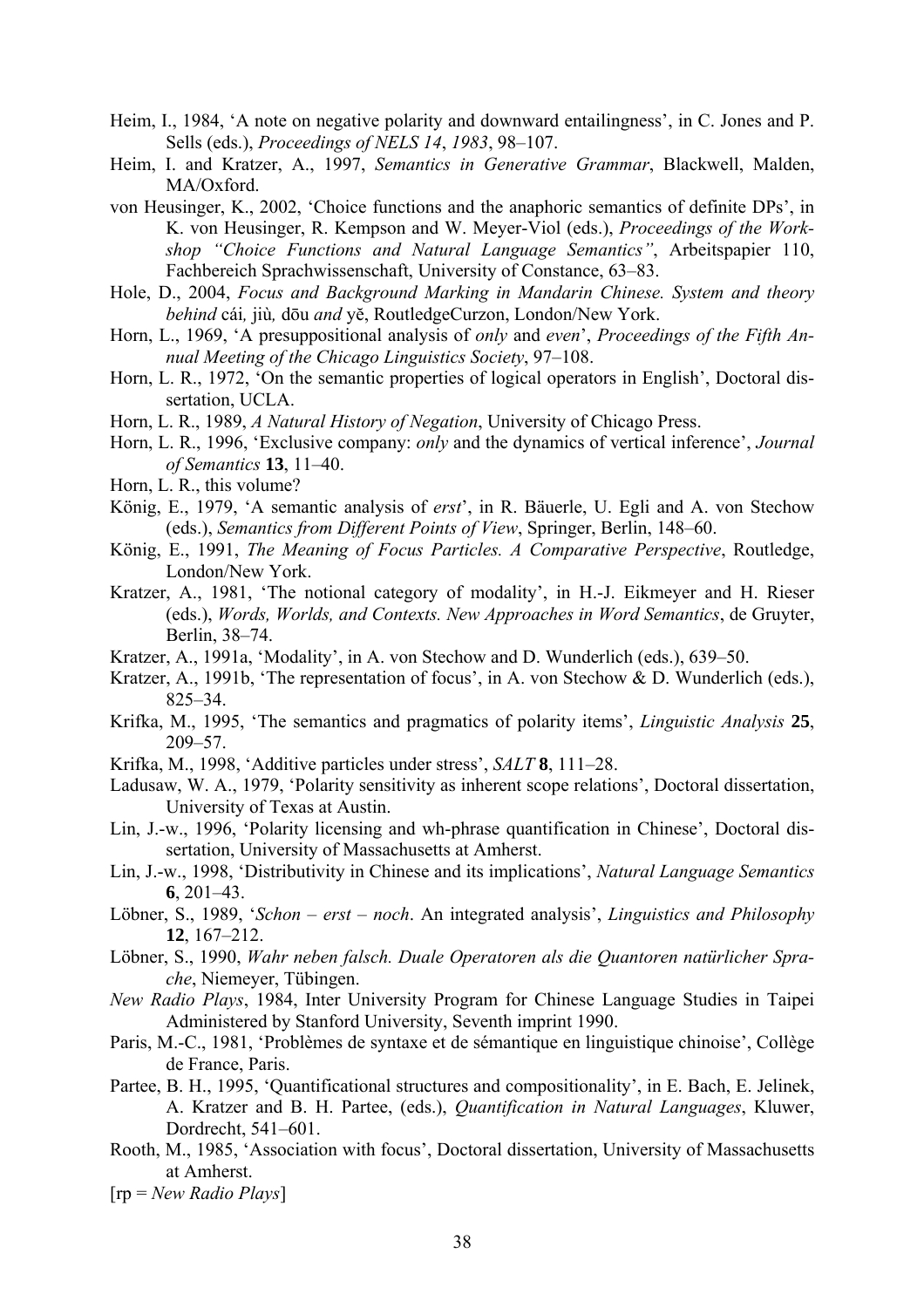Heim, I., 1984, 'A note on negative polarity and downward entailingness', in C. Jones and P. Sells (eds.), *Proceedings of NELS 14*, *1983*, 98–107.

Heim, I. and Kratzer, A., 1997, *Semantics in Generative Grammar*, Blackwell, Malden, MA/Oxford.

von Heusinger, K., 2002, 'Choice functions and the anaphoric semantics of definite DPs', in K. von Heusinger, R. Kempson and W. Meyer-Viol (eds.), *Proceedings of the Workshop "Choice Functions and Natural Language Semantics"*, Arbeitspapier 110, Fachbereich Sprachwissenschaft, University of Constance, 63–83.

Hole, D., 2004, *Focus and Background Marking in Mandarin Chinese. System and theory behind* cái*,* jiù*,* dōu *and* yě, RoutledgeCurzon, London/New York.

Horn, L., 1969, 'A presuppositional analysis of *only* and *even*', *Proceedings of the Fifth Annual Meeting of the Chicago Linguistics Society*, 97–108.

Horn, L. R., 1972, 'On the semantic properties of logical operators in English', Doctoral dissertation, UCLA.

Horn, L. R., 1989, *A Natural History of Negation*, University of Chicago Press.

Horn, L. R., 1996, 'Exclusive company: *only* and the dynamics of vertical inference', *Journal of Semantics* **13**, 11–40.

Horn, L. R., this volume?

König, E., 1979, 'A semantic analysis of *erst*', in R. Bäuerle, U. Egli and A. von Stechow (eds.), *Semantics from Different Points of View*, Springer, Berlin, 148–60.

König, E., 1991, *The Meaning of Focus Particles. A Comparative Perspective*, Routledge, London/New York.

Kratzer, A., 1981, 'The notional category of modality', in H.-J. Eikmeyer and H. Rieser (eds.), *Words, Worlds, and Contexts. New Approaches in Word Semantics*, de Gruyter, Berlin, 38–74.

Kratzer, A., 1991a, 'Modality', in A. von Stechow and D. Wunderlich (eds.), 639–50.

Kratzer, A., 1991b, 'The representation of focus', in A. von Stechow & D. Wunderlich (eds.), 825–34.

Krifka, M., 1995, 'The semantics and pragmatics of polarity items', *Linguistic Analysis* **25**, 209–57.

Krifka, M., 1998, 'Additive particles under stress', *SALT* **8**, 111–28.

Ladusaw, W. A., 1979, 'Polarity sensitivity as inherent scope relations', Doctoral dissertation, University of Texas at Austin.

Lin, J.-w., 1996, 'Polarity licensing and wh-phrase quantification in Chinese', Doctoral dissertation, University of Massachusetts at Amherst.

Lin, J.-w., 1998, 'Distributivity in Chinese and its implications', *Natural Language Semantics* **6**, 201–43.

Löbner, S., 1989, '*Schon – erst – noch*. An integrated analysis', *Linguistics and Philosophy* **12**, 167–212.

Löbner, S., 1990, *Wahr neben falsch. Duale Operatoren als die Quantoren natürlicher Sprache*, Niemeyer, Tübingen.

*New Radio Plays*, 1984, Inter University Program for Chinese Language Studies in Taipei Administered by Stanford University, Seventh imprint 1990.

Paris, M.-C., 1981, 'Problèmes de syntaxe et de sémantique en linguistique chinoise', Collège de France, Paris.

Partee, B. H., 1995, 'Quantificational structures and compositionality', in E. Bach, E. Jelinek, A. Kratzer and B. H. Partee, (eds.), *Quantification in Natural Languages*, Kluwer, Dordrecht, 541–601.

Rooth, M., 1985, 'Association with focus', Doctoral dissertation, University of Massachusetts at Amherst.

[rp = *New Radio Plays*]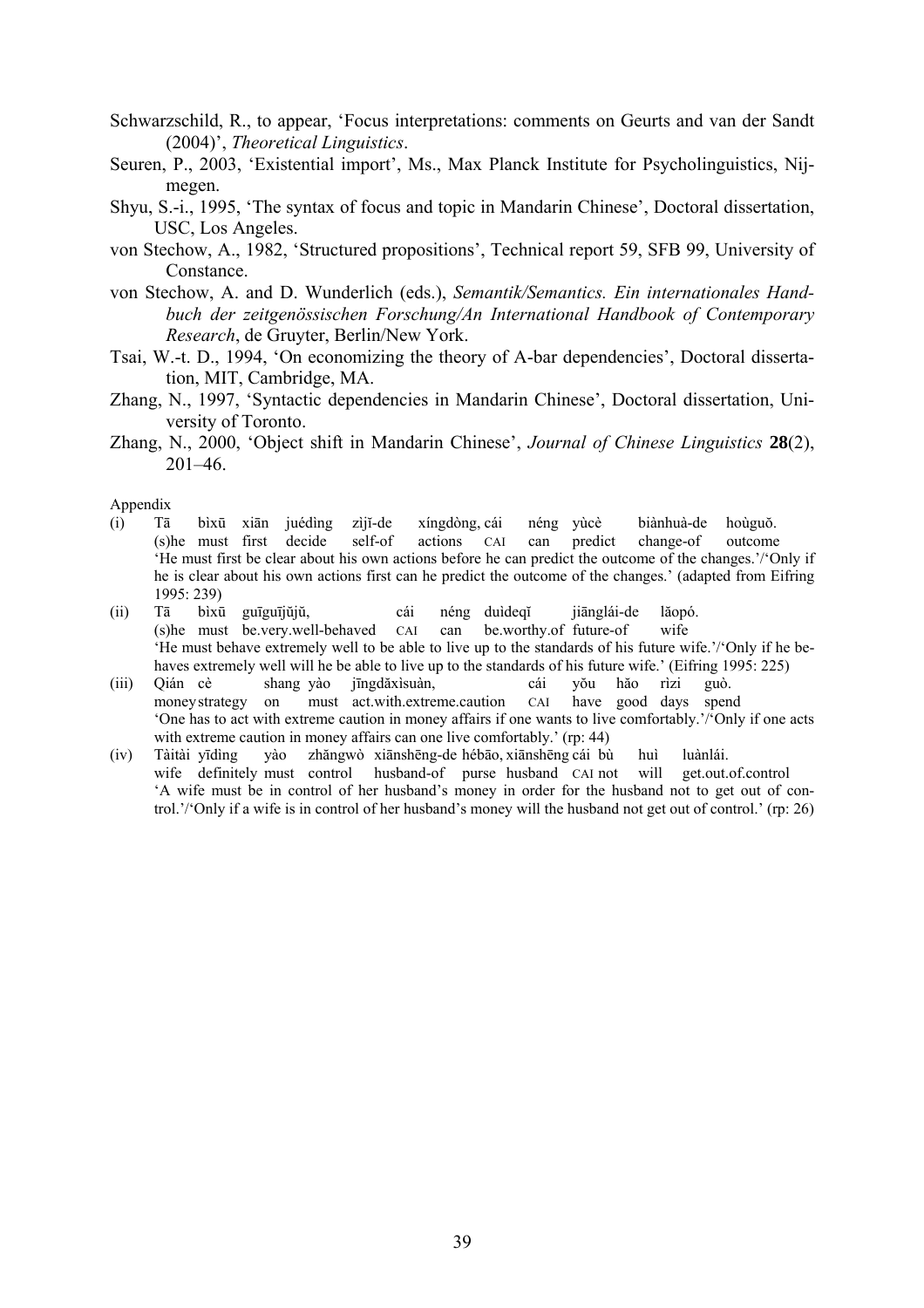Schwarzschild, R., to appear, 'Focus interpretations: comments on Geurts and van der Sandt (2004)', *Theoretical Linguistics*.

Seuren, P., 2003, 'Existential import', Ms., Max Planck Institute for Psycholinguistics, Nijmegen.

Shyu, S.-i., 1995, 'The syntax of focus and topic in Mandarin Chinese', Doctoral dissertation, USC, Los Angeles.

von Stechow, A., 1982, 'Structured propositions', Technical report 59, SFB 99, University of Constance.

von Stechow, A. and D. Wunderlich (eds.), *Semantik/Semantics. Ein internationales Handbuch der zeitgenössischen Forschung/An International Handbook of Contemporary Research*, de Gruyter, Berlin/New York.

Tsai, W.-t. D., 1994, 'On economizing the theory of A-bar dependencies', Doctoral dissertation, MIT, Cambridge, MA.

Zhang, N., 1997, 'Syntactic dependencies in Mandarin Chinese', Doctoral dissertation, University of Toronto.

Zhang, N., 2000, 'Object shift in Mandarin Chinese', *Journal of Chinese Linguistics* **28**(2), 201–46.

Appendix

(i) Tā bìxū xiān juédìng zìjǐ-de xíngdòng, cái néng yùcè biànhuà-de hoùguŏ.
(s)he must first decide self-of actions CAI can predict change-of outcome
'He must first be clear about his own actions before he can predict the outcome of the changes.'/'Only if he is clear about his own actions first can he predict the outcome of the changes.' (adapted from Eifring 1995: 239)

(ii) Tā bìxū guīguījŭjŭ, cái néng duìdeqĭ jiānglái-de lăopó.
(s)he must be.very.well-behaved CAI can be.worthy.of future-of wife
'He must behave extremely well to be able to live up to the standards of his future wife.'/'Only if he behaves extremely well will he be able to live up to the standards of his future wife.' (Eifring 1995: 225)

(iii) Qián cè shang yào jīngdăxìsuàn, cái yŏu hăo rìzi guò.
money strategy on must act.with.extreme.caution CAI have good days spend
'One has to act with extreme caution in money affairs if one wants to live comfortably.'/'Only if one acts with extreme caution in money affairs can one live comfortably.' (rp: 44)

(iv) Tàitài yīdìng yào zhăngwò xiānshēng-de hébāo, xiānshēng cái bù huì luànlái.
wife definitely must control husband-of purse husband CAI not will get.out.of.control
'A wife must be in control of her husband's money in order for the husband not to get out of control.'/'Only if a wife is in control of her husband's money will the husband not get out of control.' (rp: 26)